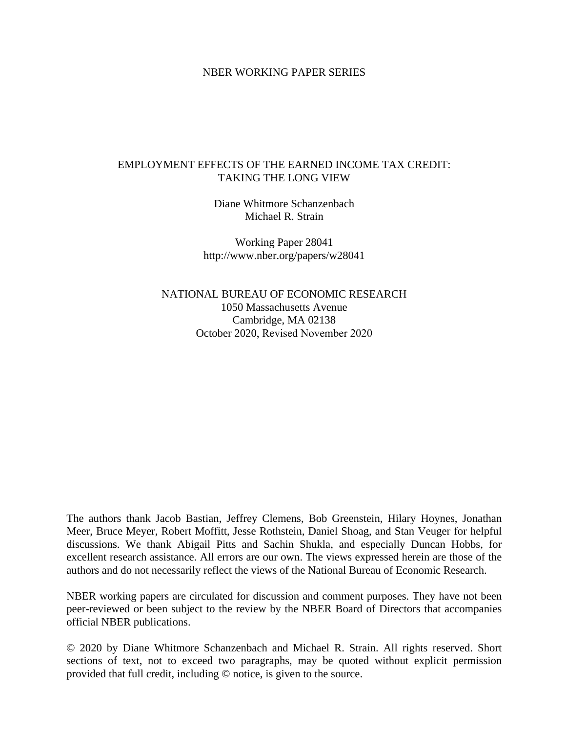NBER WORKING PAPER SERIES

# EMPLOYMENT EFFECTS OF THE EARNED INCOME TAX CREDIT: TAKING THE LONG VIEW

Diane Whitmore Schanzenbach
Michael R. Strain

Working Paper 28041
http://www.nber.org/papers/w28041

NATIONAL BUREAU OF ECONOMIC RESEARCH
1050 Massachusetts Avenue
Cambridge, MA 02138
October 2020, Revised November 2020

The authors thank Jacob Bastian, Jeffrey Clemens, Bob Greenstein, Hilary Hoynes, Jonathan Meer, Bruce Meyer, Robert Moffitt, Jesse Rothstein, Daniel Shoag, and Stan Veuger for helpful discussions. We thank Abigail Pitts and Sachin Shukla, and especially Duncan Hobbs, for excellent research assistance. All errors are our own. The views expressed herein are those of the authors and do not necessarily reflect the views of the National Bureau of Economic Research.

NBER working papers are circulated for discussion and comment purposes. They have not been peer-reviewed or been subject to the review by the NBER Board of Directors that accompanies official NBER publications.

© 2020 by Diane Whitmore Schanzenbach and Michael R. Strain. All rights reserved. Short sections of text, not to exceed two paragraphs, may be quoted without explicit permission provided that full credit, including © notice, is given to the source.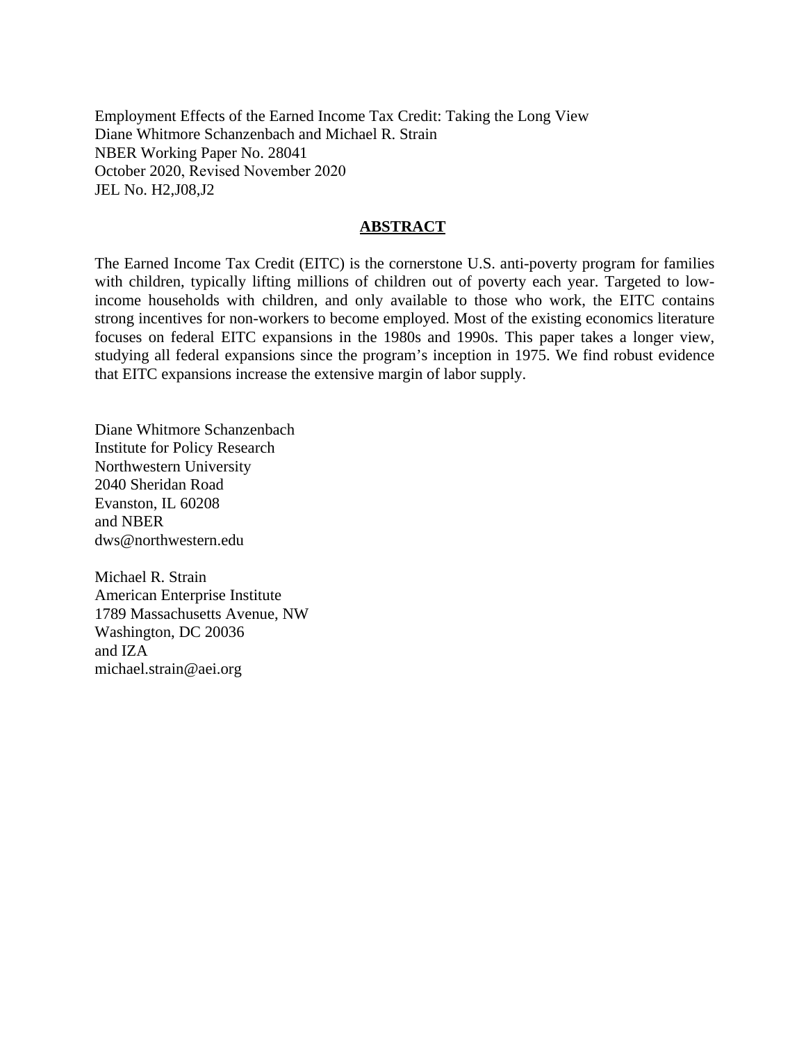Employment Effects of the Earned Income Tax Credit: Taking the Long View
Diane Whitmore Schanzenbach and Michael R. Strain
NBER Working Paper No. 28041
October 2020, Revised November 2020
JEL No. H2,J08,J2

## ABSTRACT

The Earned Income Tax Credit (EITC) is the cornerstone U.S. anti-poverty program for families with children, typically lifting millions of children out of poverty each year. Targeted to low-income households with children, and only available to those who work, the EITC contains strong incentives for non-workers to become employed. Most of the existing economics literature focuses on federal EITC expansions in the 1980s and 1990s. This paper takes a longer view, studying all federal expansions since the program's inception in 1975. We find robust evidence that EITC expansions increase the extensive margin of labor supply.

Diane Whitmore Schanzenbach
Institute for Policy Research
Northwestern University
2040 Sheridan Road
Evanston, IL 60208
and NBER
dws@northwestern.edu

Michael R. Strain
American Enterprise Institute
1789 Massachusetts Avenue, NW
Washington, DC 20036
and IZA
michael.strain@aei.org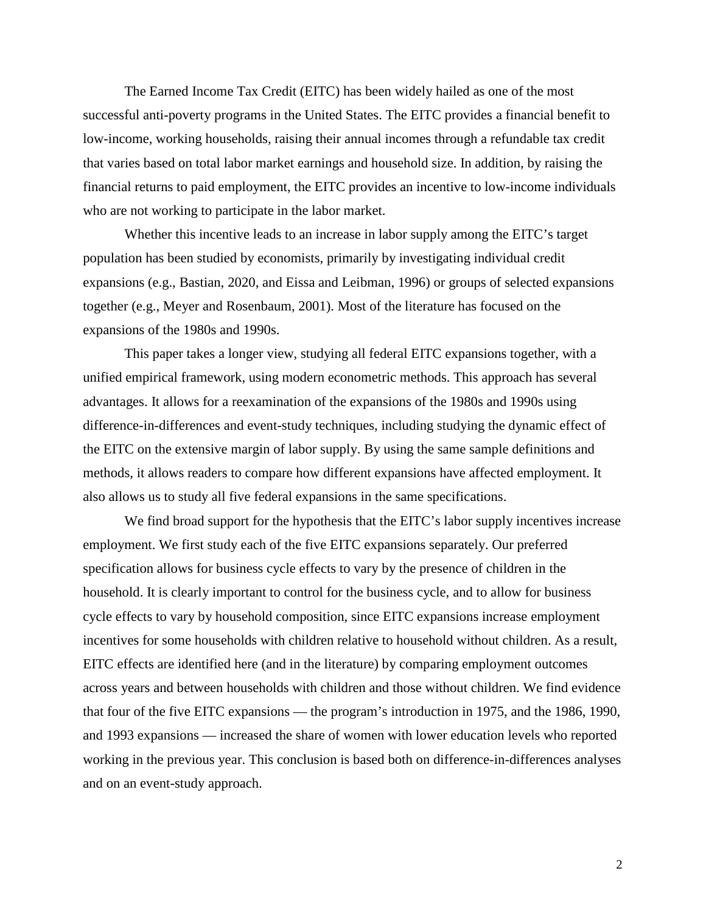The Earned Income Tax Credit (EITC) has been widely hailed as one of the most successful anti-poverty programs in the United States. The EITC provides a financial benefit to low-income, working households, raising their annual incomes through a refundable tax credit that varies based on total labor market earnings and household size. In addition, by raising the financial returns to paid employment, the EITC provides an incentive to low-income individuals who are not working to participate in the labor market.

Whether this incentive leads to an increase in labor supply among the EITC's target population has been studied by economists, primarily by investigating individual credit expansions (e.g., Bastian, 2020, and Eissa and Leibman, 1996) or groups of selected expansions together (e.g., Meyer and Rosenbaum, 2001). Most of the literature has focused on the expansions of the 1980s and 1990s.

This paper takes a longer view, studying all federal EITC expansions together, with a unified empirical framework, using modern econometric methods. This approach has several advantages. It allows for a reexamination of the expansions of the 1980s and 1990s using difference-in-differences and event-study techniques, including studying the dynamic effect of the EITC on the extensive margin of labor supply. By using the same sample definitions and methods, it allows readers to compare how different expansions have affected employment. It also allows us to study all five federal expansions in the same specifications.

We find broad support for the hypothesis that the EITC's labor supply incentives increase employment. We first study each of the five EITC expansions separately. Our preferred specification allows for business cycle effects to vary by the presence of children in the household. It is clearly important to control for the business cycle, and to allow for business cycle effects to vary by household composition, since EITC expansions increase employment incentives for some households with children relative to household without children. As a result, EITC effects are identified here (and in the literature) by comparing employment outcomes across years and between households with children and those without children. We find evidence that four of the five EITC expansions — the program's introduction in 1975, and the 1986, 1990, and 1993 expansions — increased the share of women with lower education levels who reported working in the previous year. This conclusion is based both on difference-in-differences analyses and on an event-study approach.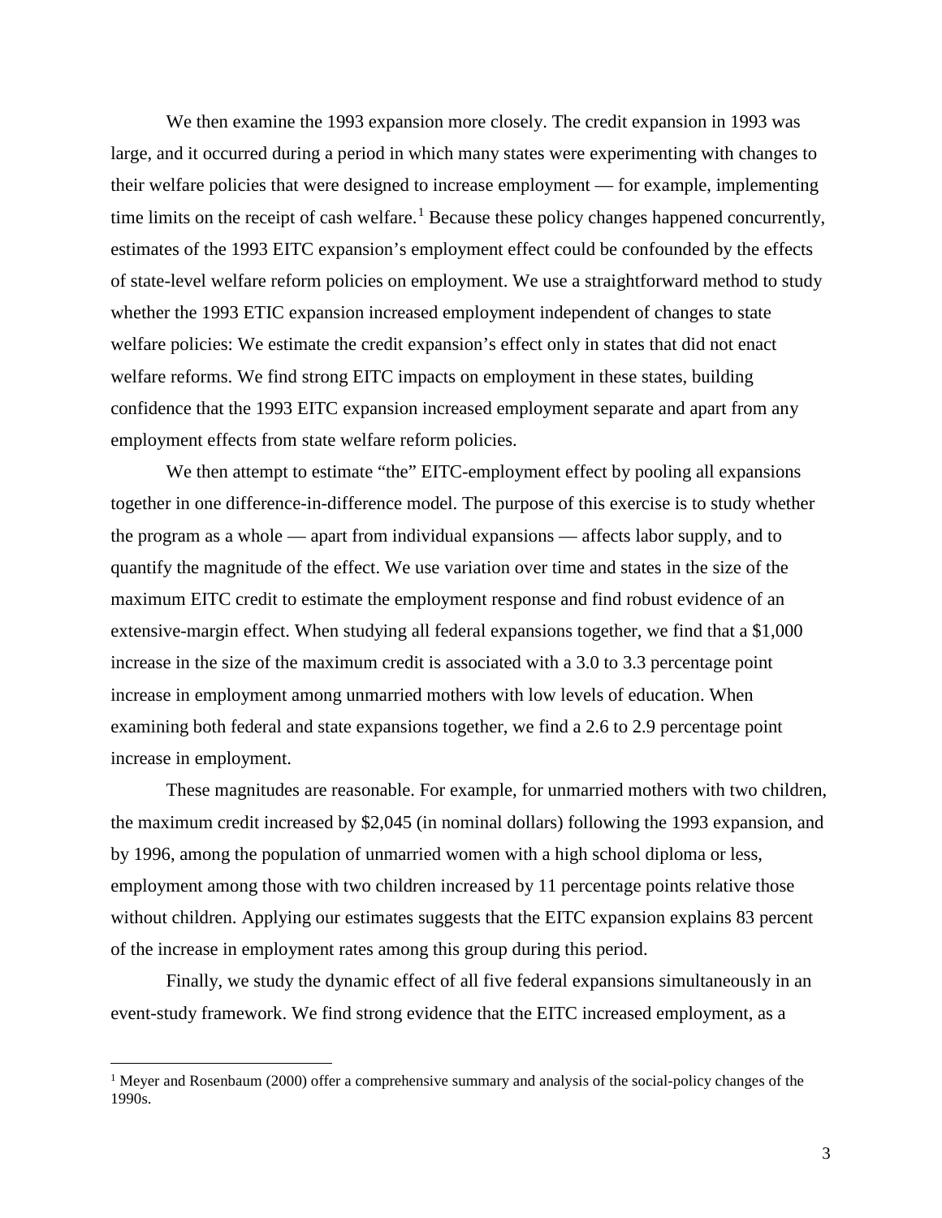We then examine the 1993 expansion more closely. The credit expansion in 1993 was large, and it occurred during a period in which many states were experimenting with changes to their welfare policies that were designed to increase employment — for example, implementing time limits on the receipt of cash welfare.[1] Because these policy changes happened concurrently, estimates of the 1993 EITC expansion's employment effect could be confounded by the effects of state-level welfare reform policies on employment. We use a straightforward method to study whether the 1993 ETIC expansion increased employment independent of changes to state welfare policies: We estimate the credit expansion's effect only in states that did not enact welfare reforms. We find strong EITC impacts on employment in these states, building confidence that the 1993 EITC expansion increased employment separate and apart from any employment effects from state welfare reform policies.

We then attempt to estimate "the" EITC-employment effect by pooling all expansions together in one difference-in-difference model. The purpose of this exercise is to study whether the program as a whole — apart from individual expansions — affects labor supply, and to quantify the magnitude of the effect. We use variation over time and states in the size of the maximum EITC credit to estimate the employment response and find robust evidence of an extensive-margin effect. When studying all federal expansions together, we find that a $1,000 increase in the size of the maximum credit is associated with a 3.0 to 3.3 percentage point increase in employment among unmarried mothers with low levels of education. When examining both federal and state expansions together, we find a 2.6 to 2.9 percentage point increase in employment.

These magnitudes are reasonable. For example, for unmarried mothers with two children, the maximum credit increased by $2,045 (in nominal dollars) following the 1993 expansion, and by 1996, among the population of unmarried women with a high school diploma or less, employment among those with two children increased by 11 percentage points relative those without children. Applying our estimates suggests that the EITC expansion explains 83 percent of the increase in employment rates among this group during this period.

Finally, we study the dynamic effect of all five federal expansions simultaneously in an event-study framework. We find strong evidence that the EITC increased employment, as a

[1] Meyer and Rosenbaum (2000) offer a comprehensive summary and analysis of the social-policy changes of the 1990s.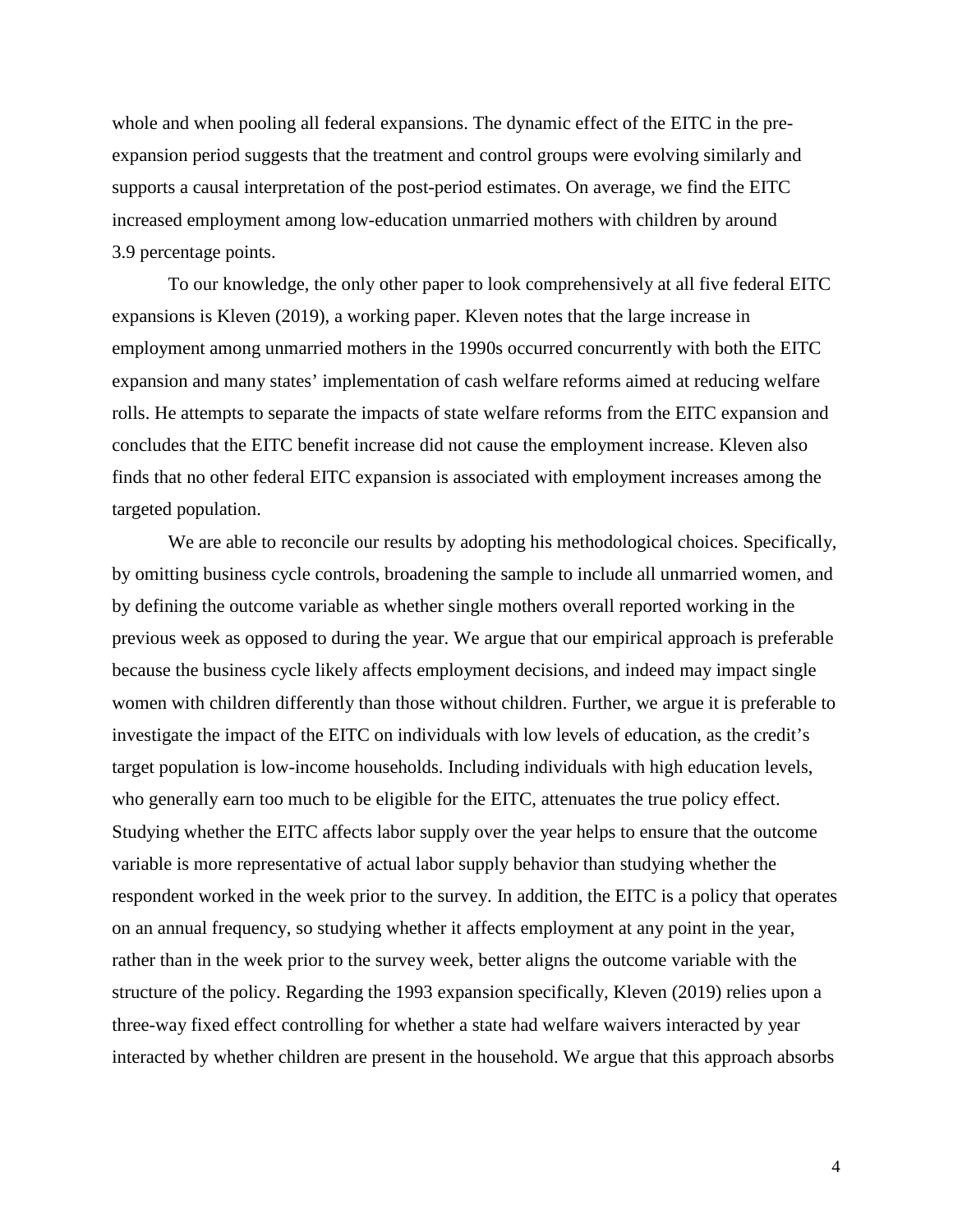whole and when pooling all federal expansions. The dynamic effect of the EITC in the pre-expansion period suggests that the treatment and control groups were evolving similarly and supports a causal interpretation of the post-period estimates. On average, we find the EITC increased employment among low-education unmarried mothers with children by around 3.9 percentage points.

To our knowledge, the only other paper to look comprehensively at all five federal EITC expansions is Kleven (2019), a working paper. Kleven notes that the large increase in employment among unmarried mothers in the 1990s occurred concurrently with both the EITC expansion and many states' implementation of cash welfare reforms aimed at reducing welfare rolls. He attempts to separate the impacts of state welfare reforms from the EITC expansion and concludes that the EITC benefit increase did not cause the employment increase. Kleven also finds that no other federal EITC expansion is associated with employment increases among the targeted population.

We are able to reconcile our results by adopting his methodological choices. Specifically, by omitting business cycle controls, broadening the sample to include all unmarried women, and by defining the outcome variable as whether single mothers overall reported working in the previous week as opposed to during the year. We argue that our empirical approach is preferable because the business cycle likely affects employment decisions, and indeed may impact single women with children differently than those without children. Further, we argue it is preferable to investigate the impact of the EITC on individuals with low levels of education, as the credit's target population is low-income households. Including individuals with high education levels, who generally earn too much to be eligible for the EITC, attenuates the true policy effect. Studying whether the EITC affects labor supply over the year helps to ensure that the outcome variable is more representative of actual labor supply behavior than studying whether the respondent worked in the week prior to the survey. In addition, the EITC is a policy that operates on an annual frequency, so studying whether it affects employment at any point in the year, rather than in the week prior to the survey week, better aligns the outcome variable with the structure of the policy. Regarding the 1993 expansion specifically, Kleven (2019) relies upon a three-way fixed effect controlling for whether a state had welfare waivers interacted by year interacted by whether children are present in the household. We argue that this approach absorbs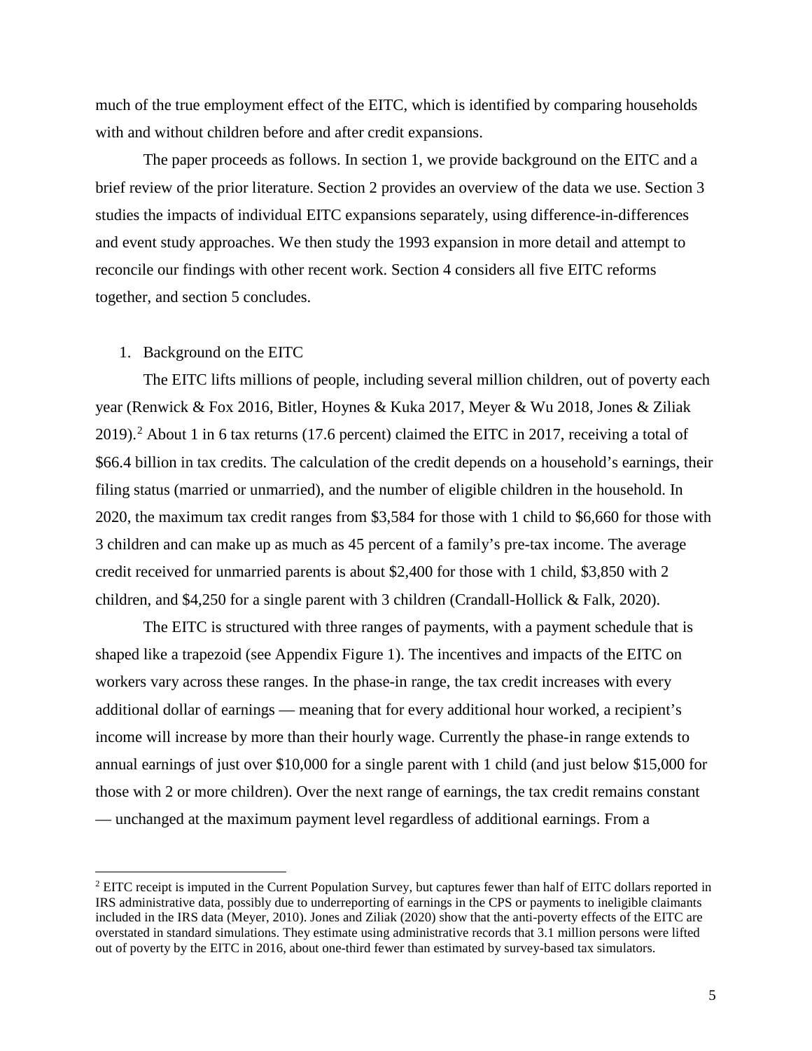much of the true employment effect of the EITC, which is identified by comparing households with and without children before and after credit expansions.

The paper proceeds as follows. In section 1, we provide background on the EITC and a brief review of the prior literature. Section 2 provides an overview of the data we use. Section 3 studies the impacts of individual EITC expansions separately, using difference-in-differences and event study approaches. We then study the 1993 expansion in more detail and attempt to reconcile our findings with other recent work. Section 4 considers all five EITC reforms together, and section 5 concludes.

## 1. Background on the EITC

The EITC lifts millions of people, including several million children, out of poverty each year (Renwick & Fox 2016, Bitler, Hoynes & Kuka 2017, Meyer & Wu 2018, Jones & Ziliak 2019).[2] About 1 in 6 tax returns (17.6 percent) claimed the EITC in 2017, receiving a total of \$66.4 billion in tax credits. The calculation of the credit depends on a household's earnings, their filing status (married or unmarried), and the number of eligible children in the household. In 2020, the maximum tax credit ranges from \$3,584 for those with 1 child to \$6,660 for those with 3 children and can make up as much as 45 percent of a family's pre-tax income. The average credit received for unmarried parents is about \$2,400 for those with 1 child, \$3,850 with 2 children, and \$4,250 for a single parent with 3 children (Crandall-Hollick & Falk, 2020).

The EITC is structured with three ranges of payments, with a payment schedule that is shaped like a trapezoid (see Appendix Figure 1). The incentives and impacts of the EITC on workers vary across these ranges. In the phase-in range, the tax credit increases with every additional dollar of earnings — meaning that for every additional hour worked, a recipient's income will increase by more than their hourly wage. Currently the phase-in range extends to annual earnings of just over \$10,000 for a single parent with 1 child (and just below \$15,000 for those with 2 or more children). Over the next range of earnings, the tax credit remains constant — unchanged at the maximum payment level regardless of additional earnings. From a

[2] EITC receipt is imputed in the Current Population Survey, but captures fewer than half of EITC dollars reported in IRS administrative data, possibly due to underreporting of earnings in the CPS or payments to ineligible claimants included in the IRS data (Meyer, 2010). Jones and Ziliak (2020) show that the anti-poverty effects of the EITC are overstated in standard simulations. They estimate using administrative records that 3.1 million persons were lifted out of poverty by the EITC in 2016, about one-third fewer than estimated by survey-based tax simulators.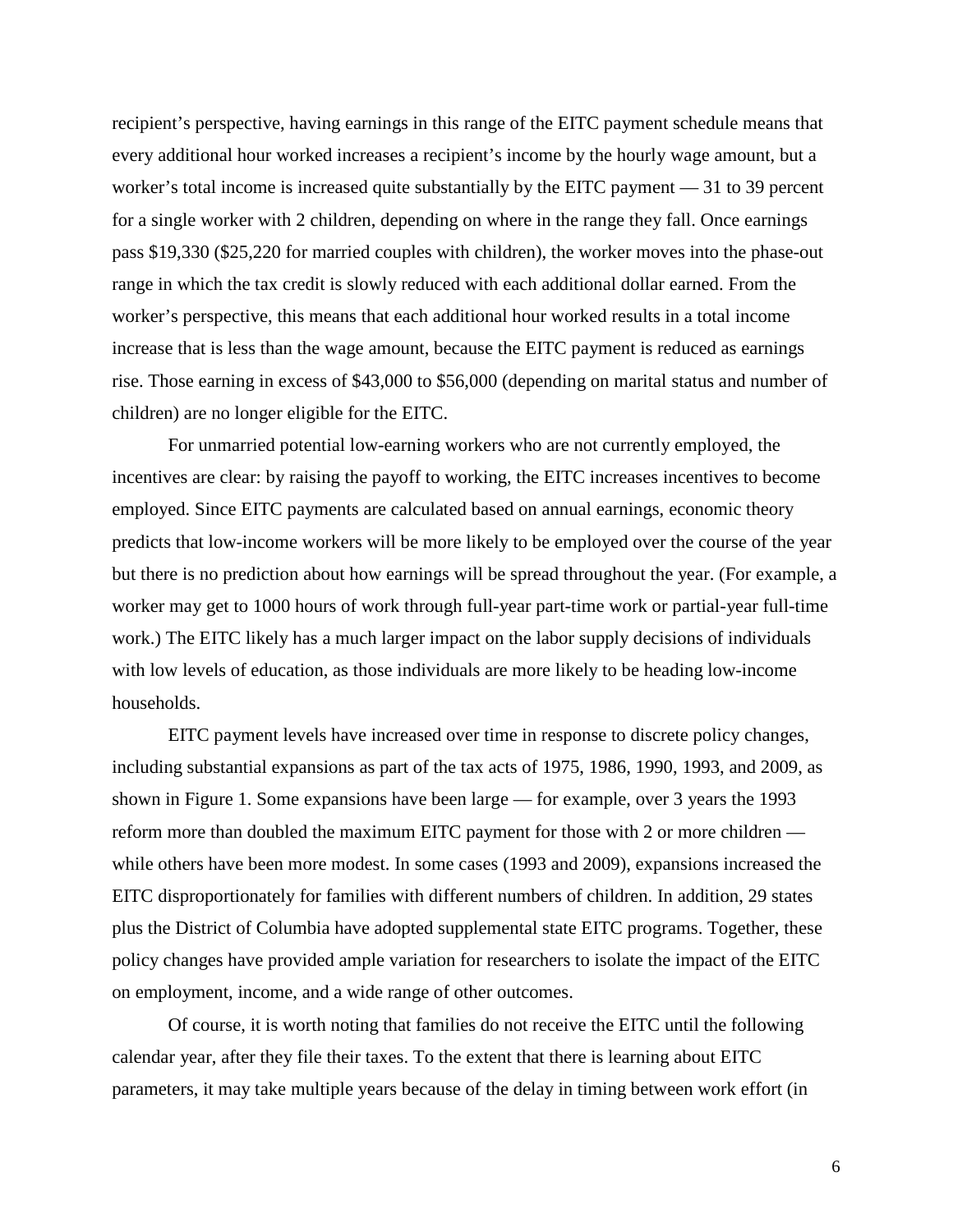recipient's perspective, having earnings in this range of the EITC payment schedule means that every additional hour worked increases a recipient's income by the hourly wage amount, but a worker's total income is increased quite substantially by the EITC payment — 31 to 39 percent for a single worker with 2 children, depending on where in the range they fall. Once earnings pass \$19,330 (\$25,220 for married couples with children), the worker moves into the phase-out range in which the tax credit is slowly reduced with each additional dollar earned. From the worker's perspective, this means that each additional hour worked results in a total income increase that is less than the wage amount, because the EITC payment is reduced as earnings rise. Those earning in excess of \$43,000 to \$56,000 (depending on marital status and number of children) are no longer eligible for the EITC.

For unmarried potential low-earning workers who are not currently employed, the incentives are clear: by raising the payoff to working, the EITC increases incentives to become employed. Since EITC payments are calculated based on annual earnings, economic theory predicts that low-income workers will be more likely to be employed over the course of the year but there is no prediction about how earnings will be spread throughout the year. (For example, a worker may get to 1000 hours of work through full-year part-time work or partial-year full-time work.) The EITC likely has a much larger impact on the labor supply decisions of individuals with low levels of education, as those individuals are more likely to be heading low-income households.

EITC payment levels have increased over time in response to discrete policy changes, including substantial expansions as part of the tax acts of 1975, 1986, 1990, 1993, and 2009, as shown in Figure 1. Some expansions have been large — for example, over 3 years the 1993 reform more than doubled the maximum EITC payment for those with 2 or more children — while others have been more modest. In some cases (1993 and 2009), expansions increased the EITC disproportionately for families with different numbers of children. In addition, 29 states plus the District of Columbia have adopted supplemental state EITC programs. Together, these policy changes have provided ample variation for researchers to isolate the impact of the EITC on employment, income, and a wide range of other outcomes.

Of course, it is worth noting that families do not receive the EITC until the following calendar year, after they file their taxes. To the extent that there is learning about EITC parameters, it may take multiple years because of the delay in timing between work effort (in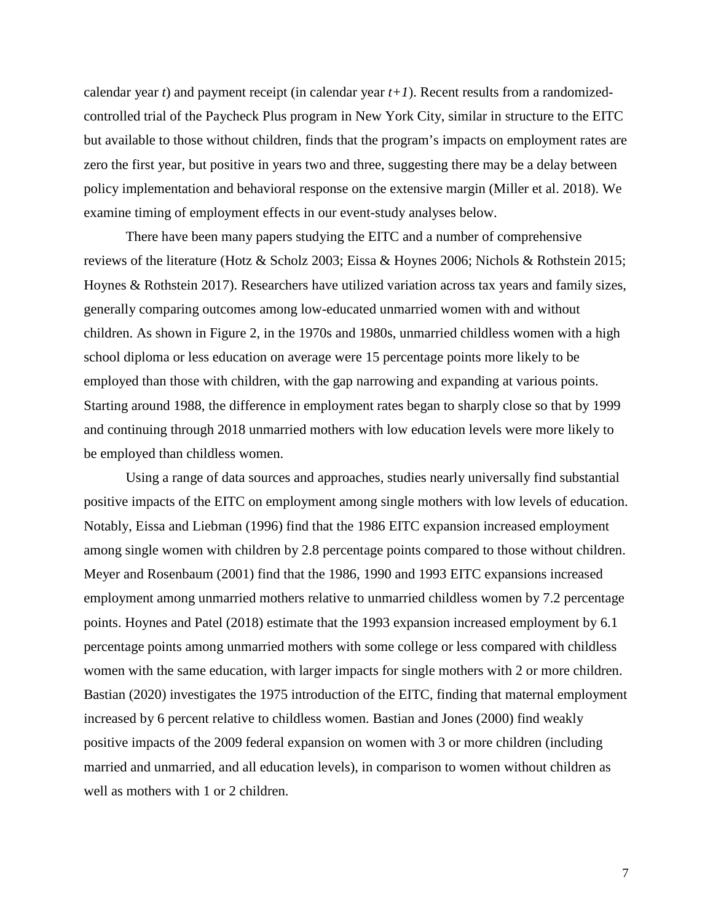calendar year *t*) and payment receipt (in calendar year *t+1*). Recent results from a randomized-controlled trial of the Paycheck Plus program in New York City, similar in structure to the EITC but available to those without children, finds that the program's impacts on employment rates are zero the first year, but positive in years two and three, suggesting there may be a delay between policy implementation and behavioral response on the extensive margin (Miller et al. 2018). We examine timing of employment effects in our event-study analyses below.

There have been many papers studying the EITC and a number of comprehensive reviews of the literature (Hotz & Scholz 2003; Eissa & Hoynes 2006; Nichols & Rothstein 2015; Hoynes & Rothstein 2017). Researchers have utilized variation across tax years and family sizes, generally comparing outcomes among low-educated unmarried women with and without children. As shown in Figure 2, in the 1970s and 1980s, unmarried childless women with a high school diploma or less education on average were 15 percentage points more likely to be employed than those with children, with the gap narrowing and expanding at various points. Starting around 1988, the difference in employment rates began to sharply close so that by 1999 and continuing through 2018 unmarried mothers with low education levels were more likely to be employed than childless women.

Using a range of data sources and approaches, studies nearly universally find substantial positive impacts of the EITC on employment among single mothers with low levels of education. Notably, Eissa and Liebman (1996) find that the 1986 EITC expansion increased employment among single women with children by 2.8 percentage points compared to those without children. Meyer and Rosenbaum (2001) find that the 1986, 1990 and 1993 EITC expansions increased employment among unmarried mothers relative to unmarried childless women by 7.2 percentage points. Hoynes and Patel (2018) estimate that the 1993 expansion increased employment by 6.1 percentage points among unmarried mothers with some college or less compared with childless women with the same education, with larger impacts for single mothers with 2 or more children. Bastian (2020) investigates the 1975 introduction of the EITC, finding that maternal employment increased by 6 percent relative to childless women. Bastian and Jones (2000) find weakly positive impacts of the 2009 federal expansion on women with 3 or more children (including married and unmarried, and all education levels), in comparison to women without children as well as mothers with 1 or 2 children.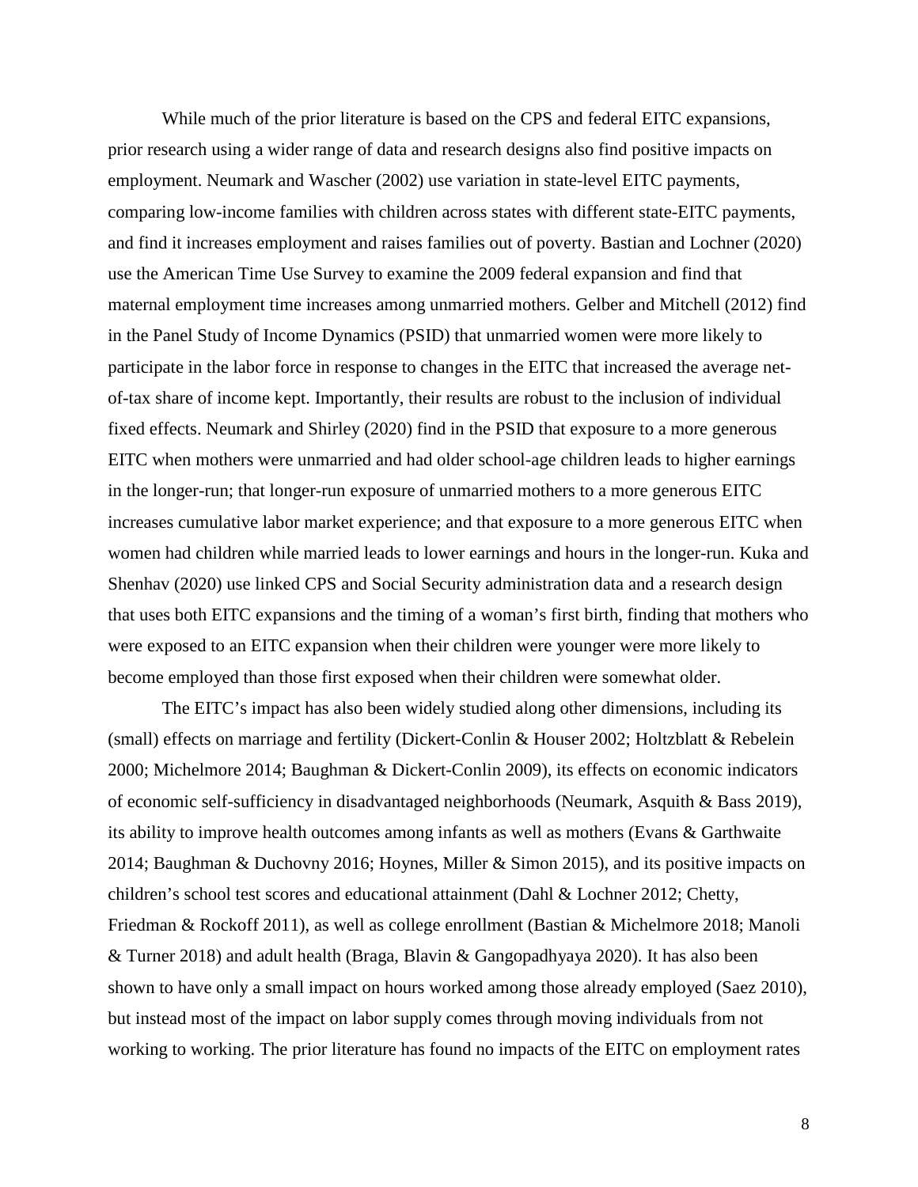While much of the prior literature is based on the CPS and federal EITC expansions, prior research using a wider range of data and research designs also find positive impacts on employment. Neumark and Wascher (2002) use variation in state-level EITC payments, comparing low-income families with children across states with different state-EITC payments, and find it increases employment and raises families out of poverty. Bastian and Lochner (2020) use the American Time Use Survey to examine the 2009 federal expansion and find that maternal employment time increases among unmarried mothers. Gelber and Mitchell (2012) find in the Panel Study of Income Dynamics (PSID) that unmarried women were more likely to participate in the labor force in response to changes in the EITC that increased the average net-of-tax share of income kept. Importantly, their results are robust to the inclusion of individual fixed effects. Neumark and Shirley (2020) find in the PSID that exposure to a more generous EITC when mothers were unmarried and had older school-age children leads to higher earnings in the longer-run; that longer-run exposure of unmarried mothers to a more generous EITC increases cumulative labor market experience; and that exposure to a more generous EITC when women had children while married leads to lower earnings and hours in the longer-run. Kuka and Shenhav (2020) use linked CPS and Social Security administration data and a research design that uses both EITC expansions and the timing of a woman's first birth, finding that mothers who were exposed to an EITC expansion when their children were younger were more likely to become employed than those first exposed when their children were somewhat older.

The EITC's impact has also been widely studied along other dimensions, including its (small) effects on marriage and fertility (Dickert-Conlin & Houser 2002; Holtzblatt & Rebelein 2000; Michelmore 2014; Baughman & Dickert-Conlin 2009), its effects on economic indicators of economic self-sufficiency in disadvantaged neighborhoods (Neumark, Asquith & Bass 2019), its ability to improve health outcomes among infants as well as mothers (Evans & Garthwaite 2014; Baughman & Duchovny 2016; Hoynes, Miller & Simon 2015), and its positive impacts on children's school test scores and educational attainment (Dahl & Lochner 2012; Chetty, Friedman & Rockoff 2011), as well as college enrollment (Bastian & Michelmore 2018; Manoli & Turner 2018) and adult health (Braga, Blavin & Gangopadhyaya 2020). It has also been shown to have only a small impact on hours worked among those already employed (Saez 2010), but instead most of the impact on labor supply comes through moving individuals from not working to working. The prior literature has found no impacts of the EITC on employment rates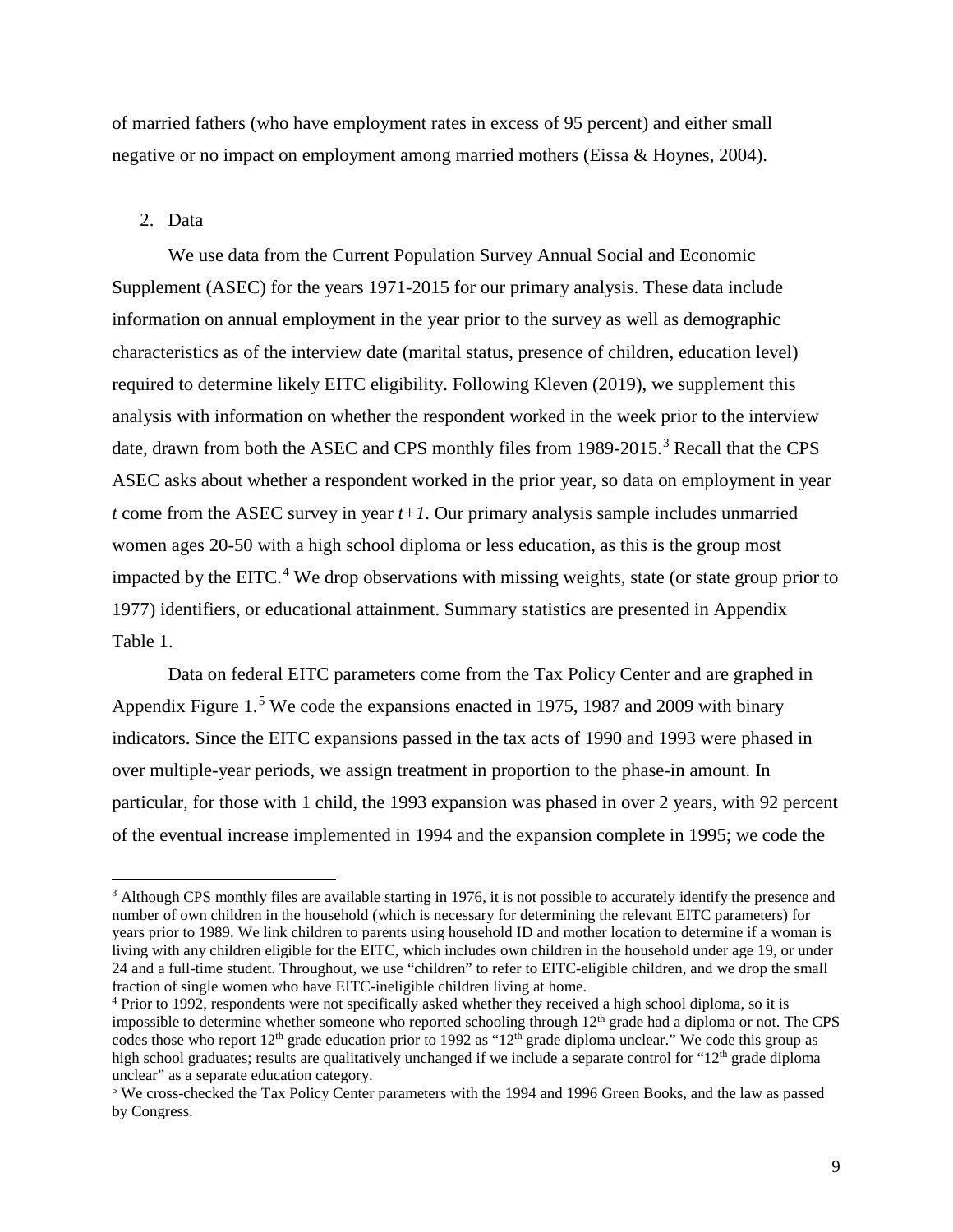of married fathers (who have employment rates in excess of 95 percent) and either small negative or no impact on employment among married mothers (Eissa & Hoynes, 2004).

## 2. Data

We use data from the Current Population Survey Annual Social and Economic Supplement (ASEC) for the years 1971-2015 for our primary analysis. These data include information on annual employment in the year prior to the survey as well as demographic characteristics as of the interview date (marital status, presence of children, education level) required to determine likely EITC eligibility. Following Kleven (2019), we supplement this analysis with information on whether the respondent worked in the week prior to the interview date, drawn from both the ASEC and CPS monthly files from 1989-2015.[3] Recall that the CPS ASEC asks about whether a respondent worked in the prior year, so data on employment in year *t* come from the ASEC survey in year *t+1*. Our primary analysis sample includes unmarried women ages 20-50 with a high school diploma or less education, as this is the group most impacted by the EITC.[4] We drop observations with missing weights, state (or state group prior to 1977) identifiers, or educational attainment. Summary statistics are presented in Appendix Table 1.

Data on federal EITC parameters come from the Tax Policy Center and are graphed in Appendix Figure 1.[5] We code the expansions enacted in 1975, 1987 and 2009 with binary indicators. Since the EITC expansions passed in the tax acts of 1990 and 1993 were phased in over multiple-year periods, we assign treatment in proportion to the phase-in amount. In particular, for those with 1 child, the 1993 expansion was phased in over 2 years, with 92 percent of the eventual increase implemented in 1994 and the expansion complete in 1995; we code the

---

[3] Although CPS monthly files are available starting in 1976, it is not possible to accurately identify the presence and number of own children in the household (which is necessary for determining the relevant EITC parameters) for years prior to 1989. We link children to parents using household ID and mother location to determine if a woman is living with any children eligible for the EITC, which includes own children in the household under age 19, or under 24 and a full-time student. Throughout, we use "children" to refer to EITC-eligible children, and we drop the small fraction of single women who have EITC-ineligible children living at home.

[4] Prior to 1992, respondents were not specifically asked whether they received a high school diploma, so it is impossible to determine whether someone who reported schooling through 12th grade had a diploma or not. The CPS codes those who report 12th grade education prior to 1992 as "12th grade diploma unclear." We code this group as high school graduates; results are qualitatively unchanged if we include a separate control for "12th grade diploma unclear" as a separate education category.

[5] We cross-checked the Tax Policy Center parameters with the 1994 and 1996 Green Books, and the law as passed by Congress.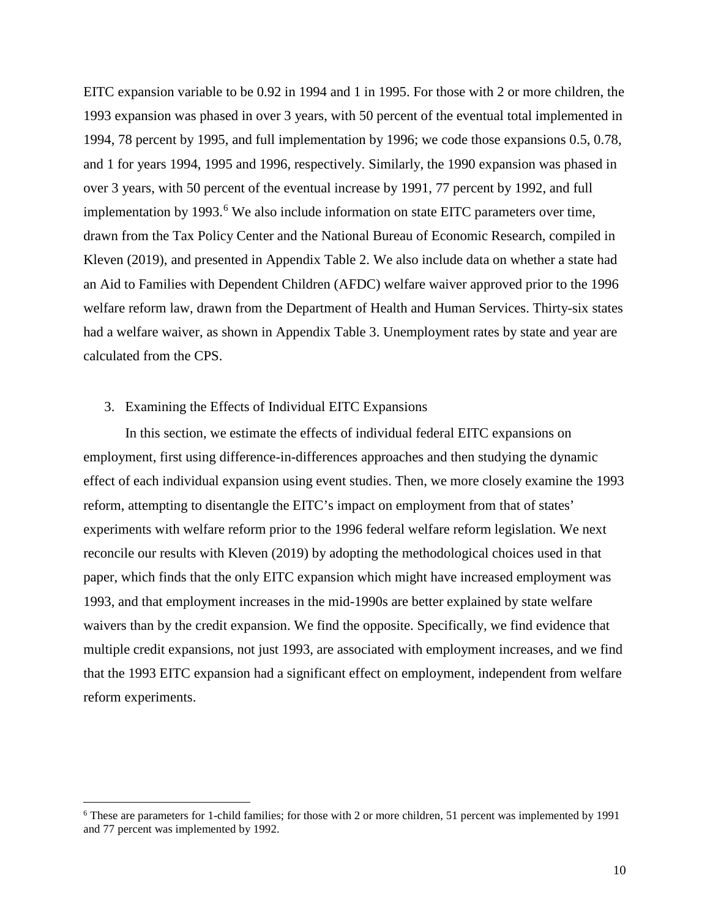EITC expansion variable to be 0.92 in 1994 and 1 in 1995. For those with 2 or more children, the 1993 expansion was phased in over 3 years, with 50 percent of the eventual total implemented in 1994, 78 percent by 1995, and full implementation by 1996; we code those expansions 0.5, 0.78, and 1 for years 1994, 1995 and 1996, respectively. Similarly, the 1990 expansion was phased in over 3 years, with 50 percent of the eventual increase by 1991, 77 percent by 1992, and full implementation by 1993.[6] We also include information on state EITC parameters over time, drawn from the Tax Policy Center and the National Bureau of Economic Research, compiled in Kleven (2019), and presented in Appendix Table 2. We also include data on whether a state had an Aid to Families with Dependent Children (AFDC) welfare waiver approved prior to the 1996 welfare reform law, drawn from the Department of Health and Human Services. Thirty-six states had a welfare waiver, as shown in Appendix Table 3. Unemployment rates by state and year are calculated from the CPS.

## 3. Examining the Effects of Individual EITC Expansions

In this section, we estimate the effects of individual federal EITC expansions on employment, first using difference-in-differences approaches and then studying the dynamic effect of each individual expansion using event studies. Then, we more closely examine the 1993 reform, attempting to disentangle the EITC's impact on employment from that of states' experiments with welfare reform prior to the 1996 federal welfare reform legislation. We next reconcile our results with Kleven (2019) by adopting the methodological choices used in that paper, which finds that the only EITC expansion which might have increased employment was 1993, and that employment increases in the mid-1990s are better explained by state welfare waivers than by the credit expansion. We find the opposite. Specifically, we find evidence that multiple credit expansions, not just 1993, are associated with employment increases, and we find that the 1993 EITC expansion had a significant effect on employment, independent from welfare reform experiments.

[6] These are parameters for 1-child families; for those with 2 or more children, 51 percent was implemented by 1991 and 77 percent was implemented by 1992.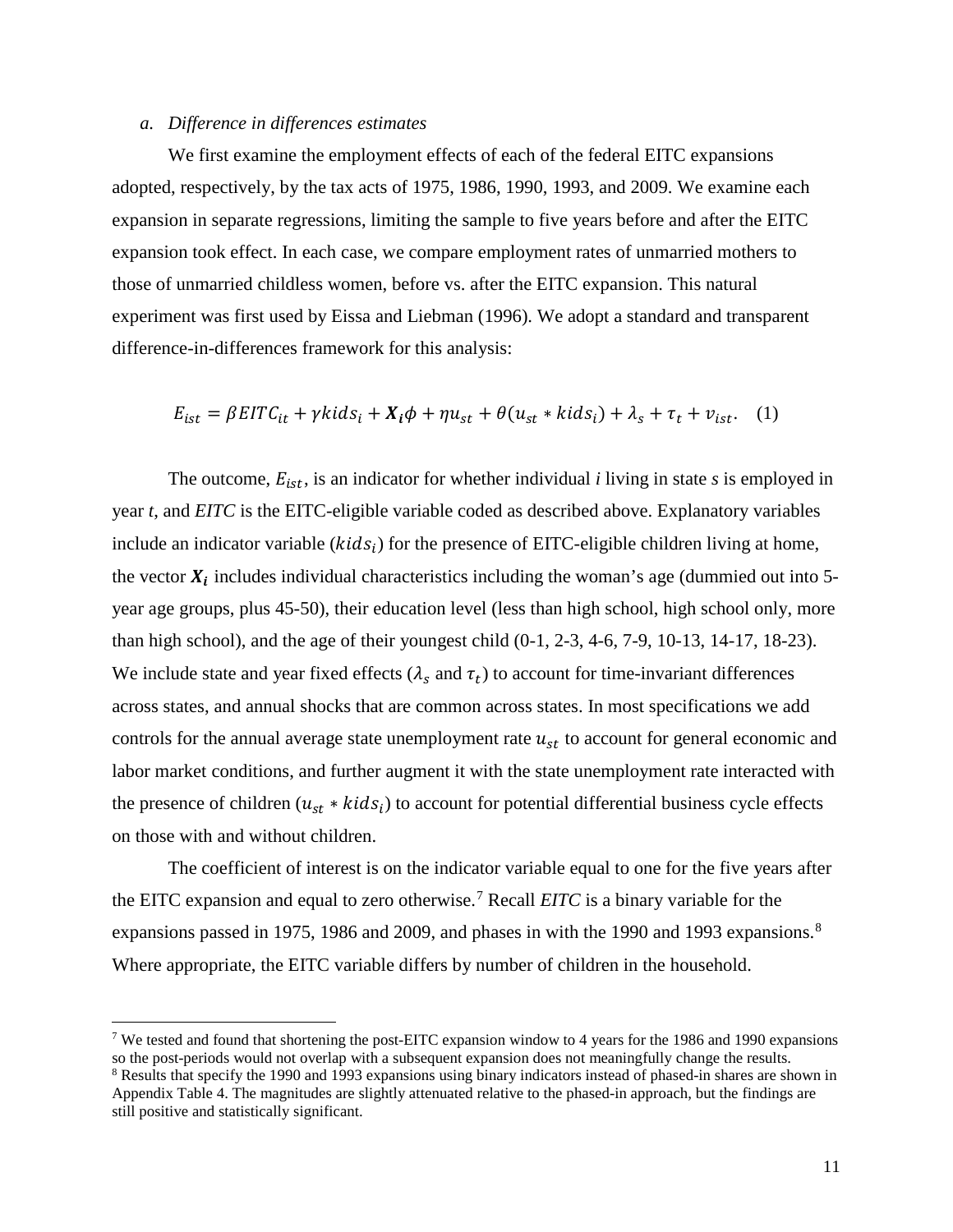*a. Difference in differences estimates*

We first examine the employment effects of each of the federal EITC expansions adopted, respectively, by the tax acts of 1975, 1986, 1990, 1993, and 2009. We examine each expansion in separate regressions, limiting the sample to five years before and after the EITC expansion took effect. In each case, we compare employment rates of unmarried mothers to those of unmarried childless women, before vs. after the EITC expansion. This natural experiment was first used by Eissa and Liebman (1996). We adopt a standard and transparent difference-in-differences framework for this analysis:

$$E_{ist} = \beta EITC_{it} + \gamma kids_i + \boldsymbol{X_i}\phi + \eta u_{st} + \theta(u_{st} * kids_i) + \lambda_s + \tau_t + v_{ist}. \quad (1)$$

The outcome, $E_{ist}$, is an indicator for whether individual *i* living in state *s* is employed in year *t*, and *EITC* is the EITC-eligible variable coded as described above. Explanatory variables include an indicator variable ($kids_i$) for the presence of EITC-eligible children living at home, the vector $\boldsymbol{X_i}$ includes individual characteristics including the woman's age (dummied out into 5-year age groups, plus 45-50), their education level (less than high school, high school only, more than high school), and the age of their youngest child (0-1, 2-3, 4-6, 7-9, 10-13, 14-17, 18-23). We include state and year fixed effects ($\lambda_s$ and $\tau_t$) to account for time-invariant differences across states, and annual shocks that are common across states. In most specifications we add controls for the annual average state unemployment rate $u_{st}$ to account for general economic and labor market conditions, and further augment it with the state unemployment rate interacted with the presence of children ($u_{st} * kids_i$) to account for potential differential business cycle effects on those with and without children.

The coefficient of interest is on the indicator variable equal to one for the five years after the EITC expansion and equal to zero otherwise.[7] Recall *EITC* is a binary variable for the expansions passed in 1975, 1986 and 2009, and phases in with the 1990 and 1993 expansions.[8] Where appropriate, the EITC variable differs by number of children in the household.

[7] We tested and found that shortening the post-EITC expansion window to 4 years for the 1986 and 1990 expansions so the post-periods would not overlap with a subsequent expansion does not meaningfully change the results.

[8] Results that specify the 1990 and 1993 expansions using binary indicators instead of phased-in shares are shown in Appendix Table 4. The magnitudes are slightly attenuated relative to the phased-in approach, but the findings are still positive and statistically significant.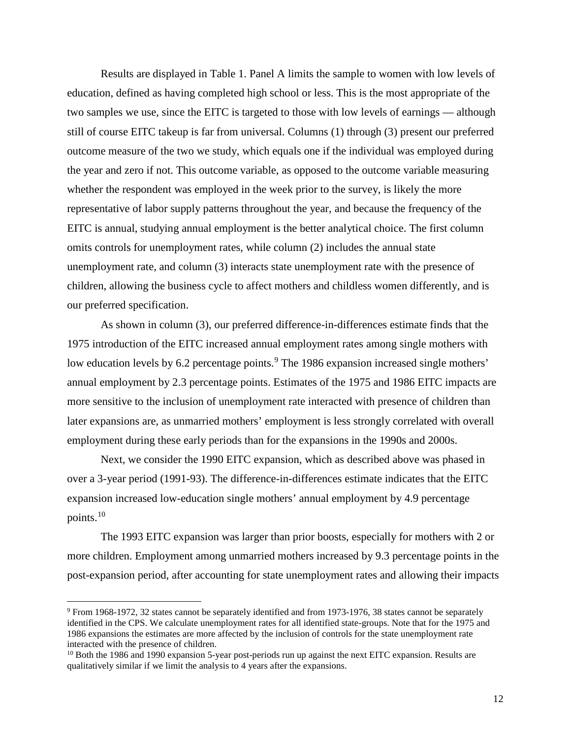Results are displayed in Table 1. Panel A limits the sample to women with low levels of education, defined as having completed high school or less. This is the most appropriate of the two samples we use, since the EITC is targeted to those with low levels of earnings — although still of course EITC takeup is far from universal. Columns (1) through (3) present our preferred outcome measure of the two we study, which equals one if the individual was employed during the year and zero if not. This outcome variable, as opposed to the outcome variable measuring whether the respondent was employed in the week prior to the survey, is likely the more representative of labor supply patterns throughout the year, and because the frequency of the EITC is annual, studying annual employment is the better analytical choice. The first column omits controls for unemployment rates, while column (2) includes the annual state unemployment rate, and column (3) interacts state unemployment rate with the presence of children, allowing the business cycle to affect mothers and childless women differently, and is our preferred specification.

As shown in column (3), our preferred difference-in-differences estimate finds that the 1975 introduction of the EITC increased annual employment rates among single mothers with low education levels by 6.2 percentage points.[9] The 1986 expansion increased single mothers' annual employment by 2.3 percentage points. Estimates of the 1975 and 1986 EITC impacts are more sensitive to the inclusion of unemployment rate interacted with presence of children than later expansions are, as unmarried mothers' employment is less strongly correlated with overall employment during these early periods than for the expansions in the 1990s and 2000s.

Next, we consider the 1990 EITC expansion, which as described above was phased in over a 3-year period (1991-93). The difference-in-differences estimate indicates that the EITC expansion increased low-education single mothers' annual employment by 4.9 percentage points.[10]

The 1993 EITC expansion was larger than prior boosts, especially for mothers with 2 or more children. Employment among unmarried mothers increased by 9.3 percentage points in the post-expansion period, after accounting for state unemployment rates and allowing their impacts

---

[9] From 1968-1972, 32 states cannot be separately identified and from 1973-1976, 38 states cannot be separately identified in the CPS. We calculate unemployment rates for all identified state-groups. Note that for the 1975 and 1986 expansions the estimates are more affected by the inclusion of controls for the state unemployment rate interacted with the presence of children.

[10] Both the 1986 and 1990 expansion 5-year post-periods run up against the next EITC expansion. Results are qualitatively similar if we limit the analysis to 4 years after the expansions.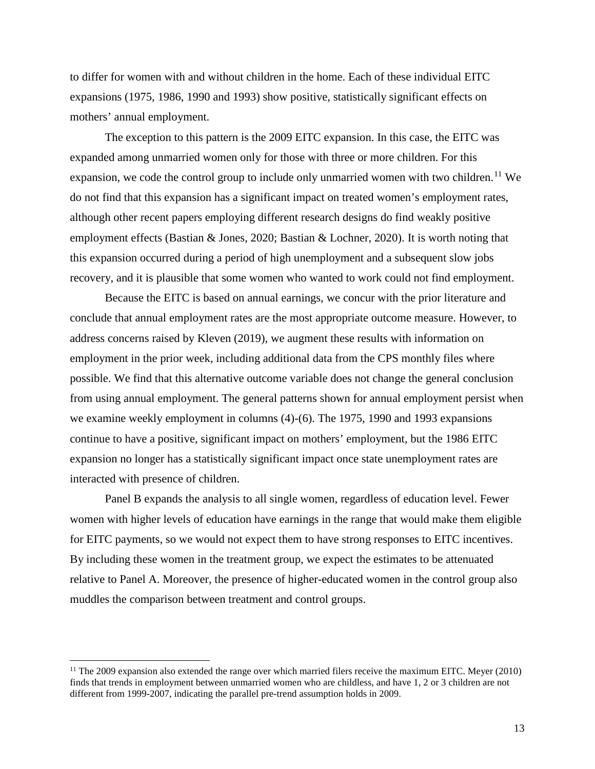to differ for women with and without children in the home. Each of these individual EITC expansions (1975, 1986, 1990 and 1993) show positive, statistically significant effects on mothers' annual employment.

The exception to this pattern is the 2009 EITC expansion. In this case, the EITC was expanded among unmarried women only for those with three or more children. For this expansion, we code the control group to include only unmarried women with two children.[11] We do not find that this expansion has a significant impact on treated women's employment rates, although other recent papers employing different research designs do find weakly positive employment effects (Bastian & Jones, 2020; Bastian & Lochner, 2020). It is worth noting that this expansion occurred during a period of high unemployment and a subsequent slow jobs recovery, and it is plausible that some women who wanted to work could not find employment.

Because the EITC is based on annual earnings, we concur with the prior literature and conclude that annual employment rates are the most appropriate outcome measure. However, to address concerns raised by Kleven (2019), we augment these results with information on employment in the prior week, including additional data from the CPS monthly files where possible. We find that this alternative outcome variable does not change the general conclusion from using annual employment. The general patterns shown for annual employment persist when we examine weekly employment in columns (4)-(6). The 1975, 1990 and 1993 expansions continue to have a positive, significant impact on mothers' employment, but the 1986 EITC expansion no longer has a statistically significant impact once state unemployment rates are interacted with presence of children.

Panel B expands the analysis to all single women, regardless of education level. Fewer women with higher levels of education have earnings in the range that would make them eligible for EITC payments, so we would not expect them to have strong responses to EITC incentives. By including these women in the treatment group, we expect the estimates to be attenuated relative to Panel A. Moreover, the presence of higher-educated women in the control group also muddles the comparison between treatment and control groups.

[11] The 2009 expansion also extended the range over which married filers receive the maximum EITC. Meyer (2010) finds that trends in employment between unmarried women who are childless, and have 1, 2 or 3 children are not different from 1999-2007, indicating the parallel pre-trend assumption holds in 2009.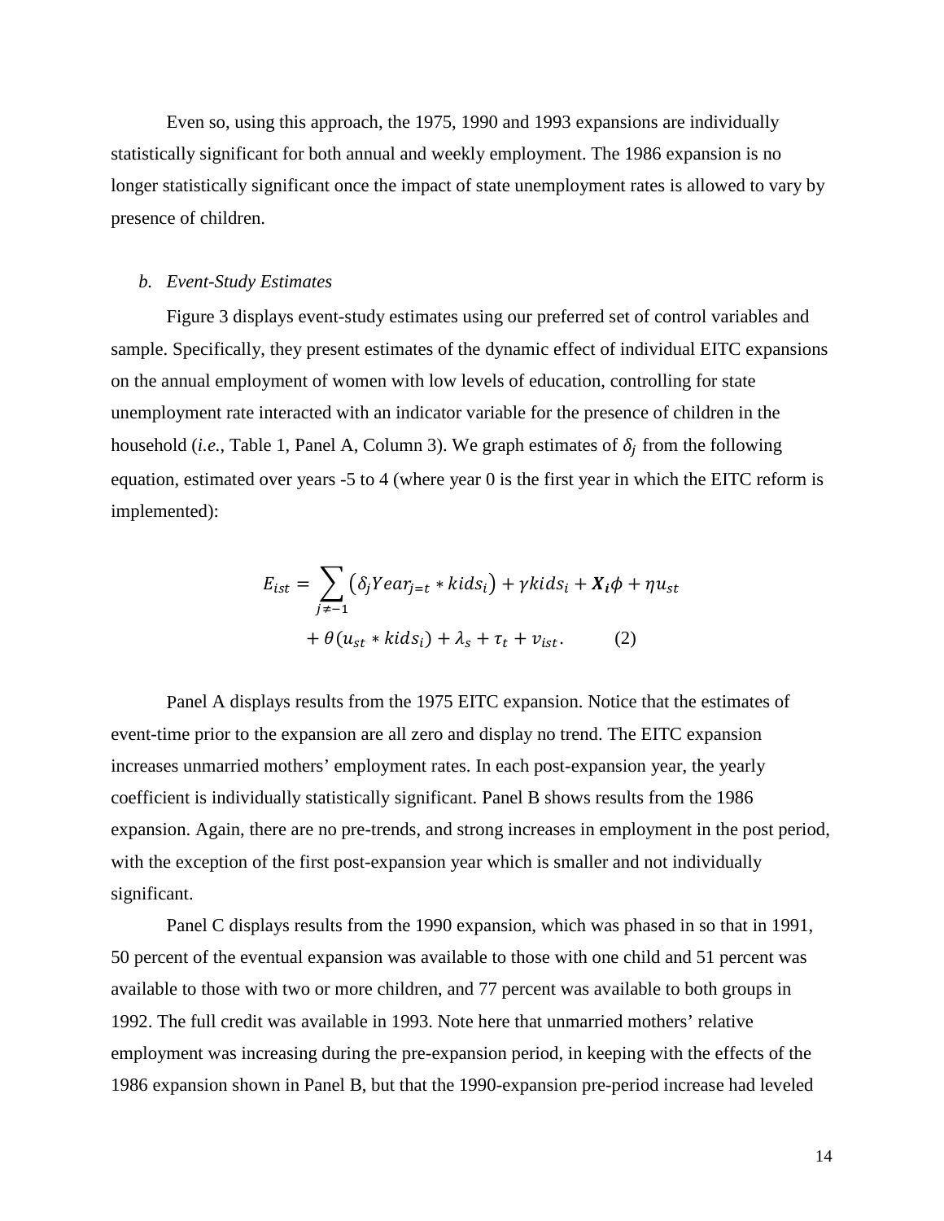Even so, using this approach, the 1975, 1990 and 1993 expansions are individually statistically significant for both annual and weekly employment. The 1986 expansion is no longer statistically significant once the impact of state unemployment rates is allowed to vary by presence of children.

### *b. Event-Study Estimates*

Figure 3 displays event-study estimates using our preferred set of control variables and sample. Specifically, they present estimates of the dynamic effect of individual EITC expansions on the annual employment of women with low levels of education, controlling for state unemployment rate interacted with an indicator variable for the presence of children in the household (*i.e.*, Table 1, Panel A, Column 3). We graph estimates of $\delta_j$ from the following equation, estimated over years -5 to 4 (where year 0 is the first year in which the EITC reform is implemented):

$$E_{ist} = \sum_{j \neq -1} \left(\delta_j Year_{j=t} * kids_i\right) + \gamma kids_i + \boldsymbol{X_i}\phi + \eta u_{st} + \theta(u_{st} * kids_i) + \lambda_s + \tau_t + v_{ist}. \qquad (2)$$

Panel A displays results from the 1975 EITC expansion. Notice that the estimates of event-time prior to the expansion are all zero and display no trend. The EITC expansion increases unmarried mothers' employment rates. In each post-expansion year, the yearly coefficient is individually statistically significant. Panel B shows results from the 1986 expansion. Again, there are no pre-trends, and strong increases in employment in the post period, with the exception of the first post-expansion year which is smaller and not individually significant.

Panel C displays results from the 1990 expansion, which was phased in so that in 1991, 50 percent of the eventual expansion was available to those with one child and 51 percent was available to those with two or more children, and 77 percent was available to both groups in 1992. The full credit was available in 1993. Note here that unmarried mothers' relative employment was increasing during the pre-expansion period, in keeping with the effects of the 1986 expansion shown in Panel B, but that the 1990-expansion pre-period increase had leveled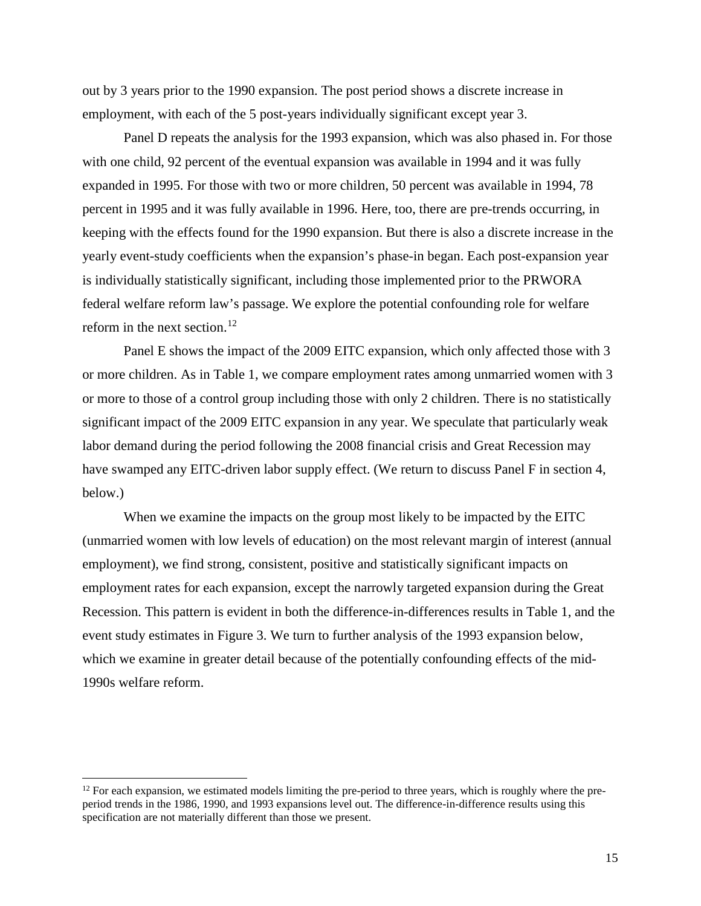out by 3 years prior to the 1990 expansion. The post period shows a discrete increase in employment, with each of the 5 post-years individually significant except year 3.

Panel D repeats the analysis for the 1993 expansion, which was also phased in. For those with one child, 92 percent of the eventual expansion was available in 1994 and it was fully expanded in 1995. For those with two or more children, 50 percent was available in 1994, 78 percent in 1995 and it was fully available in 1996. Here, too, there are pre-trends occurring, in keeping with the effects found for the 1990 expansion. But there is also a discrete increase in the yearly event-study coefficients when the expansion's phase-in began. Each post-expansion year is individually statistically significant, including those implemented prior to the PRWORA federal welfare reform law's passage. We explore the potential confounding role for welfare reform in the next section.[12]

Panel E shows the impact of the 2009 EITC expansion, which only affected those with 3 or more children. As in Table 1, we compare employment rates among unmarried women with 3 or more to those of a control group including those with only 2 children. There is no statistically significant impact of the 2009 EITC expansion in any year. We speculate that particularly weak labor demand during the period following the 2008 financial crisis and Great Recession may have swamped any EITC-driven labor supply effect. (We return to discuss Panel F in section 4, below.)

When we examine the impacts on the group most likely to be impacted by the EITC (unmarried women with low levels of education) on the most relevant margin of interest (annual employment), we find strong, consistent, positive and statistically significant impacts on employment rates for each expansion, except the narrowly targeted expansion during the Great Recession. This pattern is evident in both the difference-in-differences results in Table 1, and the event study estimates in Figure 3. We turn to further analysis of the 1993 expansion below, which we examine in greater detail because of the potentially confounding effects of the mid-1990s welfare reform.

[12] For each expansion, we estimated models limiting the pre-period to three years, which is roughly where the pre-period trends in the 1986, 1990, and 1993 expansions level out. The difference-in-difference results using this specification are not materially different than those we present.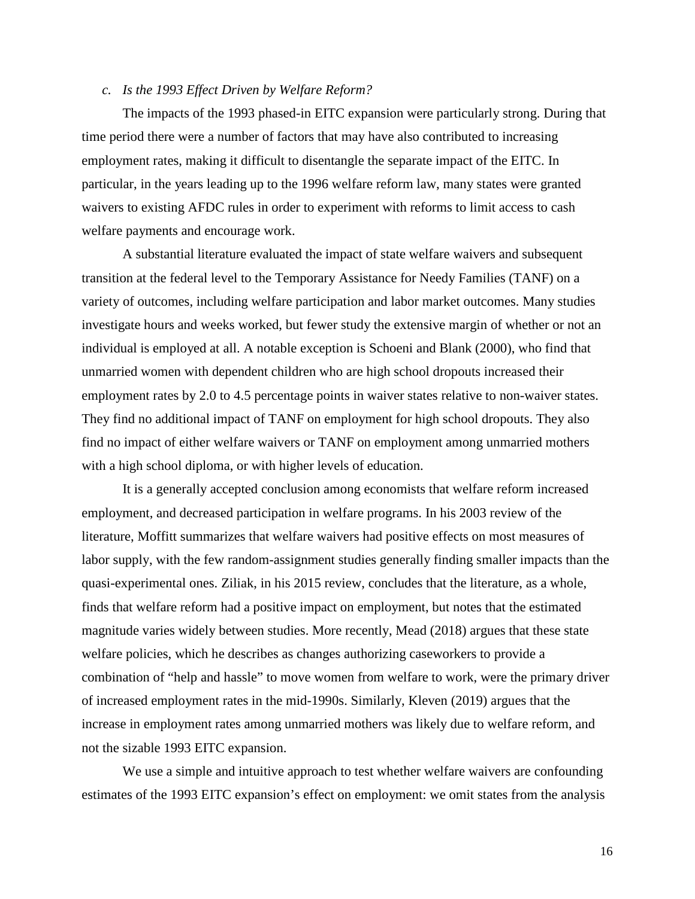### *c. Is the 1993 Effect Driven by Welfare Reform?*

The impacts of the 1993 phased-in EITC expansion were particularly strong. During that time period there were a number of factors that may have also contributed to increasing employment rates, making it difficult to disentangle the separate impact of the EITC. In particular, in the years leading up to the 1996 welfare reform law, many states were granted waivers to existing AFDC rules in order to experiment with reforms to limit access to cash welfare payments and encourage work.

A substantial literature evaluated the impact of state welfare waivers and subsequent transition at the federal level to the Temporary Assistance for Needy Families (TANF) on a variety of outcomes, including welfare participation and labor market outcomes. Many studies investigate hours and weeks worked, but fewer study the extensive margin of whether or not an individual is employed at all. A notable exception is Schoeni and Blank (2000), who find that unmarried women with dependent children who are high school dropouts increased their employment rates by 2.0 to 4.5 percentage points in waiver states relative to non-waiver states. They find no additional impact of TANF on employment for high school dropouts. They also find no impact of either welfare waivers or TANF on employment among unmarried mothers with a high school diploma, or with higher levels of education.

It is a generally accepted conclusion among economists that welfare reform increased employment, and decreased participation in welfare programs. In his 2003 review of the literature, Moffitt summarizes that welfare waivers had positive effects on most measures of labor supply, with the few random-assignment studies generally finding smaller impacts than the quasi-experimental ones. Ziliak, in his 2015 review, concludes that the literature, as a whole, finds that welfare reform had a positive impact on employment, but notes that the estimated magnitude varies widely between studies. More recently, Mead (2018) argues that these state welfare policies, which he describes as changes authorizing caseworkers to provide a combination of "help and hassle" to move women from welfare to work, were the primary driver of increased employment rates in the mid-1990s. Similarly, Kleven (2019) argues that the increase in employment rates among unmarried mothers was likely due to welfare reform, and not the sizable 1993 EITC expansion.

We use a simple and intuitive approach to test whether welfare waivers are confounding estimates of the 1993 EITC expansion's effect on employment: we omit states from the analysis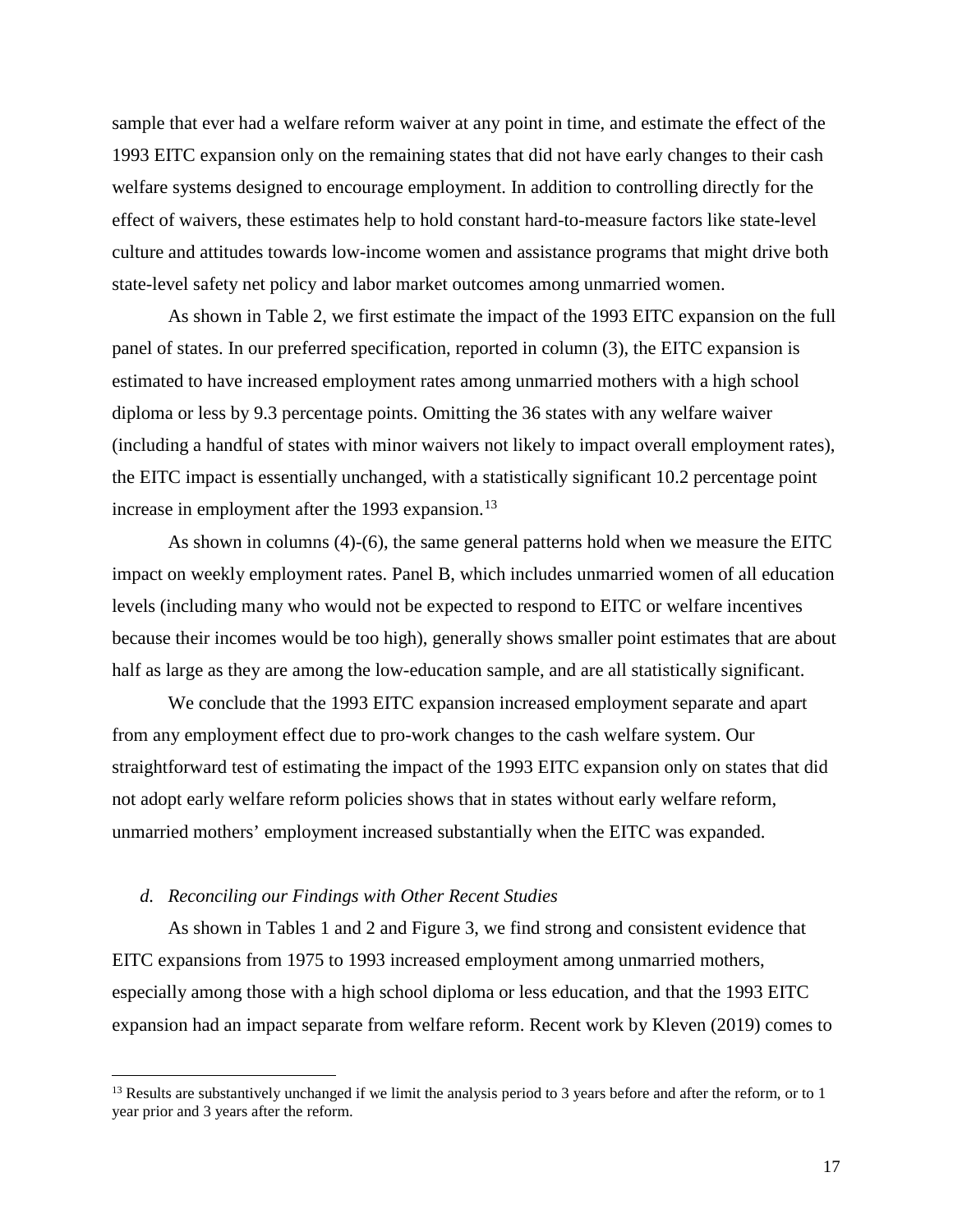sample that ever had a welfare reform waiver at any point in time, and estimate the effect of the 1993 EITC expansion only on the remaining states that did not have early changes to their cash welfare systems designed to encourage employment. In addition to controlling directly for the effect of waivers, these estimates help to hold constant hard-to-measure factors like state-level culture and attitudes towards low-income women and assistance programs that might drive both state-level safety net policy and labor market outcomes among unmarried women.

As shown in Table 2, we first estimate the impact of the 1993 EITC expansion on the full panel of states. In our preferred specification, reported in column (3), the EITC expansion is estimated to have increased employment rates among unmarried mothers with a high school diploma or less by 9.3 percentage points. Omitting the 36 states with any welfare waiver (including a handful of states with minor waivers not likely to impact overall employment rates), the EITC impact is essentially unchanged, with a statistically significant 10.2 percentage point increase in employment after the 1993 expansion.[13]

As shown in columns (4)-(6), the same general patterns hold when we measure the EITC impact on weekly employment rates. Panel B, which includes unmarried women of all education levels (including many who would not be expected to respond to EITC or welfare incentives because their incomes would be too high), generally shows smaller point estimates that are about half as large as they are among the low-education sample, and are all statistically significant.

We conclude that the 1993 EITC expansion increased employment separate and apart from any employment effect due to pro-work changes to the cash welfare system. Our straightforward test of estimating the impact of the 1993 EITC expansion only on states that did not adopt early welfare reform policies shows that in states without early welfare reform, unmarried mothers' employment increased substantially when the EITC was expanded.

### *d. Reconciling our Findings with Other Recent Studies*

As shown in Tables 1 and 2 and Figure 3, we find strong and consistent evidence that EITC expansions from 1975 to 1993 increased employment among unmarried mothers, especially among those with a high school diploma or less education, and that the 1993 EITC expansion had an impact separate from welfare reform. Recent work by Kleven (2019) comes to

[13] Results are substantively unchanged if we limit the analysis period to 3 years before and after the reform, or to 1 year prior and 3 years after the reform.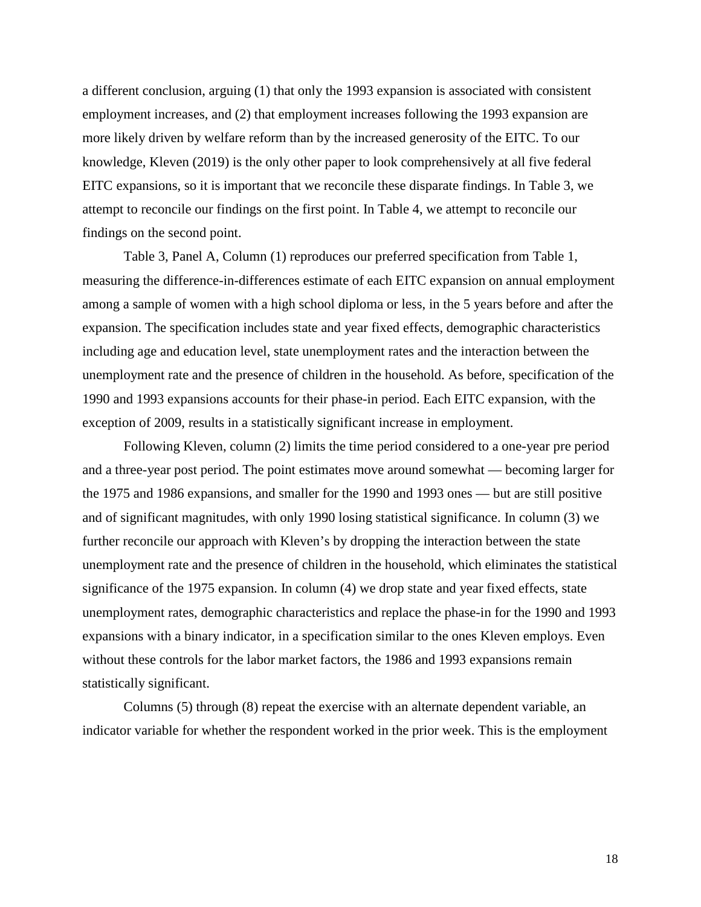a different conclusion, arguing (1) that only the 1993 expansion is associated with consistent employment increases, and (2) that employment increases following the 1993 expansion are more likely driven by welfare reform than by the increased generosity of the EITC. To our knowledge, Kleven (2019) is the only other paper to look comprehensively at all five federal EITC expansions, so it is important that we reconcile these disparate findings. In Table 3, we attempt to reconcile our findings on the first point. In Table 4, we attempt to reconcile our findings on the second point.

Table 3, Panel A, Column (1) reproduces our preferred specification from Table 1, measuring the difference-in-differences estimate of each EITC expansion on annual employment among a sample of women with a high school diploma or less, in the 5 years before and after the expansion. The specification includes state and year fixed effects, demographic characteristics including age and education level, state unemployment rates and the interaction between the unemployment rate and the presence of children in the household. As before, specification of the 1990 and 1993 expansions accounts for their phase-in period. Each EITC expansion, with the exception of 2009, results in a statistically significant increase in employment.

Following Kleven, column (2) limits the time period considered to a one-year pre period and a three-year post period. The point estimates move around somewhat — becoming larger for the 1975 and 1986 expansions, and smaller for the 1990 and 1993 ones — but are still positive and of significant magnitudes, with only 1990 losing statistical significance. In column (3) we further reconcile our approach with Kleven's by dropping the interaction between the state unemployment rate and the presence of children in the household, which eliminates the statistical significance of the 1975 expansion. In column (4) we drop state and year fixed effects, state unemployment rates, demographic characteristics and replace the phase-in for the 1990 and 1993 expansions with a binary indicator, in a specification similar to the ones Kleven employs. Even without these controls for the labor market factors, the 1986 and 1993 expansions remain statistically significant.

Columns (5) through (8) repeat the exercise with an alternate dependent variable, an indicator variable for whether the respondent worked in the prior week. This is the employment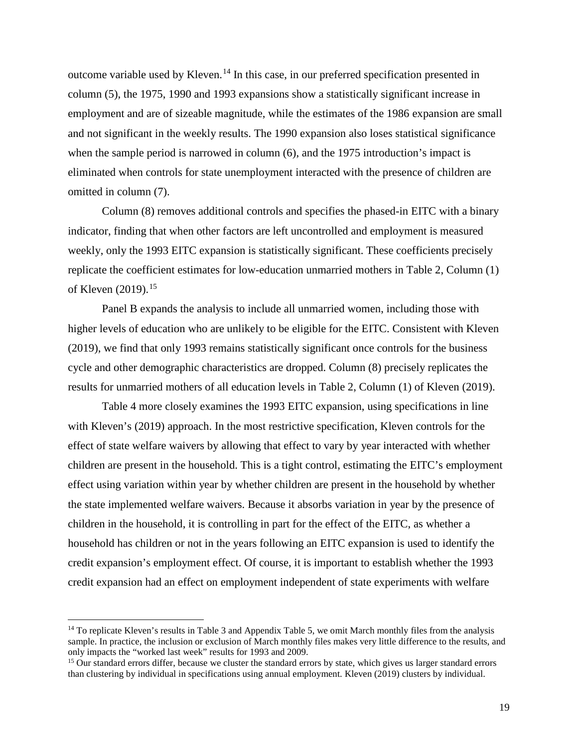outcome variable used by Kleven.[14] In this case, in our preferred specification presented in column (5), the 1975, 1990 and 1993 expansions show a statistically significant increase in employment and are of sizeable magnitude, while the estimates of the 1986 expansion are small and not significant in the weekly results. The 1990 expansion also loses statistical significance when the sample period is narrowed in column (6), and the 1975 introduction's impact is eliminated when controls for state unemployment interacted with the presence of children are omitted in column (7).

Column (8) removes additional controls and specifies the phased-in EITC with a binary indicator, finding that when other factors are left uncontrolled and employment is measured weekly, only the 1993 EITC expansion is statistically significant. These coefficients precisely replicate the coefficient estimates for low-education unmarried mothers in Table 2, Column (1) of Kleven (2019).[15]

Panel B expands the analysis to include all unmarried women, including those with higher levels of education who are unlikely to be eligible for the EITC. Consistent with Kleven (2019), we find that only 1993 remains statistically significant once controls for the business cycle and other demographic characteristics are dropped. Column (8) precisely replicates the results for unmarried mothers of all education levels in Table 2, Column (1) of Kleven (2019).

Table 4 more closely examines the 1993 EITC expansion, using specifications in line with Kleven's (2019) approach. In the most restrictive specification, Kleven controls for the effect of state welfare waivers by allowing that effect to vary by year interacted with whether children are present in the household. This is a tight control, estimating the EITC's employment effect using variation within year by whether children are present in the household by whether the state implemented welfare waivers. Because it absorbs variation in year by the presence of children in the household, it is controlling in part for the effect of the EITC, as whether a household has children or not in the years following an EITC expansion is used to identify the credit expansion's employment effect. Of course, it is important to establish whether the 1993 credit expansion had an effect on employment independent of state experiments with welfare

[14] To replicate Kleven's results in Table 3 and Appendix Table 5, we omit March monthly files from the analysis sample. In practice, the inclusion or exclusion of March monthly files makes very little difference to the results, and only impacts the "worked last week" results for 1993 and 2009.

[15] Our standard errors differ, because we cluster the standard errors by state, which gives us larger standard errors than clustering by individual in specifications using annual employment. Kleven (2019) clusters by individual.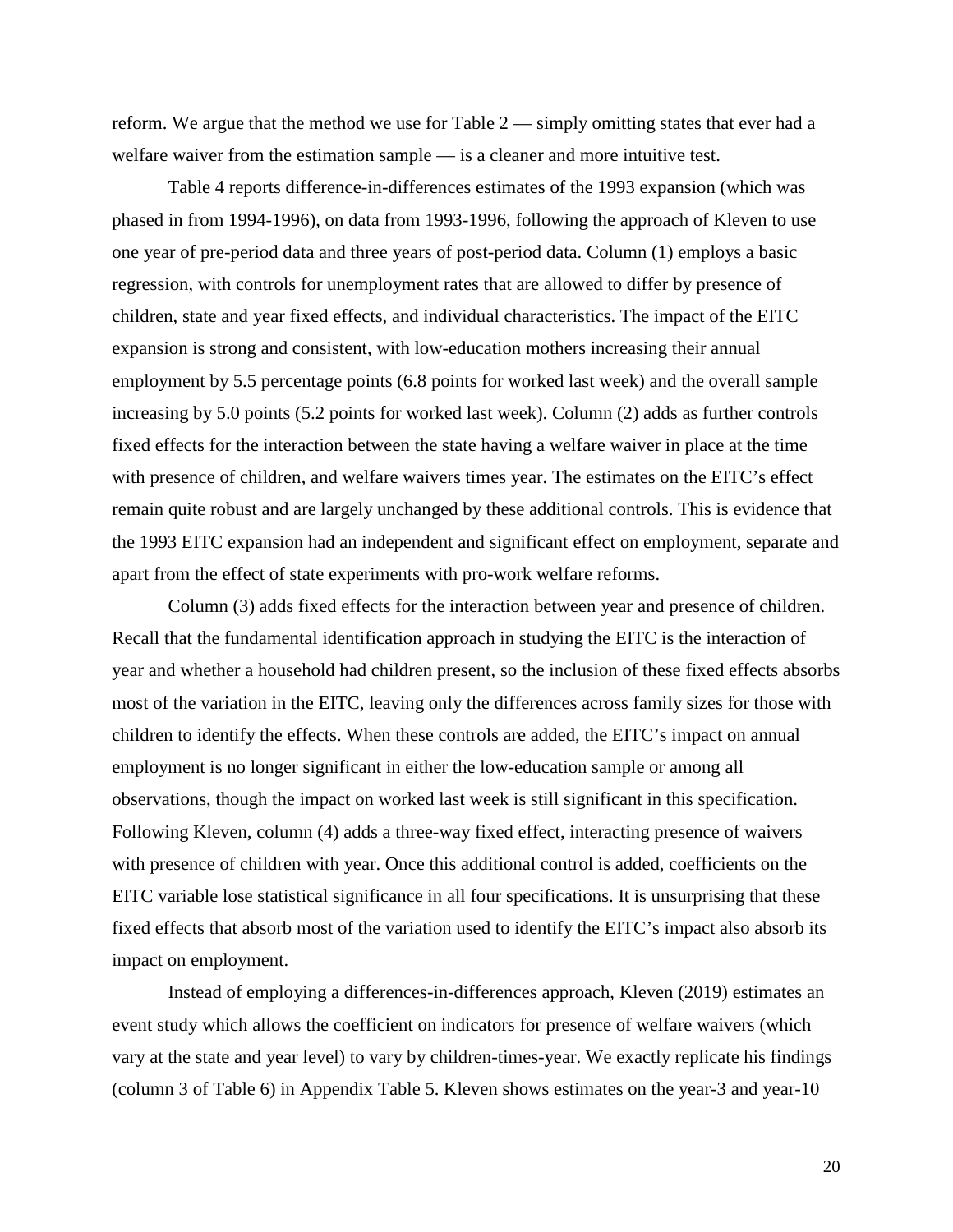reform. We argue that the method we use for Table 2 — simply omitting states that ever had a welfare waiver from the estimation sample — is a cleaner and more intuitive test.

Table 4 reports difference-in-differences estimates of the 1993 expansion (which was phased in from 1994-1996), on data from 1993-1996, following the approach of Kleven to use one year of pre-period data and three years of post-period data. Column (1) employs a basic regression, with controls for unemployment rates that are allowed to differ by presence of children, state and year fixed effects, and individual characteristics. The impact of the EITC expansion is strong and consistent, with low-education mothers increasing their annual employment by 5.5 percentage points (6.8 points for worked last week) and the overall sample increasing by 5.0 points (5.2 points for worked last week). Column (2) adds as further controls fixed effects for the interaction between the state having a welfare waiver in place at the time with presence of children, and welfare waivers times year. The estimates on the EITC's effect remain quite robust and are largely unchanged by these additional controls. This is evidence that the 1993 EITC expansion had an independent and significant effect on employment, separate and apart from the effect of state experiments with pro-work welfare reforms.

Column (3) adds fixed effects for the interaction between year and presence of children. Recall that the fundamental identification approach in studying the EITC is the interaction of year and whether a household had children present, so the inclusion of these fixed effects absorbs most of the variation in the EITC, leaving only the differences across family sizes for those with children to identify the effects. When these controls are added, the EITC's impact on annual employment is no longer significant in either the low-education sample or among all observations, though the impact on worked last week is still significant in this specification. Following Kleven, column (4) adds a three-way fixed effect, interacting presence of waivers with presence of children with year. Once this additional control is added, coefficients on the EITC variable lose statistical significance in all four specifications. It is unsurprising that these fixed effects that absorb most of the variation used to identify the EITC's impact also absorb its impact on employment.

Instead of employing a differences-in-differences approach, Kleven (2019) estimates an event study which allows the coefficient on indicators for presence of welfare waivers (which vary at the state and year level) to vary by children-times-year. We exactly replicate his findings (column 3 of Table 6) in Appendix Table 5. Kleven shows estimates on the year-3 and year-10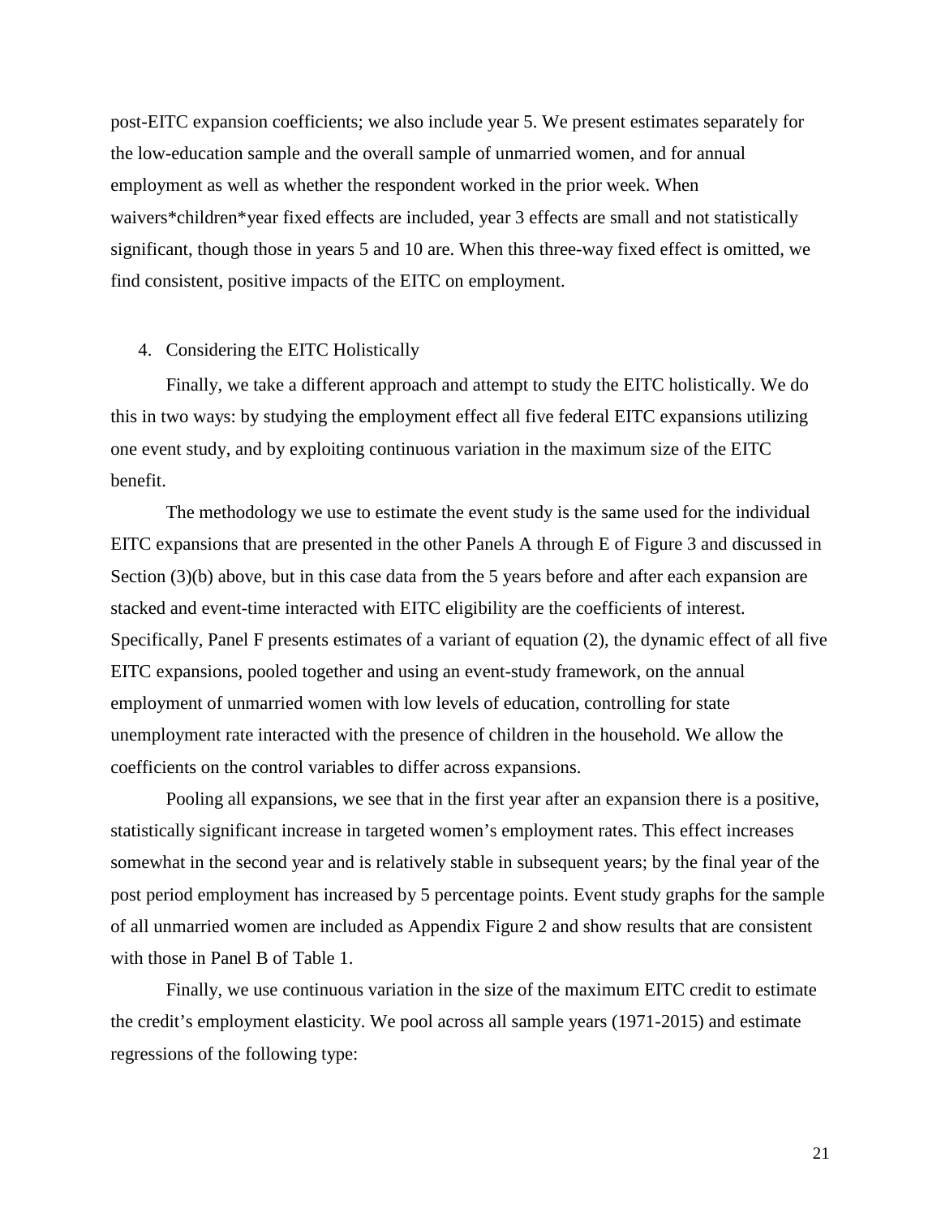post-EITC expansion coefficients; we also include year 5. We present estimates separately for the low-education sample and the overall sample of unmarried women, and for annual employment as well as whether the respondent worked in the prior week. When waivers*children*year fixed effects are included, year 3 effects are small and not statistically significant, though those in years 5 and 10 are. When this three-way fixed effect is omitted, we find consistent, positive impacts of the EITC on employment.

4. Considering the EITC Holistically

Finally, we take a different approach and attempt to study the EITC holistically. We do this in two ways: by studying the employment effect all five federal EITC expansions utilizing one event study, and by exploiting continuous variation in the maximum size of the EITC benefit.

The methodology we use to estimate the event study is the same used for the individual EITC expansions that are presented in the other Panels A through E of Figure 3 and discussed in Section (3)(b) above, but in this case data from the 5 years before and after each expansion are stacked and event-time interacted with EITC eligibility are the coefficients of interest. Specifically, Panel F presents estimates of a variant of equation (2), the dynamic effect of all five EITC expansions, pooled together and using an event-study framework, on the annual employment of unmarried women with low levels of education, controlling for state unemployment rate interacted with the presence of children in the household. We allow the coefficients on the control variables to differ across expansions.

Pooling all expansions, we see that in the first year after an expansion there is a positive, statistically significant increase in targeted women's employment rates. This effect increases somewhat in the second year and is relatively stable in subsequent years; by the final year of the post period employment has increased by 5 percentage points. Event study graphs for the sample of all unmarried women are included as Appendix Figure 2 and show results that are consistent with those in Panel B of Table 1.

Finally, we use continuous variation in the size of the maximum EITC credit to estimate the credit's employment elasticity. We pool across all sample years (1971-2015) and estimate regressions of the following type: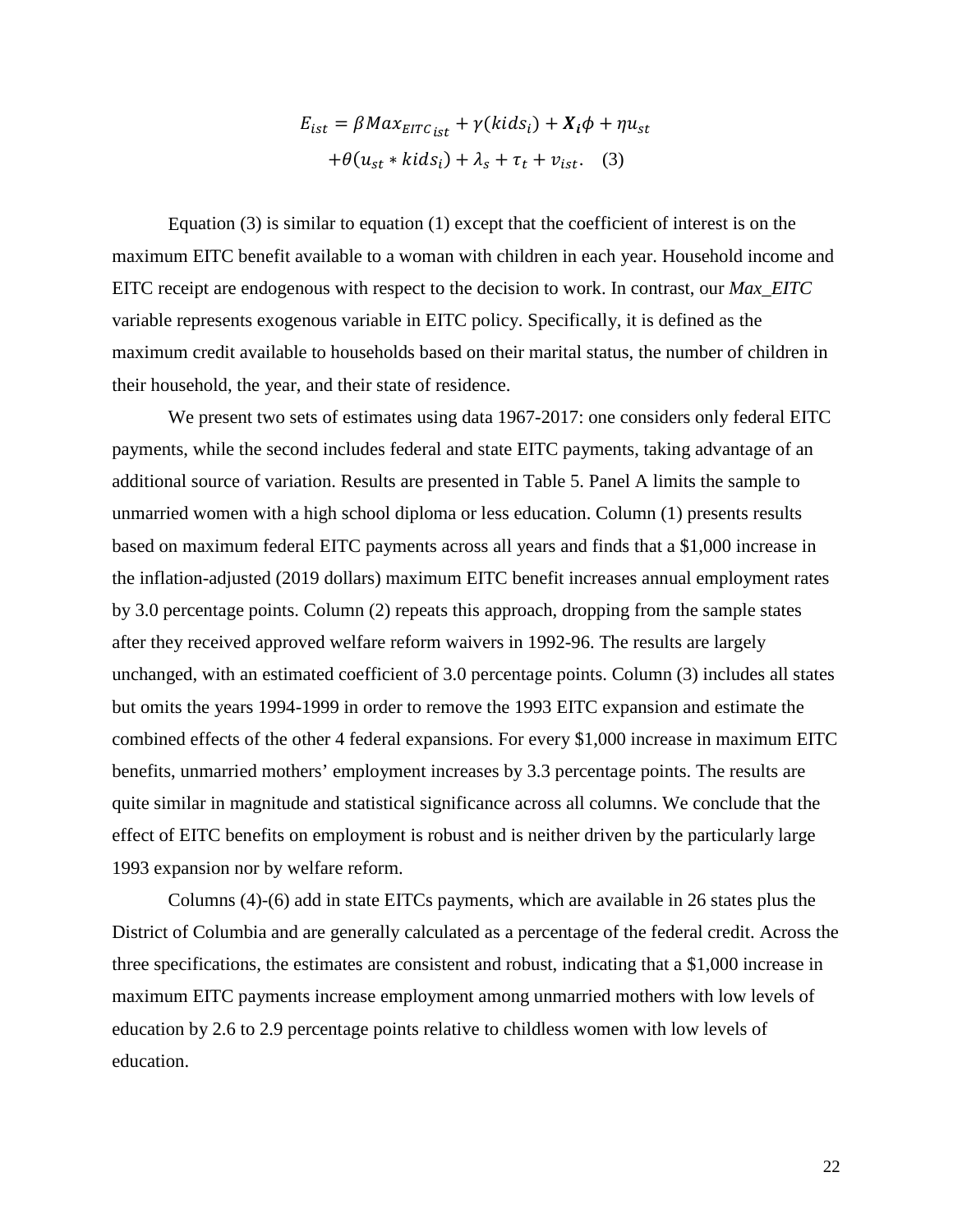$$E_{ist} = \beta Max_{EITC_{ist}} + \gamma(kids_i) + \boldsymbol{X_i}\phi + \eta u_{st}$$
$$+\theta(u_{st} * kids_i) + \lambda_s + \tau_t + v_{ist}. \quad (3)$$

Equation (3) is similar to equation (1) except that the coefficient of interest is on the maximum EITC benefit available to a woman with children in each year. Household income and EITC receipt are endogenous with respect to the decision to work. In contrast, our *Max_EITC* variable represents exogenous variable in EITC policy. Specifically, it is defined as the maximum credit available to households based on their marital status, the number of children in their household, the year, and their state of residence.

We present two sets of estimates using data 1967-2017: one considers only federal EITC payments, while the second includes federal and state EITC payments, taking advantage of an additional source of variation. Results are presented in Table 5. Panel A limits the sample to unmarried women with a high school diploma or less education. Column (1) presents results based on maximum federal EITC payments across all years and finds that a $1,000 increase in the inflation-adjusted (2019 dollars) maximum EITC benefit increases annual employment rates by 3.0 percentage points. Column (2) repeats this approach, dropping from the sample states after they received approved welfare reform waivers in 1992-96. The results are largely unchanged, with an estimated coefficient of 3.0 percentage points. Column (3) includes all states but omits the years 1994-1999 in order to remove the 1993 EITC expansion and estimate the combined effects of the other 4 federal expansions. For every $1,000 increase in maximum EITC benefits, unmarried mothers' employment increases by 3.3 percentage points. The results are quite similar in magnitude and statistical significance across all columns. We conclude that the effect of EITC benefits on employment is robust and is neither driven by the particularly large 1993 expansion nor by welfare reform.

Columns (4)-(6) add in state EITCs payments, which are available in 26 states plus the District of Columbia and are generally calculated as a percentage of the federal credit. Across the three specifications, the estimates are consistent and robust, indicating that a $1,000 increase in maximum EITC payments increase employment among unmarried mothers with low levels of education by 2.6 to 2.9 percentage points relative to childless women with low levels of education.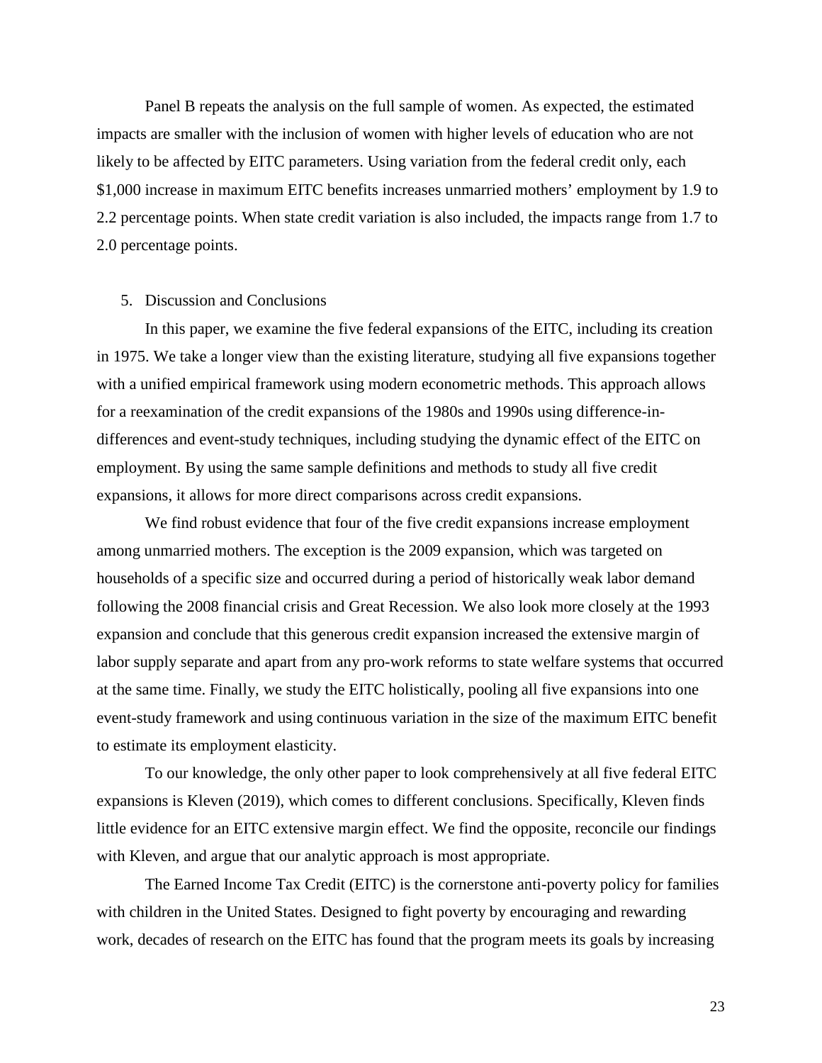Panel B repeats the analysis on the full sample of women. As expected, the estimated impacts are smaller with the inclusion of women with higher levels of education who are not likely to be affected by EITC parameters. Using variation from the federal credit only, each $1,000 increase in maximum EITC benefits increases unmarried mothers' employment by 1.9 to 2.2 percentage points. When state credit variation is also included, the impacts range from 1.7 to 2.0 percentage points.

## 5. Discussion and Conclusions

In this paper, we examine the five federal expansions of the EITC, including its creation in 1975. We take a longer view than the existing literature, studying all five expansions together with a unified empirical framework using modern econometric methods. This approach allows for a reexamination of the credit expansions of the 1980s and 1990s using difference-in-differences and event-study techniques, including studying the dynamic effect of the EITC on employment. By using the same sample definitions and methods to study all five credit expansions, it allows for more direct comparisons across credit expansions.

We find robust evidence that four of the five credit expansions increase employment among unmarried mothers. The exception is the 2009 expansion, which was targeted on households of a specific size and occurred during a period of historically weak labor demand following the 2008 financial crisis and Great Recession. We also look more closely at the 1993 expansion and conclude that this generous credit expansion increased the extensive margin of labor supply separate and apart from any pro-work reforms to state welfare systems that occurred at the same time. Finally, we study the EITC holistically, pooling all five expansions into one event-study framework and using continuous variation in the size of the maximum EITC benefit to estimate its employment elasticity.

To our knowledge, the only other paper to look comprehensively at all five federal EITC expansions is Kleven (2019), which comes to different conclusions. Specifically, Kleven finds little evidence for an EITC extensive margin effect. We find the opposite, reconcile our findings with Kleven, and argue that our analytic approach is most appropriate.

The Earned Income Tax Credit (EITC) is the cornerstone anti-poverty policy for families with children in the United States. Designed to fight poverty by encouraging and rewarding work, decades of research on the EITC has found that the program meets its goals by increasing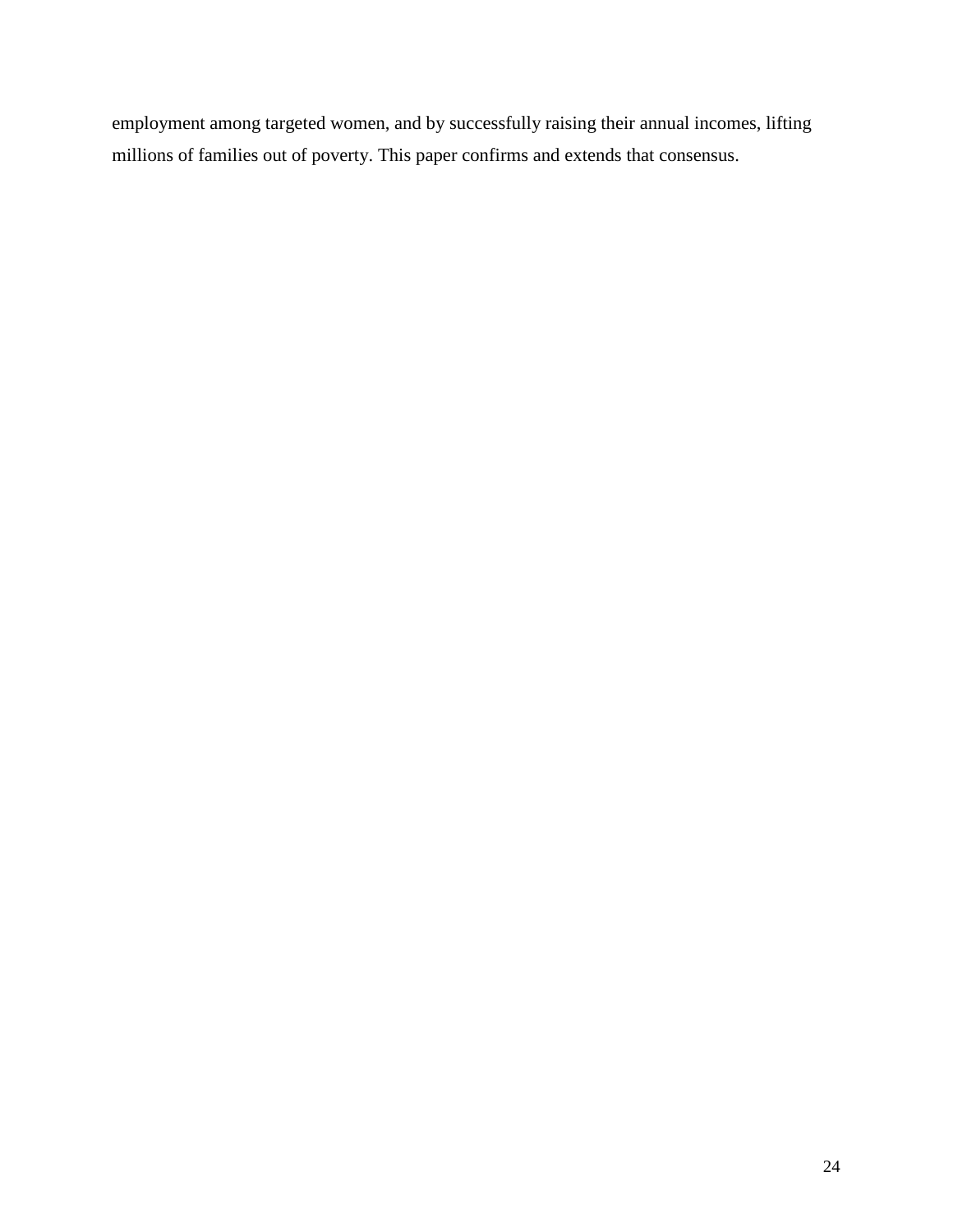employment among targeted women, and by successfully raising their annual incomes, lifting millions of families out of poverty. This paper confirms and extends that consensus.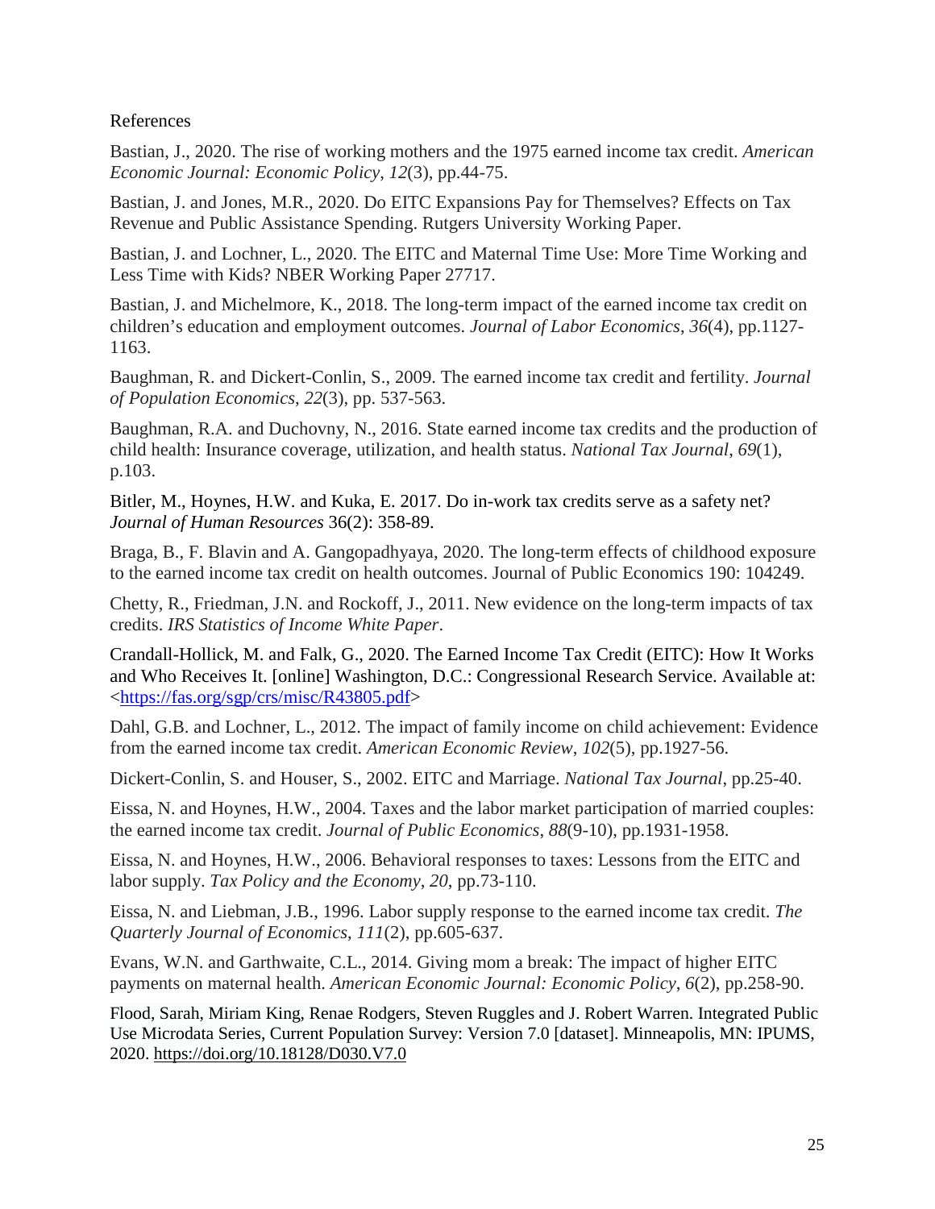References

Bastian, J., 2020. The rise of working mothers and the 1975 earned income tax credit. *American Economic Journal: Economic Policy*, *12*(3), pp.44-75.

Bastian, J. and Jones, M.R., 2020. Do EITC Expansions Pay for Themselves? Effects on Tax Revenue and Public Assistance Spending. Rutgers University Working Paper.

Bastian, J. and Lochner, L., 2020. The EITC and Maternal Time Use: More Time Working and Less Time with Kids? NBER Working Paper 27717.

Bastian, J. and Michelmore, K., 2018. The long-term impact of the earned income tax credit on children's education and employment outcomes. *Journal of Labor Economics*, *36*(4), pp.1127-1163.

Baughman, R. and Dickert-Conlin, S., 2009. The earned income tax credit and fertility. *Journal of Population Economics*, *22*(3), pp. 537-563.

Baughman, R.A. and Duchovny, N., 2016. State earned income tax credits and the production of child health: Insurance coverage, utilization, and health status. *National Tax Journal*, *69*(1), p.103.

Bitler, M., Hoynes, H.W. and Kuka, E. 2017. Do in-work tax credits serve as a safety net? *Journal of Human Resources* 36(2): 358-89.

Braga, B., F. Blavin and A. Gangopadhyaya, 2020. The long-term effects of childhood exposure to the earned income tax credit on health outcomes. Journal of Public Economics 190: 104249.

Chetty, R., Friedman, J.N. and Rockoff, J., 2011. New evidence on the long-term impacts of tax credits. *IRS Statistics of Income White Paper*.

Crandall-Hollick, M. and Falk, G., 2020. The Earned Income Tax Credit (EITC): How It Works and Who Receives It. [online] Washington, D.C.: Congressional Research Service. Available at: <https://fas.org/sgp/crs/misc/R43805.pdf>

Dahl, G.B. and Lochner, L., 2012. The impact of family income on child achievement: Evidence from the earned income tax credit. *American Economic Review*, *102*(5), pp.1927-56.

Dickert-Conlin, S. and Houser, S., 2002. EITC and Marriage. *National Tax Journal*, pp.25-40.

Eissa, N. and Hoynes, H.W., 2004. Taxes and the labor market participation of married couples: the earned income tax credit. *Journal of Public Economics*, *88*(9-10), pp.1931-1958.

Eissa, N. and Hoynes, H.W., 2006. Behavioral responses to taxes: Lessons from the EITC and labor supply. *Tax Policy and the Economy*, *20*, pp.73-110.

Eissa, N. and Liebman, J.B., 1996. Labor supply response to the earned income tax credit. *The Quarterly Journal of Economics*, *111*(2), pp.605-637.

Evans, W.N. and Garthwaite, C.L., 2014. Giving mom a break: The impact of higher EITC payments on maternal health. *American Economic Journal: Economic Policy*, *6*(2), pp.258-90.

Flood, Sarah, Miriam King, Renae Rodgers, Steven Ruggles and J. Robert Warren. Integrated Public Use Microdata Series, Current Population Survey: Version 7.0 [dataset]. Minneapolis, MN: IPUMS, 2020. https://doi.org/10.18128/D030.V7.0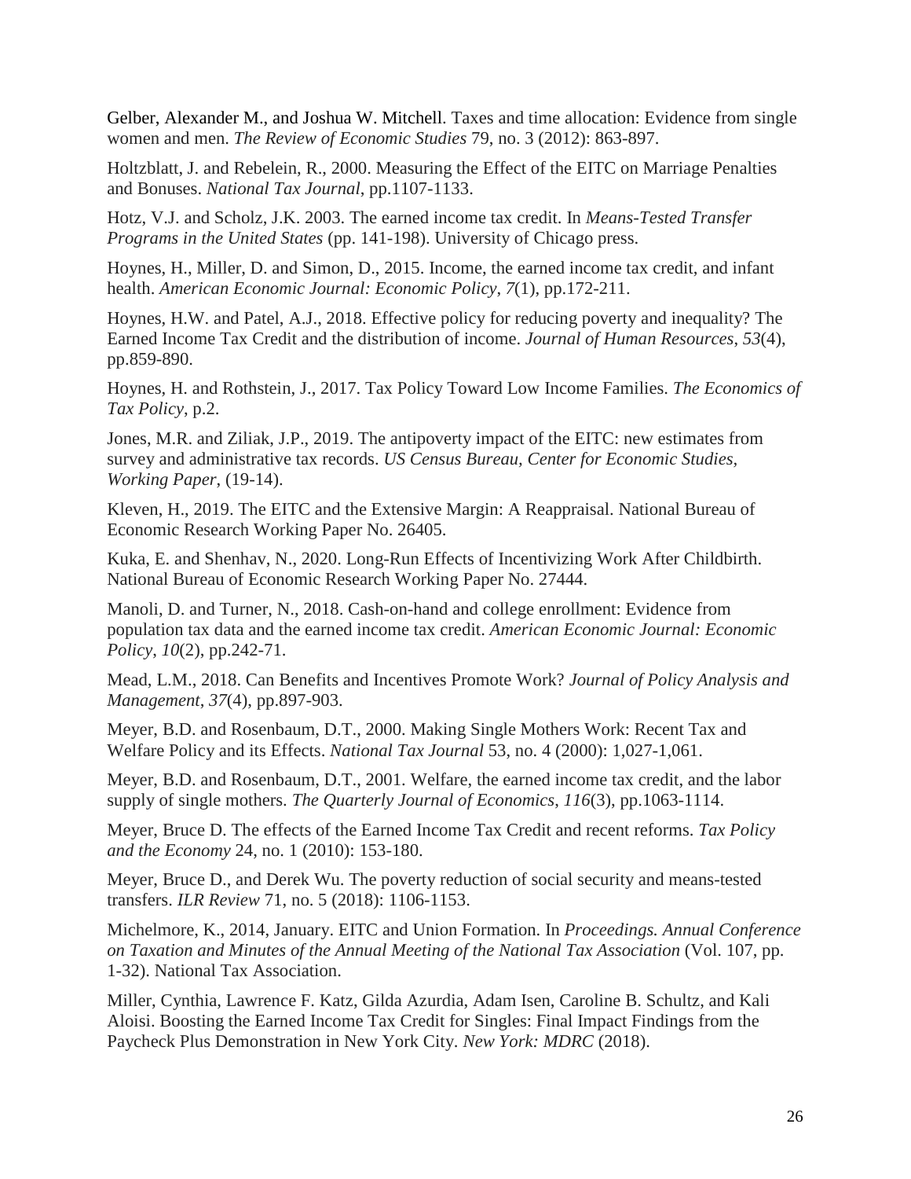Gelber, Alexander M., and Joshua W. Mitchell. Taxes and time allocation: Evidence from single women and men. *The Review of Economic Studies* 79, no. 3 (2012): 863-897.

Holtzblatt, J. and Rebelein, R., 2000. Measuring the Effect of the EITC on Marriage Penalties and Bonuses. *National Tax Journal*, pp.1107-1133.

Hotz, V.J. and Scholz, J.K. 2003. The earned income tax credit. In *Means-Tested Transfer Programs in the United States* (pp. 141-198). University of Chicago press.

Hoynes, H., Miller, D. and Simon, D., 2015. Income, the earned income tax credit, and infant health. *American Economic Journal: Economic Policy*, *7*(1), pp.172-211.

Hoynes, H.W. and Patel, A.J., 2018. Effective policy for reducing poverty and inequality? The Earned Income Tax Credit and the distribution of income. *Journal of Human Resources*, *53*(4), pp.859-890.

Hoynes, H. and Rothstein, J., 2017. Tax Policy Toward Low Income Families. *The Economics of Tax Policy*, p.2.

Jones, M.R. and Ziliak, J.P., 2019. The antipoverty impact of the EITC: new estimates from survey and administrative tax records. *US Census Bureau, Center for Economic Studies, Working Paper*, (19-14).

Kleven, H., 2019. The EITC and the Extensive Margin: A Reappraisal. National Bureau of Economic Research Working Paper No. 26405.

Kuka, E. and Shenhav, N., 2020. Long-Run Effects of Incentivizing Work After Childbirth. National Bureau of Economic Research Working Paper No. 27444.

Manoli, D. and Turner, N., 2018. Cash-on-hand and college enrollment: Evidence from population tax data and the earned income tax credit. *American Economic Journal: Economic Policy*, *10*(2), pp.242-71.

Mead, L.M., 2018. Can Benefits and Incentives Promote Work? *Journal of Policy Analysis and Management*, *37*(4), pp.897-903.

Meyer, B.D. and Rosenbaum, D.T., 2000. Making Single Mothers Work: Recent Tax and Welfare Policy and its Effects. *National Tax Journal* 53, no. 4 (2000): 1,027-1,061.

Meyer, B.D. and Rosenbaum, D.T., 2001. Welfare, the earned income tax credit, and the labor supply of single mothers. *The Quarterly Journal of Economics*, *116*(3), pp.1063-1114.

Meyer, Bruce D. The effects of the Earned Income Tax Credit and recent reforms. *Tax Policy and the Economy* 24, no. 1 (2010): 153-180.

Meyer, Bruce D., and Derek Wu. The poverty reduction of social security and means-tested transfers. *ILR Review* 71, no. 5 (2018): 1106-1153.

Michelmore, K., 2014, January. EITC and Union Formation. In *Proceedings. Annual Conference on Taxation and Minutes of the Annual Meeting of the National Tax Association* (Vol. 107, pp. 1-32). National Tax Association.

Miller, Cynthia, Lawrence F. Katz, Gilda Azurdia, Adam Isen, Caroline B. Schultz, and Kali Aloisi. Boosting the Earned Income Tax Credit for Singles: Final Impact Findings from the Paycheck Plus Demonstration in New York City. *New York: MDRC* (2018).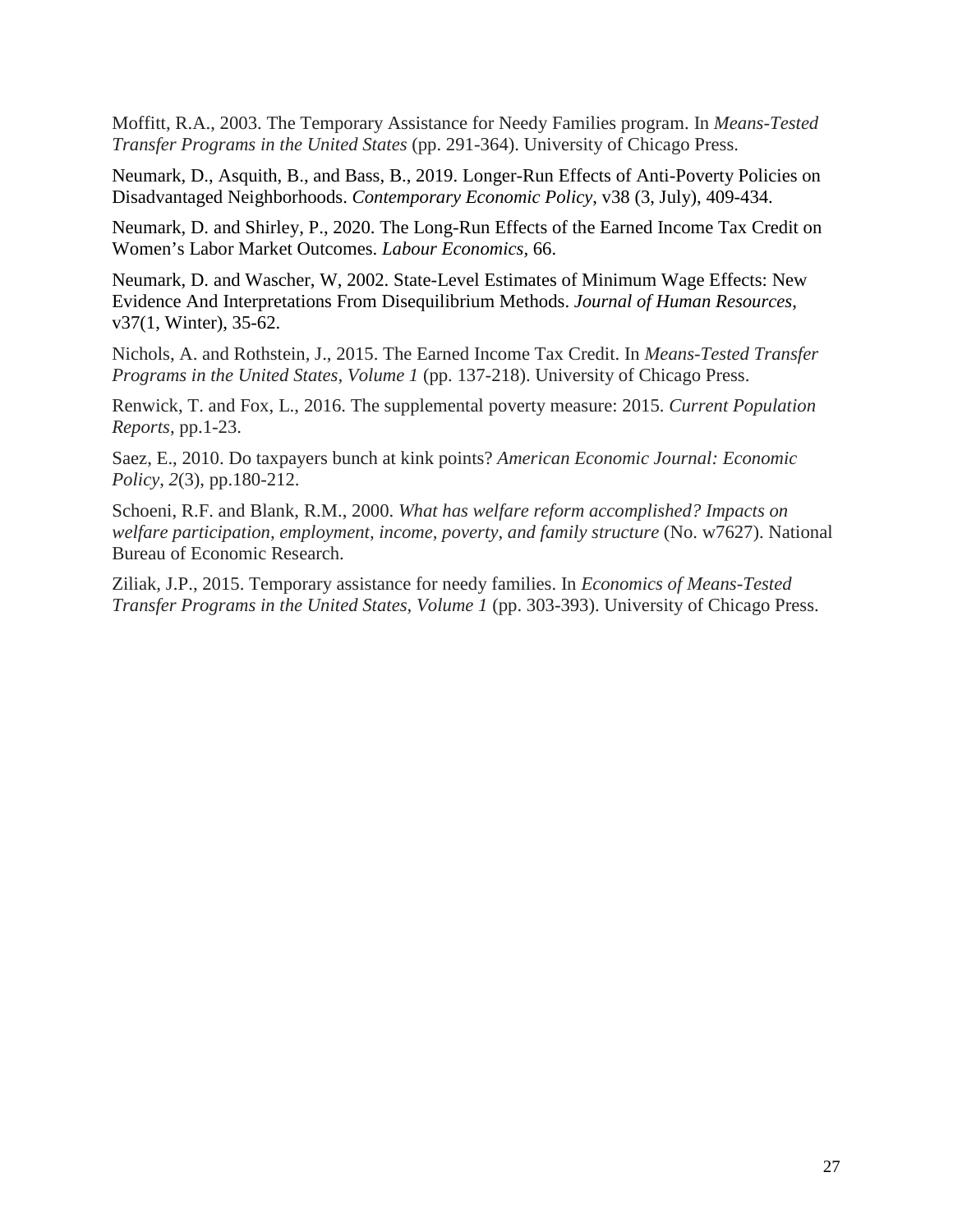Moffitt, R.A., 2003. The Temporary Assistance for Needy Families program. In *Means-Tested Transfer Programs in the United States* (pp. 291-364). University of Chicago Press.

Neumark, D., Asquith, B., and Bass, B., 2019. Longer-Run Effects of Anti-Poverty Policies on Disadvantaged Neighborhoods. *Contemporary Economic Policy*, v38 (3, July), 409-434.

Neumark, D. and Shirley, P., 2020. The Long-Run Effects of the Earned Income Tax Credit on Women's Labor Market Outcomes. *Labour Economics*, 66.

Neumark, D. and Wascher, W, 2002. State-Level Estimates of Minimum Wage Effects: New Evidence And Interpretations From Disequilibrium Methods. *Journal of Human Resources*, v37(1, Winter), 35-62.

Nichols, A. and Rothstein, J., 2015. The Earned Income Tax Credit. In *Means-Tested Transfer Programs in the United States, Volume 1* (pp. 137-218). University of Chicago Press.

Renwick, T. and Fox, L., 2016. The supplemental poverty measure: 2015. *Current Population Reports*, pp.1-23.

Saez, E., 2010. Do taxpayers bunch at kink points? *American Economic Journal: Economic Policy*, *2*(3), pp.180-212.

Schoeni, R.F. and Blank, R.M., 2000. *What has welfare reform accomplished? Impacts on welfare participation, employment, income, poverty, and family structure* (No. w7627). National Bureau of Economic Research.

Ziliak, J.P., 2015. Temporary assistance for needy families. In *Economics of Means-Tested Transfer Programs in the United States, Volume 1* (pp. 303-393). University of Chicago Press.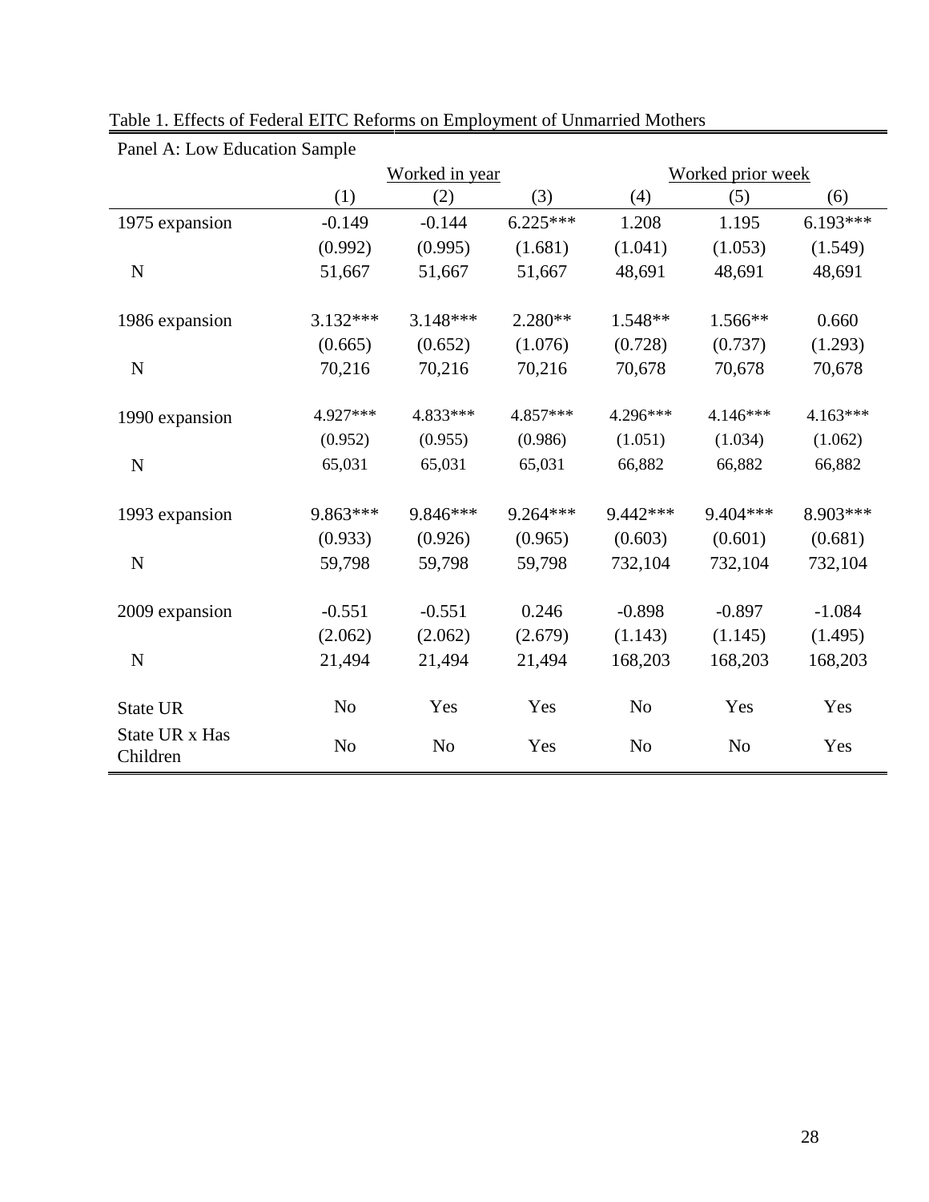Table 1. Effects of Federal EITC Reforms on Employment of Unmarried Mothers

Panel A: Low Education Sample

| | Worked in year | | | Worked prior week | | |
|---|---|---|---|---|---|---|
| | (1) | (2) | (3) | (4) | (5) | (6) |
| 1975 expansion | -0.149 | -0.144 | 6.225*** | 1.208 | 1.195 | 6.193*** |
| | (0.992) | (0.995) | (1.681) | (1.041) | (1.053) | (1.549) |
| N | 51,667 | 51,667 | 51,667 | 48,691 | 48,691 | 48,691 |
| | | | | | | |
| 1986 expansion | 3.132*** | 3.148*** | 2.280** | 1.548** | 1.566** | 0.660 |
| | (0.665) | (0.652) | (1.076) | (0.728) | (0.737) | (1.293) |
| N | 70,216 | 70,216 | 70,216 | 70,678 | 70,678 | 70,678 |
| | | | | | | |
| 1990 expansion | 4.927*** | 4.833*** | 4.857*** | 4.296*** | 4.146*** | 4.163*** |
| | (0.952) | (0.955) | (0.986) | (1.051) | (1.034) | (1.062) |
| N | 65,031 | 65,031 | 65,031 | 66,882 | 66,882 | 66,882 |
| | | | | | | |
| 1993 expansion | 9.863*** | 9.846*** | 9.264*** | 9.442*** | 9.404*** | 8.903*** |
| | (0.933) | (0.926) | (0.965) | (0.603) | (0.601) | (0.681) |
| N | 59,798 | 59,798 | 59,798 | 732,104 | 732,104 | 732,104 |
| | | | | | | |
| 2009 expansion | -0.551 | -0.551 | 0.246 | -0.898 | -0.897 | -1.084 |
| | (2.062) | (2.062) | (2.679) | (1.143) | (1.145) | (1.495) |
| N | 21,494 | 21,494 | 21,494 | 168,203 | 168,203 | 168,203 |
| | | | | | | |
| State UR | No | Yes | Yes | No | Yes | Yes |
| State UR x Has Children | No | No | Yes | No | No | Yes |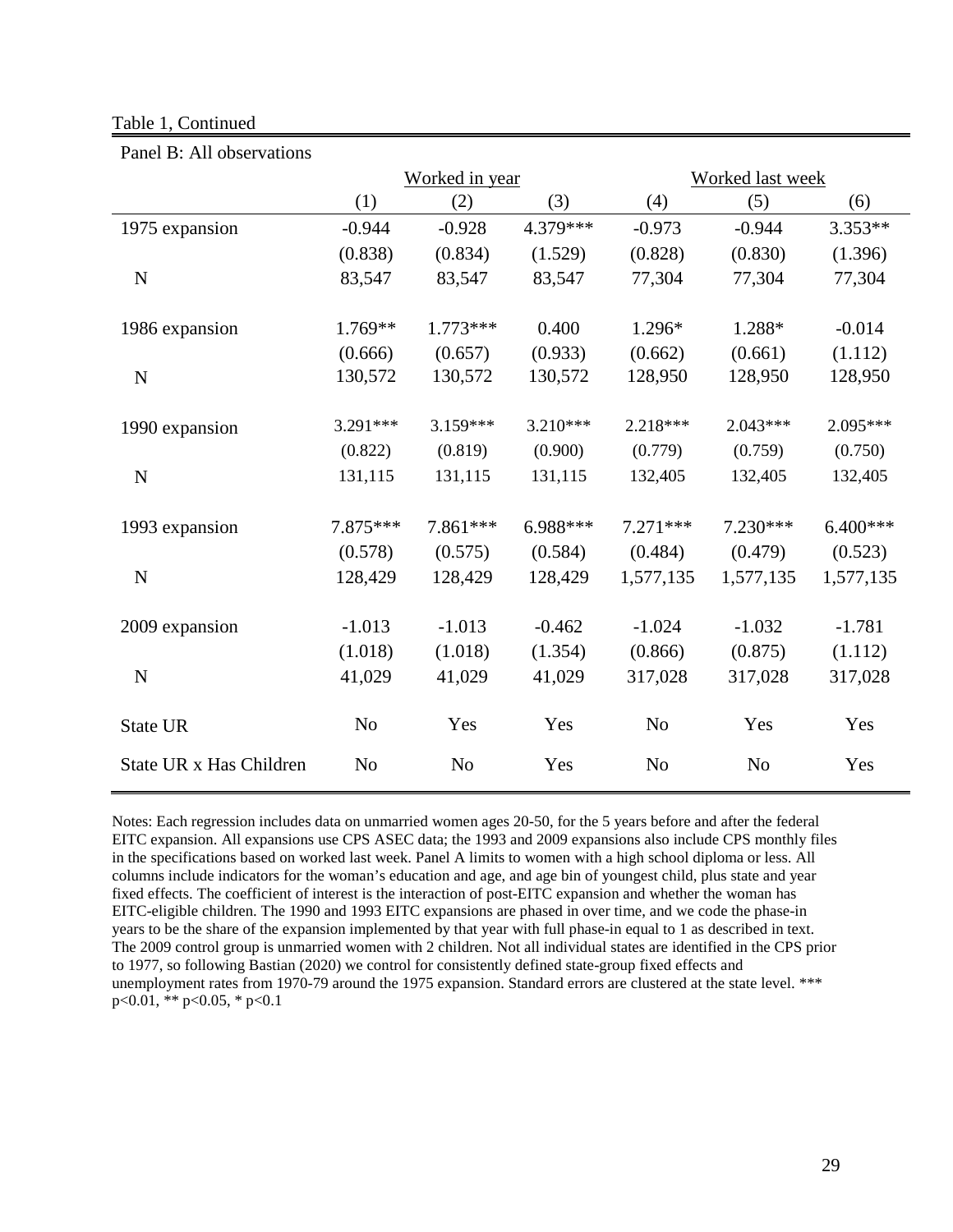Table 1, Continued

| Panel B: All observations | | | | | | |
|---|---|---|---|---|---|---|
| | Worked in year | | | Worked last week | | |
| | (1) | (2) | (3) | (4) | (5) | (6) |
| 1975 expansion | -0.944 | -0.928 | 4.379*** | -0.973 | -0.944 | 3.353** |
| | (0.838) | (0.834) | (1.529) | (0.828) | (0.830) | (1.396) |
| N | 83,547 | 83,547 | 83,547 | 77,304 | 77,304 | 77,304 |
| | | | | | | |
| 1986 expansion | 1.769** | 1.773*** | 0.400 | 1.296* | 1.288* | -0.014 |
| | (0.666) | (0.657) | (0.933) | (0.662) | (0.661) | (1.112) |
| N | 130,572 | 130,572 | 130,572 | 128,950 | 128,950 | 128,950 |
| | | | | | | |
| 1990 expansion | 3.291*** | 3.159*** | 3.210*** | 2.218*** | 2.043*** | 2.095*** |
| | (0.822) | (0.819) | (0.900) | (0.779) | (0.759) | (0.750) |
| N | 131,115 | 131,115 | 131,115 | 132,405 | 132,405 | 132,405 |
| | | | | | | |
| 1993 expansion | 7.875*** | 7.861*** | 6.988*** | 7.271*** | 7.230*** | 6.400*** |
| | (0.578) | (0.575) | (0.584) | (0.484) | (0.479) | (0.523) |
| N | 128,429 | 128,429 | 128,429 | 1,577,135 | 1,577,135 | 1,577,135 |
| | | | | | | |
| 2009 expansion | -1.013 | -1.013 | -0.462 | -1.024 | -1.032 | -1.781 |
| | (1.018) | (1.018) | (1.354) | (0.866) | (0.875) | (1.112) |
| N | 41,029 | 41,029 | 41,029 | 317,028 | 317,028 | 317,028 |
| | | | | | | |
| State UR | No | Yes | Yes | No | Yes | Yes |
| State UR x Has Children | No | No | Yes | No | No | Yes |

Notes: Each regression includes data on unmarried women ages 20-50, for the 5 years before and after the federal EITC expansion. All expansions use CPS ASEC data; the 1993 and 2009 expansions also include CPS monthly files in the specifications based on worked last week. Panel A limits to women with a high school diploma or less. All columns include indicators for the woman's education and age, and age bin of youngest child, plus state and year fixed effects. The coefficient of interest is the interaction of post-EITC expansion and whether the woman has EITC-eligible children. The 1990 and 1993 EITC expansions are phased in over time, and we code the phase-in years to be the share of the expansion implemented by that year with full phase-in equal to 1 as described in text. The 2009 control group is unmarried women with 2 children. Not all individual states are identified in the CPS prior to 1977, so following Bastian (2020) we control for consistently defined state-group fixed effects and unemployment rates from 1970-79 around the 1975 expansion. Standard errors are clustered at the state level. *** p<0.01, ** p<0.05, * p<0.1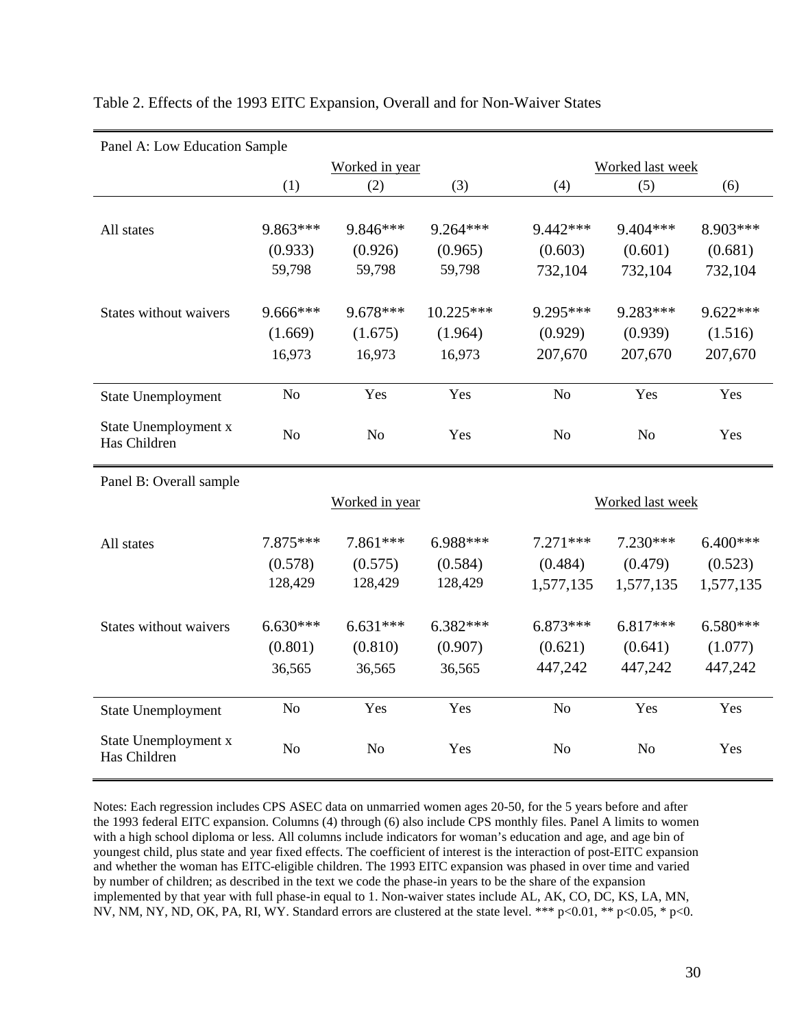Table 2. Effects of the 1993 EITC Expansion, Overall and for Non-Waiver States

| Panel A: Low Education Sample | Worked in year | | | Worked last week | | |
|---|---|---|---|---|---|---|
| | (1) | (2) | (3) | (4) | (5) | (6) |
| All states | 9.863*** | 9.846*** | 9.264*** | 9.442*** | 9.404*** | 8.903*** |
| | (0.933) | (0.926) | (0.965) | (0.603) | (0.601) | (0.681) |
| | 59,798 | 59,798 | 59,798 | 732,104 | 732,104 | 732,104 |
| States without waivers | 9.666*** | 9.678*** | 10.225*** | 9.295*** | 9.283*** | 9.622*** |
| | (1.669) | (1.675) | (1.964) | (0.929) | (0.939) | (1.516) |
| | 16,973 | 16,973 | 16,973 | 207,670 | 207,670 | 207,670 |
| State Unemployment | No | Yes | Yes | No | Yes | Yes |
| State Unemployment x Has Children | No | No | Yes | No | No | Yes |

| Panel B: Overall sample | Worked in year | | | Worked last week | | |
|---|---|---|---|---|---|---|
| All states | 7.875*** | 7.861*** | 6.988*** | 7.271*** | 7.230*** | 6.400*** |
| | (0.578) | (0.575) | (0.584) | (0.484) | (0.479) | (0.523) |
| | 128,429 | 128,429 | 128,429 | 1,577,135 | 1,577,135 | 1,577,135 |
| States without waivers | 6.630*** | 6.631*** | 6.382*** | 6.873*** | 6.817*** | 6.580*** |
| | (0.801) | (0.810) | (0.907) | (0.621) | (0.641) | (1.077) |
| | 36,565 | 36,565 | 36,565 | 447,242 | 447,242 | 447,242 |
| State Unemployment | No | Yes | Yes | No | Yes | Yes |
| State Unemployment x Has Children | No | No | Yes | No | No | Yes |

Notes: Each regression includes CPS ASEC data on unmarried women ages 20-50, for the 5 years before and after the 1993 federal EITC expansion. Columns (4) through (6) also include CPS monthly files. Panel A limits to women with a high school diploma or less. All columns include indicators for woman's education and age, and age bin of youngest child, plus state and year fixed effects. The coefficient of interest is the interaction of post-EITC expansion and whether the woman has EITC-eligible children. The 1993 EITC expansion was phased in over time and varied by number of children; as described in the text we code the phase-in years to be the share of the expansion implemented by that year with full phase-in equal to 1. Non-waiver states include AL, AK, CO, DC, KS, LA, MN, NV, NM, NY, ND, OK, PA, RI, WY. Standard errors are clustered at the state level. *** p<0.01, ** p<0.05, * p<0.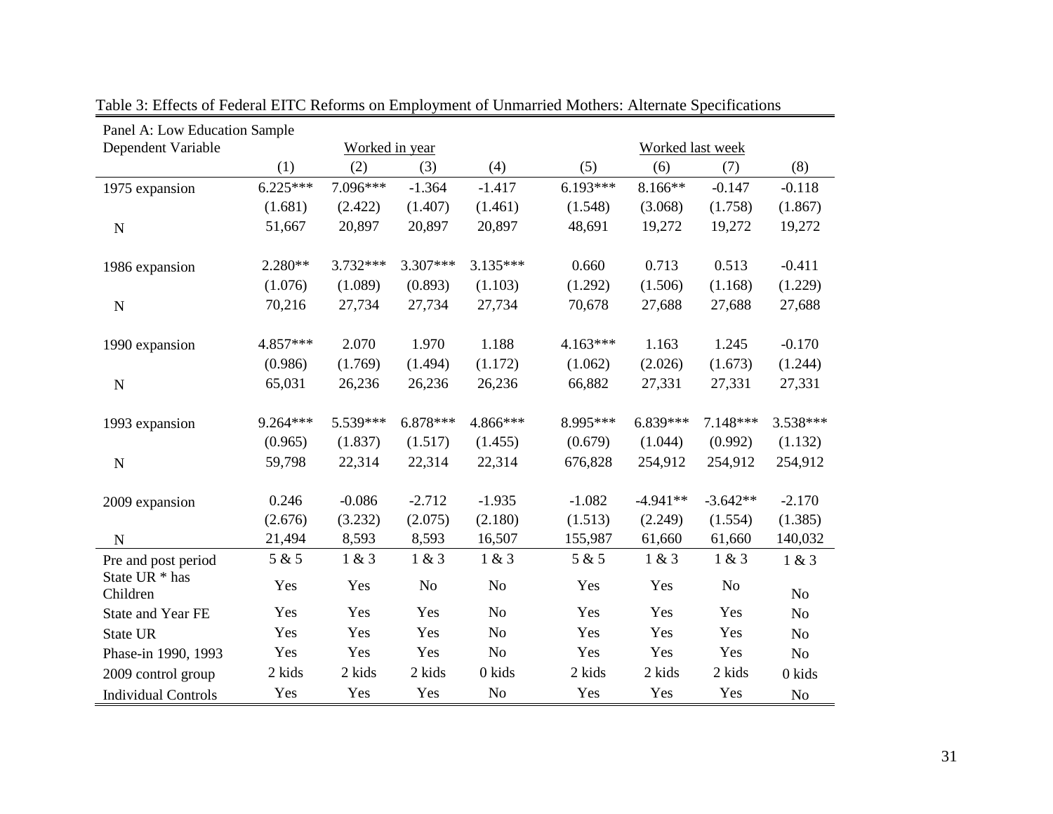Table 3: Effects of Federal EITC Reforms on Employment of Unmarried Mothers: Alternate Specifications

| Panel A: Low Education Sample | | | | | | | | |
|---|---|---|---|---|---|---|---|---|
| Dependent Variable | Worked in year | | | | Worked last week | | | |
| | (1) | (2) | (3) | (4) | (5) | (6) | (7) | (8) |
| 1975 expansion | 6.225*** | 7.096*** | -1.364 | -1.417 | 6.193*** | 8.166** | -0.147 | -0.118 |
| | (1.681) | (2.422) | (1.407) | (1.461) | (1.548) | (3.068) | (1.758) | (1.867) |
| N | 51,667 | 20,897 | 20,897 | 20,897 | 48,691 | 19,272 | 19,272 | 19,272 |
| 1986 expansion | 2.280** | 3.732*** | 3.307*** | 3.135*** | 0.660 | 0.713 | 0.513 | -0.411 |
| | (1.076) | (1.089) | (0.893) | (1.103) | (1.292) | (1.506) | (1.168) | (1.229) |
| N | 70,216 | 27,734 | 27,734 | 27,734 | 70,678 | 27,688 | 27,688 | 27,688 |
| 1990 expansion | 4.857*** | 2.070 | 1.970 | 1.188 | 4.163*** | 1.163 | 1.245 | -0.170 |
| | (0.986) | (1.769) | (1.494) | (1.172) | (1.062) | (2.026) | (1.673) | (1.244) |
| N | 65,031 | 26,236 | 26,236 | 26,236 | 66,882 | 27,331 | 27,331 | 27,331 |
| 1993 expansion | 9.264*** | 5.539*** | 6.878*** | 4.866*** | 8.995*** | 6.839*** | 7.148*** | 3.538*** |
| | (0.965) | (1.837) | (1.517) | (1.455) | (0.679) | (1.044) | (0.992) | (1.132) |
| N | 59,798 | 22,314 | 22,314 | 22,314 | 676,828 | 254,912 | 254,912 | 254,912 |
| 2009 expansion | 0.246 | -0.086 | -2.712 | -1.935 | -1.082 | -4.941** | -3.642** | -2.170 |
| | (2.676) | (3.232) | (2.075) | (2.180) | (1.513) | (2.249) | (1.554) | (1.385) |
| N | 21,494 | 8,593 | 8,593 | 16,507 | 155,987 | 61,660 | 61,660 | 140,032 |
| Pre and post period | 5 & 5 | 1 & 3 | 1 & 3 | 1 & 3 | 5 & 5 | 1 & 3 | 1 & 3 | 1 & 3 |
| State UR * has Children | Yes | Yes | No | No | Yes | Yes | No | No |
| State and Year FE | Yes | Yes | Yes | No | Yes | Yes | Yes | No |
| State UR | Yes | Yes | Yes | No | Yes | Yes | Yes | No |
| Phase-in 1990, 1993 | Yes | Yes | Yes | No | Yes | Yes | Yes | No |
| 2009 control group | 2 kids | 2 kids | 2 kids | 0 kids | 2 kids | 2 kids | 2 kids | 0 kids |
| Individual Controls | Yes | Yes | Yes | No | Yes | Yes | Yes | No |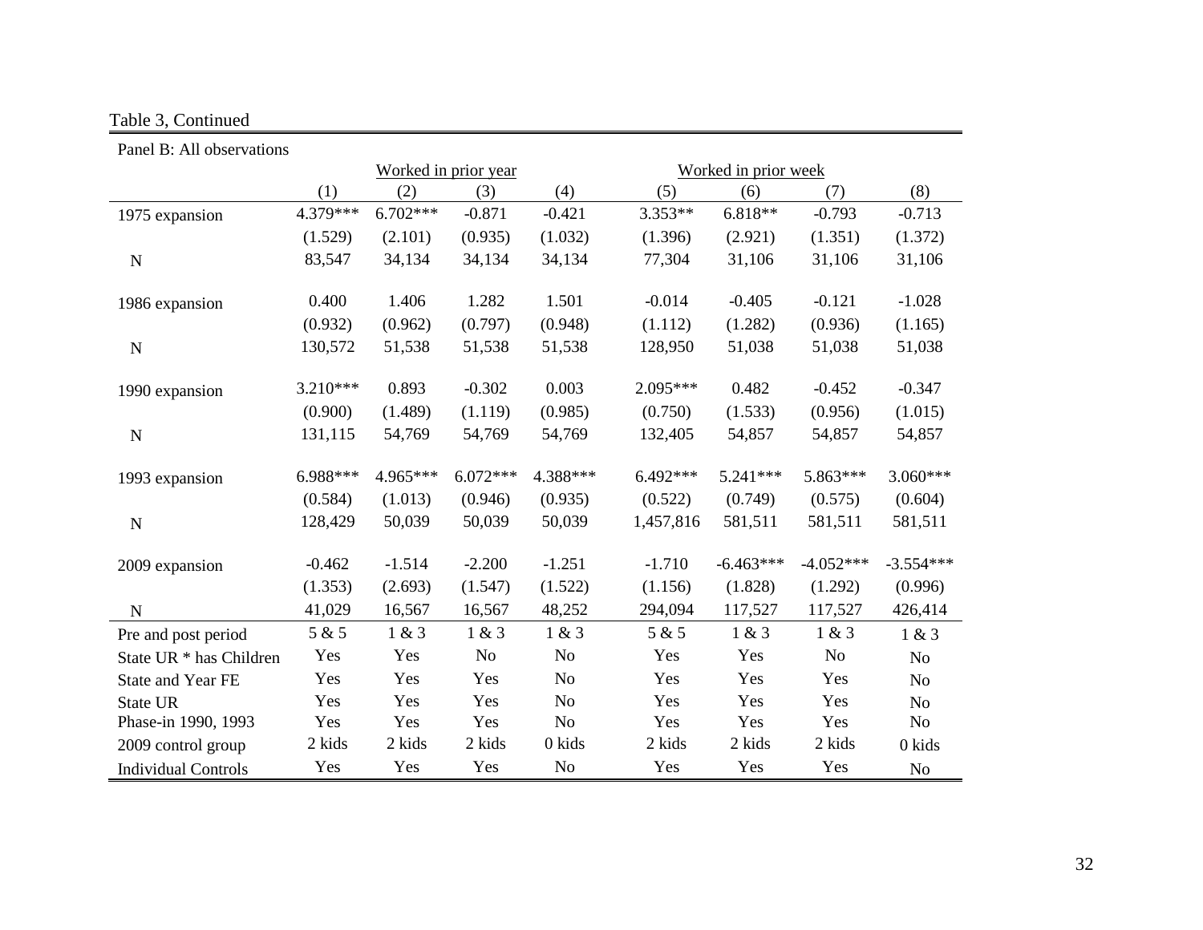Table 3, Continued

Panel B: All observations

| | Worked in prior year | | | | Worked in prior week | | | |
|---|---|---|---|---|---|---|---|---|
| | (1) | (2) | (3) | (4) | (5) | (6) | (7) | (8) |
| 1975 expansion | 4.379*** | 6.702*** | -0.871 | -0.421 | 3.353** | 6.818** | -0.793 | -0.713 |
| | (1.529) | (2.101) | (0.935) | (1.032) | (1.396) | (2.921) | (1.351) | (1.372) |
| N | 83,547 | 34,134 | 34,134 | 34,134 | 77,304 | 31,106 | 31,106 | 31,106 |
| 1986 expansion | 0.400 | 1.406 | 1.282 | 1.501 | -0.014 | -0.405 | -0.121 | -1.028 |
| | (0.932) | (0.962) | (0.797) | (0.948) | (1.112) | (1.282) | (0.936) | (1.165) |
| N | 130,572 | 51,538 | 51,538 | 51,538 | 128,950 | 51,038 | 51,038 | 51,038 |
| 1990 expansion | 3.210*** | 0.893 | -0.302 | 0.003 | 2.095*** | 0.482 | -0.452 | -0.347 |
| | (0.900) | (1.489) | (1.119) | (0.985) | (0.750) | (1.533) | (0.956) | (1.015) |
| N | 131,115 | 54,769 | 54,769 | 54,769 | 132,405 | 54,857 | 54,857 | 54,857 |
| 1993 expansion | 6.988*** | 4.965*** | 6.072*** | 4.388*** | 6.492*** | 5.241*** | 5.863*** | 3.060*** |
| | (0.584) | (1.013) | (0.946) | (0.935) | (0.522) | (0.749) | (0.575) | (0.604) |
| N | 128,429 | 50,039 | 50,039 | 50,039 | 1,457,816 | 581,511 | 581,511 | 581,511 |
| 2009 expansion | -0.462 | -1.514 | -2.200 | -1.251 | -1.710 | -6.463*** | -4.052*** | -3.554*** |
| | (1.353) | (2.693) | (1.547) | (1.522) | (1.156) | (1.828) | (1.292) | (0.996) |
| N | 41,029 | 16,567 | 16,567 | 48,252 | 294,094 | 117,527 | 117,527 | 426,414 |
| Pre and post period | 5 & 5 | 1 & 3 | 1 & 3 | 1 & 3 | 5 & 5 | 1 & 3 | 1 & 3 | 1 & 3 |
| State UR * has Children | Yes | Yes | No | No | Yes | Yes | No | No |
| State and Year FE | Yes | Yes | Yes | No | Yes | Yes | Yes | No |
| State UR | Yes | Yes | Yes | No | Yes | Yes | Yes | No |
| Phase-in 1990, 1993 | Yes | Yes | Yes | No | Yes | Yes | Yes | No |
| 2009 control group | 2 kids | 2 kids | 2 kids | 0 kids | 2 kids | 2 kids | 2 kids | 0 kids |
| Individual Controls | Yes | Yes | Yes | No | Yes | Yes | Yes | No |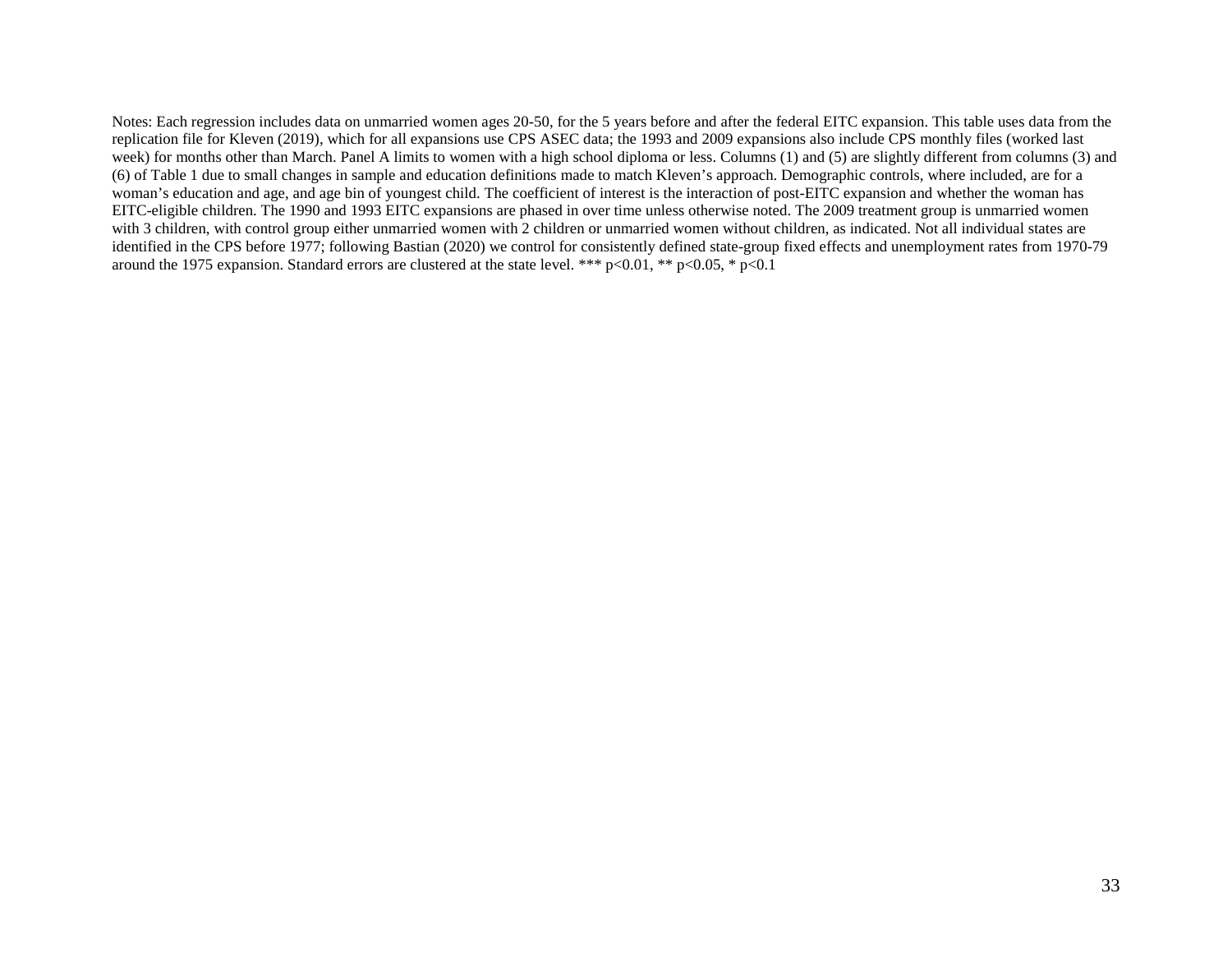Notes: Each regression includes data on unmarried women ages 20-50, for the 5 years before and after the federal EITC expansion. This table uses data from the replication file for Kleven (2019), which for all expansions use CPS ASEC data; the 1993 and 2009 expansions also include CPS monthly files (worked last week) for months other than March. Panel A limits to women with a high school diploma or less. Columns (1) and (5) are slightly different from columns (3) and (6) of Table 1 due to small changes in sample and education definitions made to match Kleven's approach. Demographic controls, where included, are for a woman's education and age, and age bin of youngest child. The coefficient of interest is the interaction of post-EITC expansion and whether the woman has EITC-eligible children. The 1990 and 1993 EITC expansions are phased in over time unless otherwise noted. The 2009 treatment group is unmarried women with 3 children, with control group either unmarried women with 2 children or unmarried women without children, as indicated. Not all individual states are identified in the CPS before 1977; following Bastian (2020) we control for consistently defined state-group fixed effects and unemployment rates from 1970-79 around the 1975 expansion. Standard errors are clustered at the state level. *** $p<0.01$, ** $p<0.05$, * $p<0.1$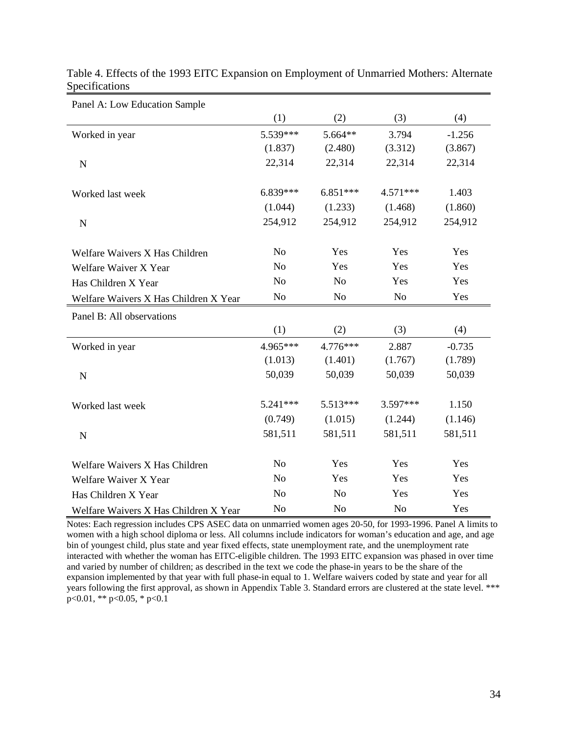Table 4. Effects of the 1993 EITC Expansion on Employment of Unmarried Mothers: Alternate Specifications

| Panel A: Low Education Sample | | | | |
|---|---|---|---|---|
| | (1) | (2) | (3) | (4) |
| Worked in year | 5.539*** | 5.664** | 3.794 | -1.256 |
| | (1.837) | (2.480) | (3.312) | (3.867) |
| N | 22,314 | 22,314 | 22,314 | 22,314 |
| | | | | |
| Worked last week | 6.839*** | 6.851*** | 4.571*** | 1.403 |
| | (1.044) | (1.233) | (1.468) | (1.860) |
| N | 254,912 | 254,912 | 254,912 | 254,912 |
| | | | | |
| Welfare Waivers X Has Children | No | Yes | Yes | Yes |
| Welfare Waiver X Year | No | Yes | Yes | Yes |
| Has Children X Year | No | No | Yes | Yes |
| Welfare Waivers X Has Children X Year | No | No | No | Yes |
| **Panel B: All observations** | | | | |
| | (1) | (2) | (3) | (4) |
| Worked in year | 4.965*** | 4.776*** | 2.887 | -0.735 |
| | (1.013) | (1.401) | (1.767) | (1.789) |
| N | 50,039 | 50,039 | 50,039 | 50,039 |
| | | | | |
| Worked last week | 5.241*** | 5.513*** | 3.597*** | 1.150 |
| | (0.749) | (1.015) | (1.244) | (1.146) |
| N | 581,511 | 581,511 | 581,511 | 581,511 |
| | | | | |
| Welfare Waivers X Has Children | No | Yes | Yes | Yes |
| Welfare Waiver X Year | No | Yes | Yes | Yes |
| Has Children X Year | No | No | Yes | Yes |
| Welfare Waivers X Has Children X Year | No | No | No | Yes |

Notes: Each regression includes CPS ASEC data on unmarried women ages 20-50, for 1993-1996. Panel A limits to women with a high school diploma or less. All columns include indicators for woman's education and age, and age bin of youngest child, plus state and year fixed effects, state unemployment rate, and the unemployment rate interacted with whether the woman has EITC-eligible children. The 1993 EITC expansion was phased in over time and varied by number of children; as described in the text we code the phase-in years to be the share of the expansion implemented by that year with full phase-in equal to 1. Welfare waivers coded by state and year for all years following the first approval, as shown in Appendix Table 3. Standard errors are clustered at the state level. *** $p<0.01$, ** $p<0.05$, * $p<0.1$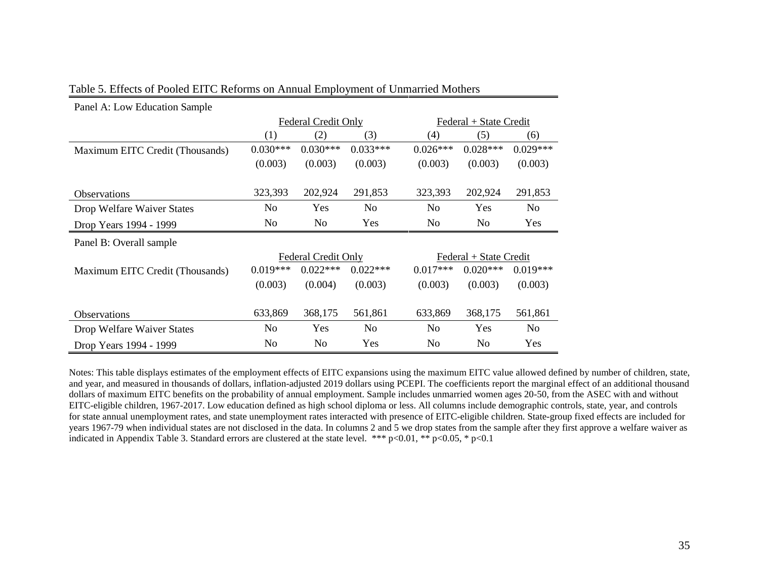Table 5. Effects of Pooled EITC Reforms on Annual Employment of Unmarried Mothers

| Panel A: Low Education Sample | Federal Credit Only | | | Federal + State Credit | | |
|---|---|---|---|---|---|---|
| | (1) | (2) | (3) | (4) | (5) | (6) |
| Maximum EITC Credit (Thousands) | 0.030*** | 0.030*** | 0.033*** | 0.026*** | 0.028*** | 0.029*** |
| | (0.003) | (0.003) | (0.003) | (0.003) | (0.003) | (0.003) |
| Observations | 323,393 | 202,924 | 291,853 | 323,393 | 202,924 | 291,853 |
| Drop Welfare Waiver States | No | Yes | No | No | Yes | No |
| Drop Years 1994 - 1999 | No | No | Yes | No | No | Yes |
| **Panel B: Overall sample** | Federal Credit Only | | | Federal + State Credit | | |
| Maximum EITC Credit (Thousands) | 0.019*** | 0.022*** | 0.022*** | 0.017*** | 0.020*** | 0.019*** |
| | (0.003) | (0.004) | (0.003) | (0.003) | (0.003) | (0.003) |
| Observations | 633,869 | 368,175 | 561,861 | 633,869 | 368,175 | 561,861 |
| Drop Welfare Waiver States | No | Yes | No | No | Yes | No |
| Drop Years 1994 - 1999 | No | No | Yes | No | No | Yes |

Notes: This table displays estimates of the employment effects of EITC expansions using the maximum EITC value allowed defined by number of children, state, and year, and measured in thousands of dollars, inflation-adjusted 2019 dollars using PCEPI. The coefficients report the marginal effect of an additional thousand dollars of maximum EITC benefits on the probability of annual employment. Sample includes unmarried women ages 20-50, from the ASEC with and without EITC-eligible children, 1967-2017. Low education defined as high school diploma or less. All columns include demographic controls, state, year, and controls for state annual unemployment rates, and state unemployment rates interacted with presence of EITC-eligible children. State-group fixed effects are included for years 1967-79 when individual states are not disclosed in the data. In columns 2 and 5 we drop states from the sample after they first approve a welfare waiver as indicated in Appendix Table 3. Standard errors are clustered at the state level. *** p<0.01, ** p<0.05, * p<0.1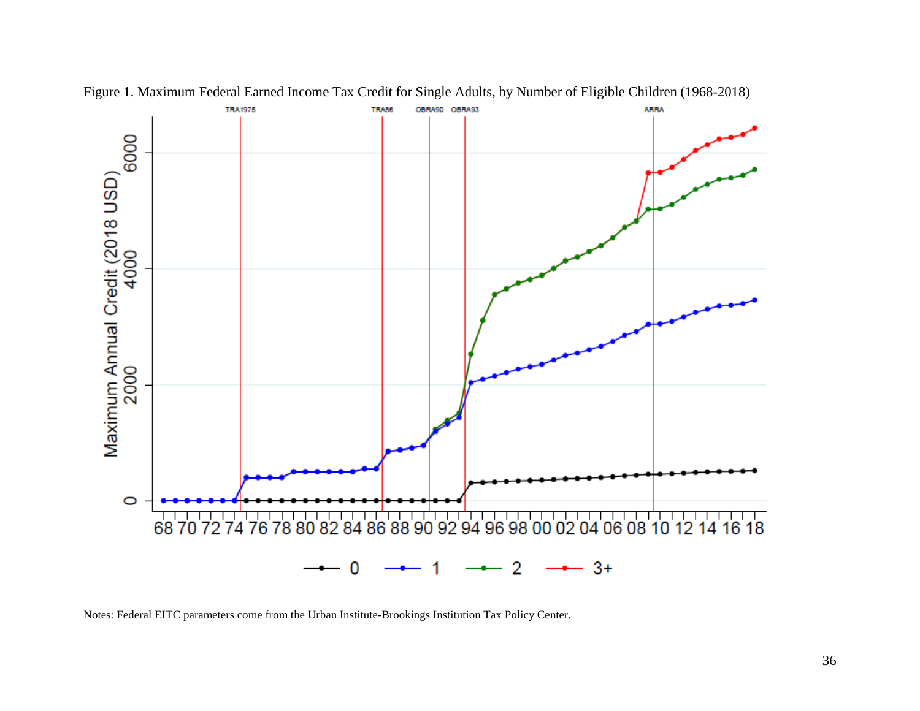Figure 1. Maximum Federal Earned Income Tax Credit for Single Adults, by Number of Eligible Children (1968-2018)

Notes: Federal EITC parameters come from the Urban Institute-Brookings Institution Tax Policy Center.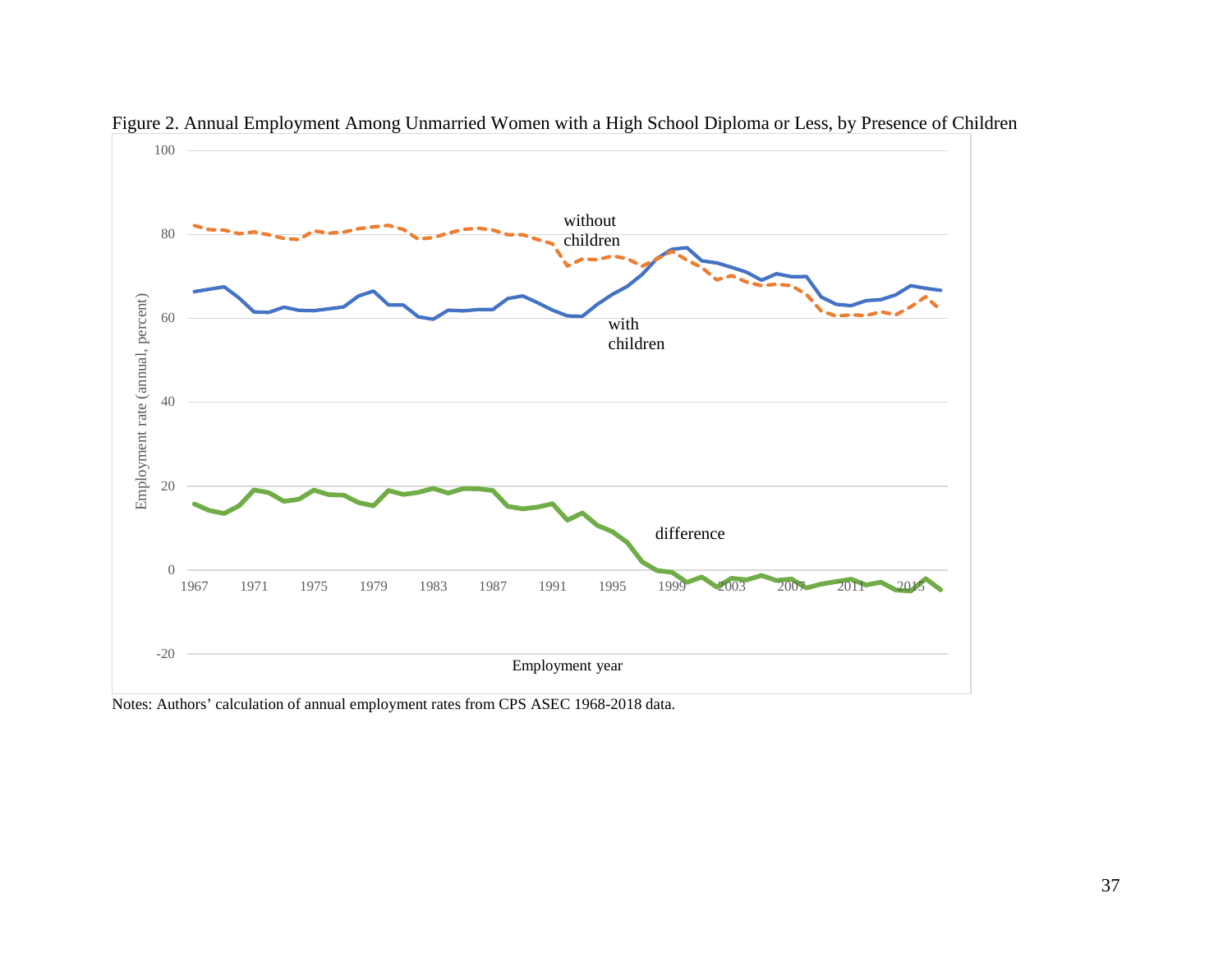Figure 2. Annual Employment Among Unmarried Women with a High School Diploma or Less, by Presence of Children

Notes: Authors' calculation of annual employment rates from CPS ASEC 1968-2018 data.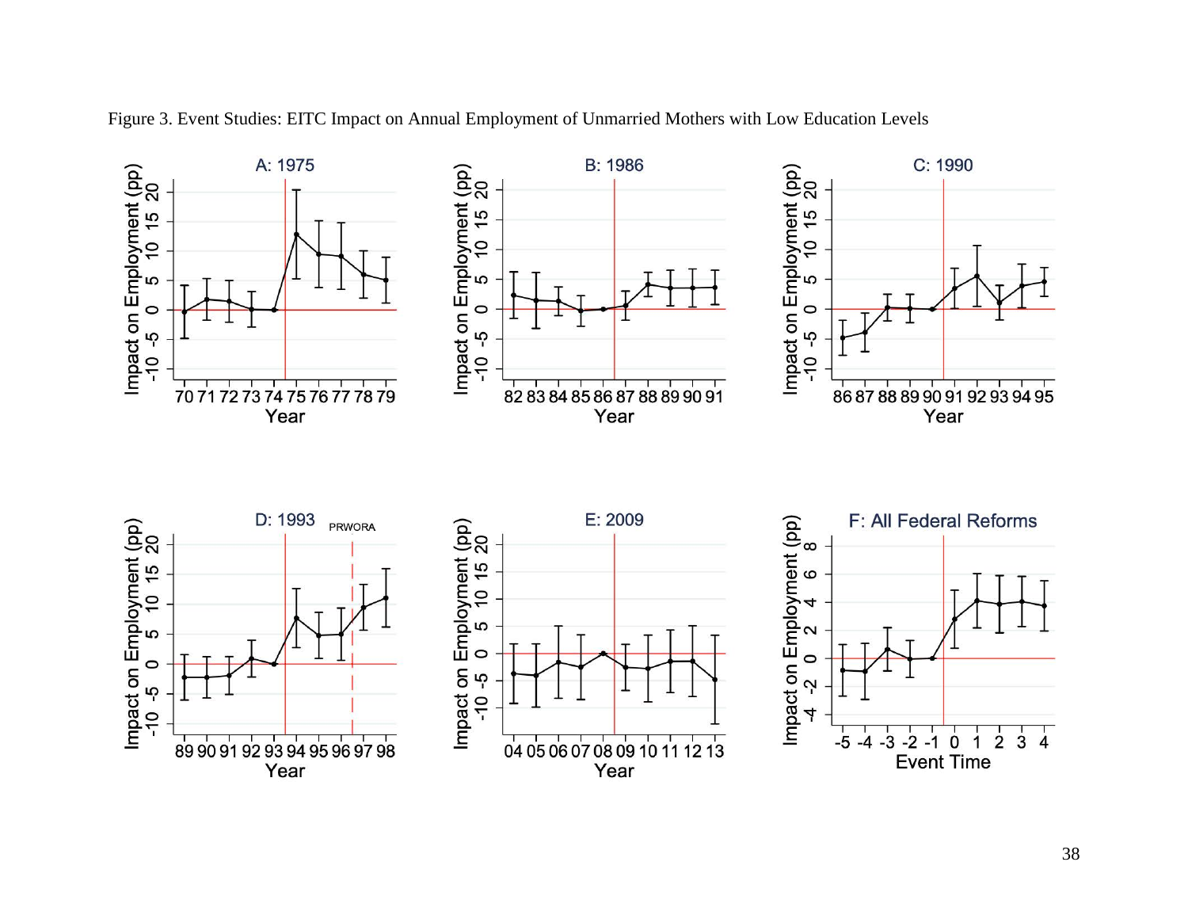Figure 3. Event Studies: EITC Impact on Annual Employment of Unmarried Mothers with Low Education Levels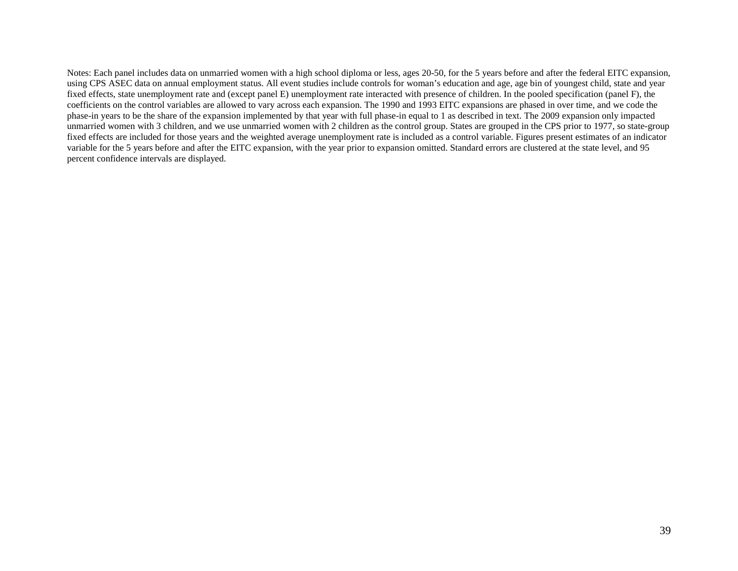Notes: Each panel includes data on unmarried women with a high school diploma or less, ages 20-50, for the 5 years before and after the federal EITC expansion, using CPS ASEC data on annual employment status. All event studies include controls for woman's education and age, age bin of youngest child, state and year fixed effects, state unemployment rate and (except panel E) unemployment rate interacted with presence of children. In the pooled specification (panel F), the coefficients on the control variables are allowed to vary across each expansion. The 1990 and 1993 EITC expansions are phased in over time, and we code the phase-in years to be the share of the expansion implemented by that year with full phase-in equal to 1 as described in text. The 2009 expansion only impacted unmarried women with 3 children, and we use unmarried women with 2 children as the control group. States are grouped in the CPS prior to 1977, so state-group fixed effects are included for those years and the weighted average unemployment rate is included as a control variable. Figures present estimates of an indicator variable for the 5 years before and after the EITC expansion, with the year prior to expansion omitted. Standard errors are clustered at the state level, and 95 percent confidence intervals are displayed.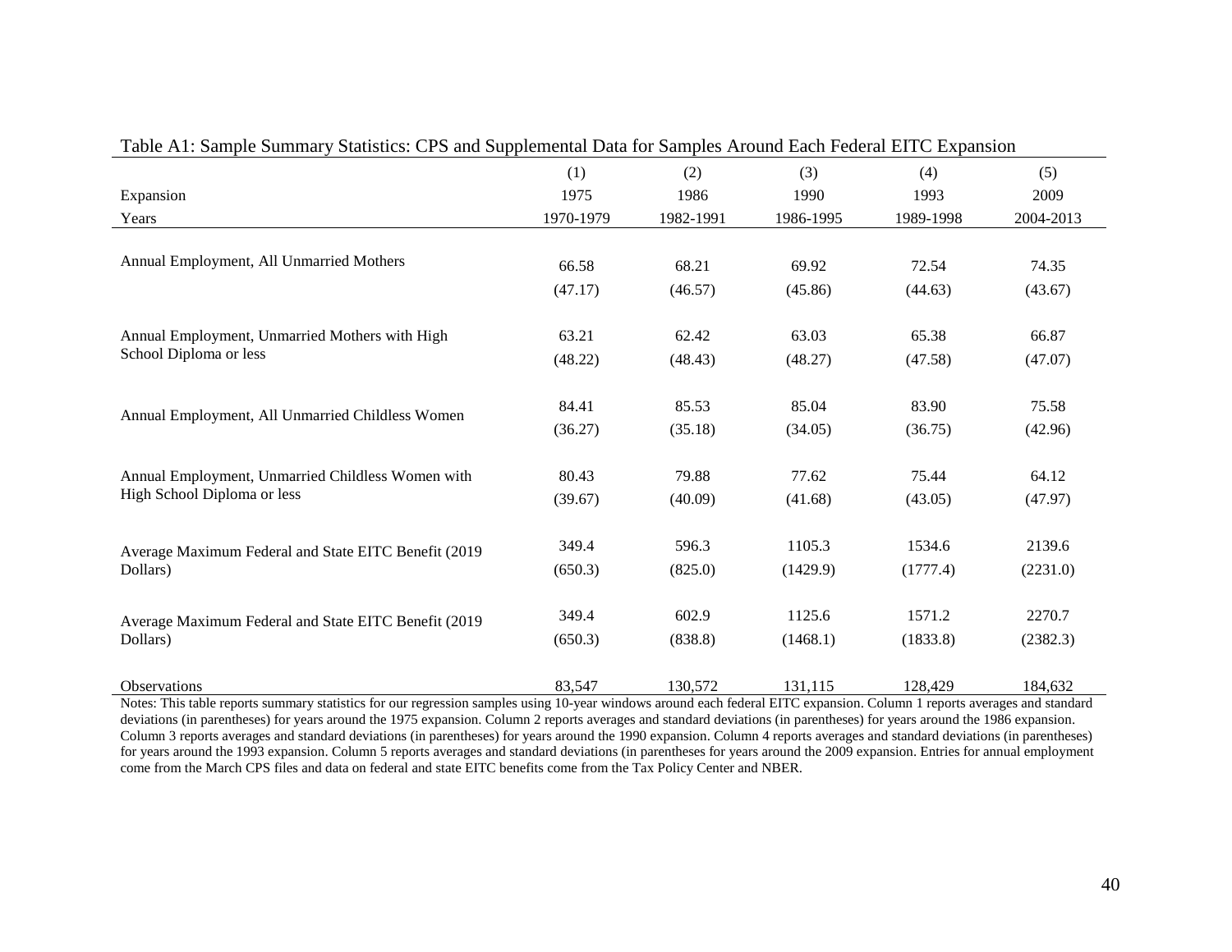Table A1: Sample Summary Statistics: CPS and Supplemental Data for Samples Around Each Federal EITC Expansion

| | (1) | (2) | (3) | (4) | (5) |
|---|---|---|---|---|---|
| Expansion | 1975 | 1986 | 1990 | 1993 | 2009 |
| Years | 1970-1979 | 1982-1991 | 1986-1995 | 1989-1998 | 2004-2013 |
| Annual Employment, All Unmarried Mothers | 66.58 | 68.21 | 69.92 | 72.54 | 74.35 |
| | (47.17) | (46.57) | (45.86) | (44.63) | (43.67) |
| Annual Employment, Unmarried Mothers with High School Diploma or less | 63.21 | 62.42 | 63.03 | 65.38 | 66.87 |
| | (48.22) | (48.43) | (48.27) | (47.58) | (47.07) |
| Annual Employment, All Unmarried Childless Women | 84.41 | 85.53 | 85.04 | 83.90 | 75.58 |
| | (36.27) | (35.18) | (34.05) | (36.75) | (42.96) |
| Annual Employment, Unmarried Childless Women with High School Diploma or less | 80.43 | 79.88 | 77.62 | 75.44 | 64.12 |
| | (39.67) | (40.09) | (41.68) | (43.05) | (47.97) |
| Average Maximum Federal and State EITC Benefit (2019 Dollars) | 349.4 | 596.3 | 1105.3 | 1534.6 | 2139.6 |
| | (650.3) | (825.0) | (1429.9) | (1777.4) | (2231.0) |
| Average Maximum Federal and State EITC Benefit (2019 Dollars) | 349.4 | 602.9 | 1125.6 | 1571.2 | 2270.7 |
| | (650.3) | (838.8) | (1468.1) | (1833.8) | (2382.3) |
| Observations | 83,547 | 130,572 | 131,115 | 128,429 | 184,632 |

Notes: This table reports summary statistics for our regression samples using 10-year windows around each federal EITC expansion. Column 1 reports averages and standard deviations (in parentheses) for years around the 1975 expansion. Column 2 reports averages and standard deviations (in parentheses) for years around the 1986 expansion. Column 3 reports averages and standard deviations (in parentheses) for years around the 1990 expansion. Column 4 reports averages and standard deviations (in parentheses) for years around the 1993 expansion. Column 5 reports averages and standard deviations (in parentheses for years around the 2009 expansion. Entries for annual employment come from the March CPS files and data on federal and state EITC benefits come from the Tax Policy Center and NBER.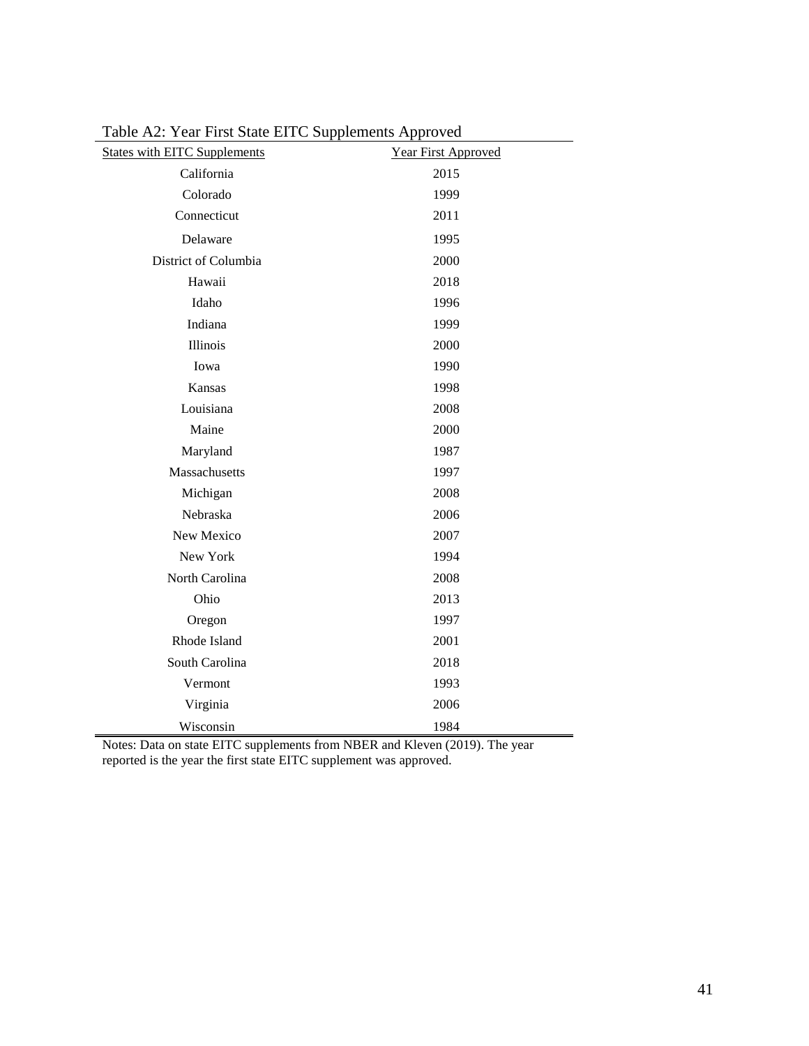Table A2: Year First State EITC Supplements Approved

| States with EITC Supplements | Year First Approved |
|---|---|
| California | 2015 |
| Colorado | 1999 |
| Connecticut | 2011 |
| Delaware | 1995 |
| District of Columbia | 2000 |
| Hawaii | 2018 |
| Idaho | 1996 |
| Indiana | 1999 |
| Illinois | 2000 |
| Iowa | 1990 |
| Kansas | 1998 |
| Louisiana | 2008 |
| Maine | 2000 |
| Maryland | 1987 |
| Massachusetts | 1997 |
| Michigan | 2008 |
| Nebraska | 2006 |
| New Mexico | 2007 |
| New York | 1994 |
| North Carolina | 2008 |
| Ohio | 2013 |
| Oregon | 1997 |
| Rhode Island | 2001 |
| South Carolina | 2018 |
| Vermont | 1993 |
| Virginia | 2006 |
| Wisconsin | 1984 |

Notes: Data on state EITC supplements from NBER and Kleven (2019). The year reported is the year the first state EITC supplement was approved.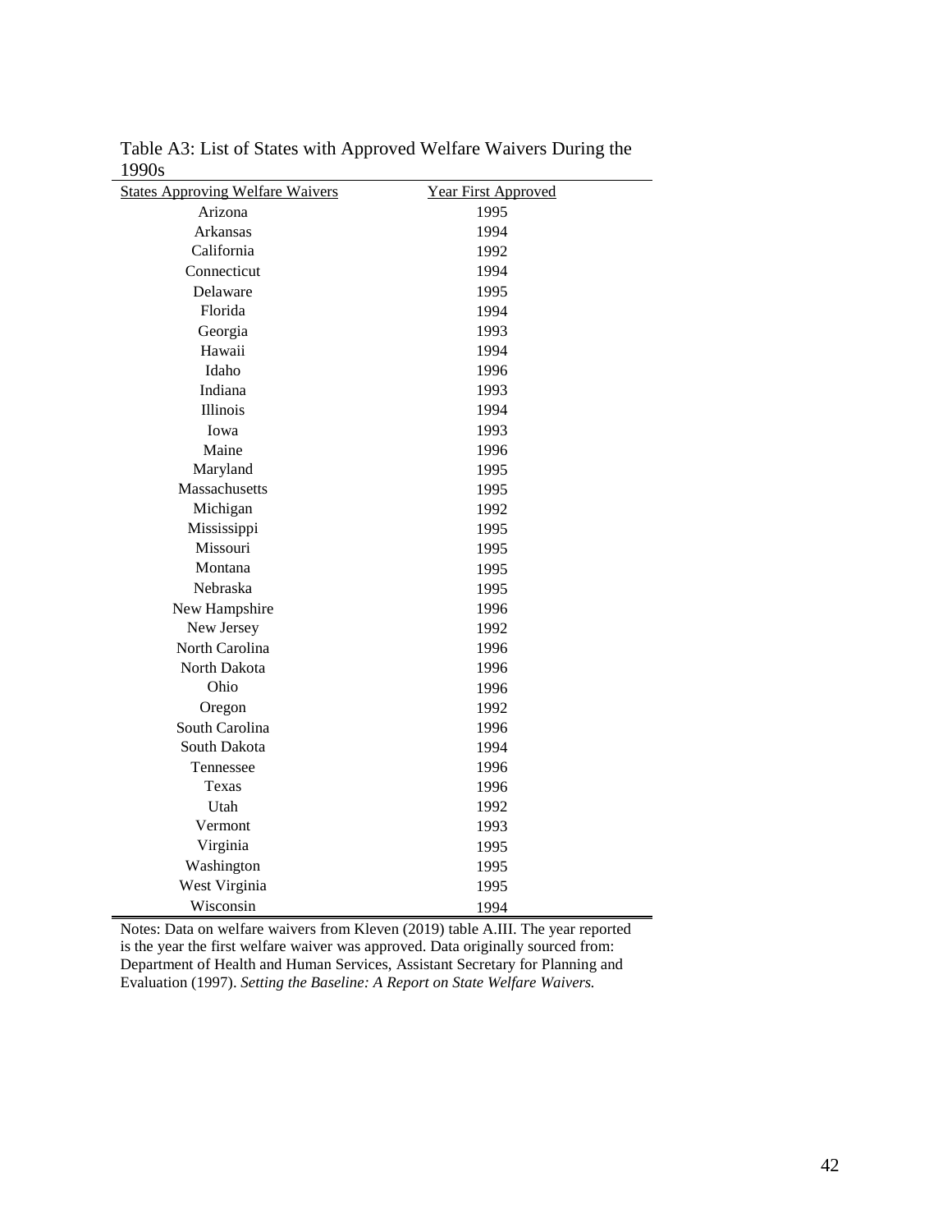Table A3: List of States with Approved Welfare Waivers During the 1990s

| States Approving Welfare Waivers | Year First Approved |
|---|---|
| Arizona | 1995 |
| Arkansas | 1994 |
| California | 1992 |
| Connecticut | 1994 |
| Delaware | 1995 |
| Florida | 1994 |
| Georgia | 1993 |
| Hawaii | 1994 |
| Idaho | 1996 |
| Indiana | 1993 |
| Illinois | 1994 |
| Iowa | 1993 |
| Maine | 1996 |
| Maryland | 1995 |
| Massachusetts | 1995 |
| Michigan | 1992 |
| Mississippi | 1995 |
| Missouri | 1995 |
| Montana | 1995 |
| Nebraska | 1995 |
| New Hampshire | 1996 |
| New Jersey | 1992 |
| North Carolina | 1996 |
| North Dakota | 1996 |
| Ohio | 1996 |
| Oregon | 1992 |
| South Carolina | 1996 |
| South Dakota | 1994 |
| Tennessee | 1996 |
| Texas | 1996 |
| Utah | 1992 |
| Vermont | 1993 |
| Virginia | 1995 |
| Washington | 1995 |
| West Virginia | 1995 |
| Wisconsin | 1994 |

Notes: Data on welfare waivers from Kleven (2019) table A.III. The year reported is the year the first welfare waiver was approved. Data originally sourced from: Department of Health and Human Services, Assistant Secretary for Planning and Evaluation (1997). *Setting the Baseline: A Report on State Welfare Waivers.*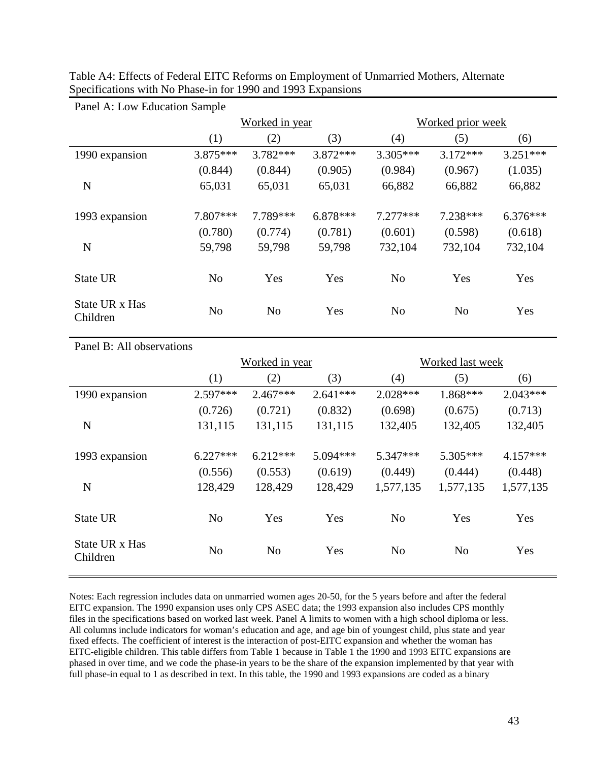Table A4: Effects of Federal EITC Reforms on Employment of Unmarried Mothers, Alternate Specifications with No Phase-in for 1990 and 1993 Expansions

Panel A: Low Education Sample

| | Worked in year | | | Worked prior week | | |
|---|---|---|---|---|---|---|
| | (1) | (2) | (3) | (4) | (5) | (6) |
| 1990 expansion | 3.875*** | 3.782*** | 3.872*** | 3.305*** | 3.172*** | 3.251*** |
| | (0.844) | (0.844) | (0.905) | (0.984) | (0.967) | (1.035) |
| N | 65,031 | 65,031 | 65,031 | 66,882 | 66,882 | 66,882 |
| 1993 expansion | 7.807*** | 7.789*** | 6.878*** | 7.277*** | 7.238*** | 6.376*** |
| | (0.780) | (0.774) | (0.781) | (0.601) | (0.598) | (0.618) |
| N | 59,798 | 59,798 | 59,798 | 732,104 | 732,104 | 732,104 |
| State UR | No | Yes | Yes | No | Yes | Yes |
| State UR x Has Children | No | No | Yes | No | No | Yes |

Panel B: All observations

| | Worked in year | | | Worked last week | | |
|---|---|---|---|---|---|---|
| | (1) | (2) | (3) | (4) | (5) | (6) |
| 1990 expansion | 2.597*** | 2.467*** | 2.641*** | 2.028*** | 1.868*** | 2.043*** |
| | (0.726) | (0.721) | (0.832) | (0.698) | (0.675) | (0.713) |
| N | 131,115 | 131,115 | 131,115 | 132,405 | 132,405 | 132,405 |
| 1993 expansion | 6.227*** | 6.212*** | 5.094*** | 5.347*** | 5.305*** | 4.157*** |
| | (0.556) | (0.553) | (0.619) | (0.449) | (0.444) | (0.448) |
| N | 128,429 | 128,429 | 128,429 | 1,577,135 | 1,577,135 | 1,577,135 |
| State UR | No | Yes | Yes | No | Yes | Yes |
| State UR x Has Children | No | No | Yes | No | No | Yes |

Notes: Each regression includes data on unmarried women ages 20-50, for the 5 years before and after the federal EITC expansion. The 1990 expansion uses only CPS ASEC data; the 1993 expansion also includes CPS monthly files in the specifications based on worked last week. Panel A limits to women with a high school diploma or less. All columns include indicators for woman's education and age, and age bin of youngest child, plus state and year fixed effects. The coefficient of interest is the interaction of post-EITC expansion and whether the woman has EITC-eligible children. This table differs from Table 1 because in Table 1 the 1990 and 1993 EITC expansions are phased in over time, and we code the phase-in years to be the share of the expansion implemented by that year with full phase-in equal to 1 as described in text. In this table, the 1990 and 1993 expansions are coded as a binary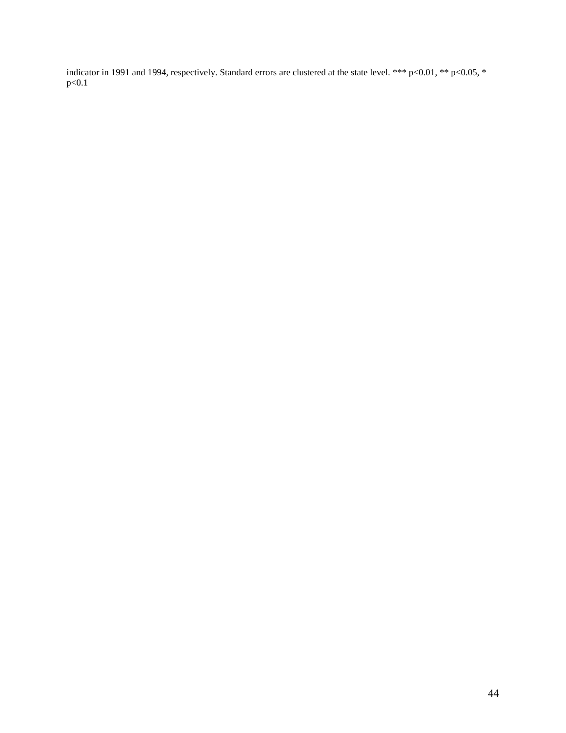indicator in 1991 and 1994, respectively. Standard errors are clustered at the state level. *** $p<0.01$, ** $p<0.05$, * $p<0.1$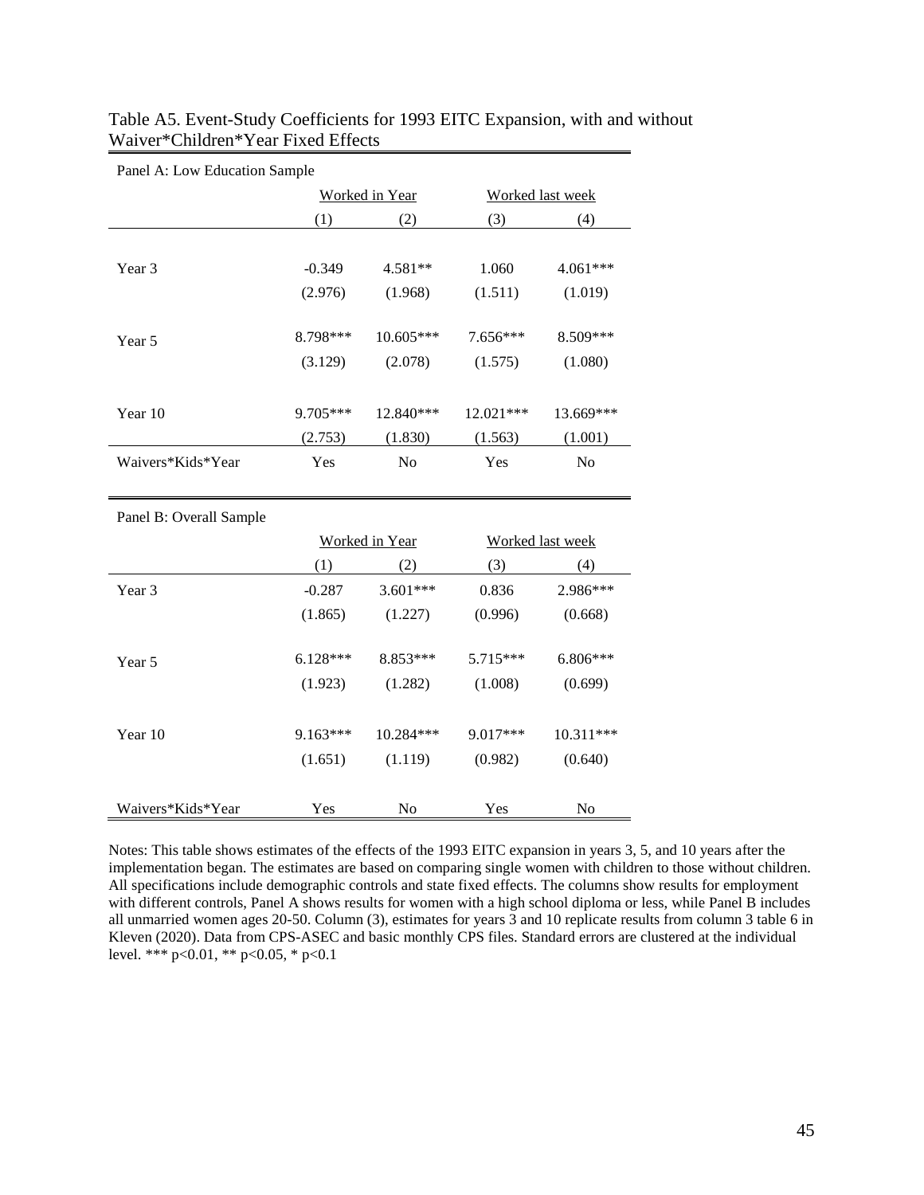Table A5. Event-Study Coefficients for 1993 EITC Expansion, with and without Waiver*Children*Year Fixed Effects

| Panel A: Low Education Sample | | | | |
|---|---|---|---|---|
| | Worked in Year | | Worked last week | |
| | (1) | (2) | (3) | (4) |
| Year 3 | -0.349 | 4.581** | 1.060 | 4.061*** |
| | (2.976) | (1.968) | (1.511) | (1.019) |
| Year 5 | 8.798*** | 10.605*** | 7.656*** | 8.509*** |
| | (3.129) | (2.078) | (1.575) | (1.080) |
| Year 10 | 9.705*** | 12.840*** | 12.021*** | 13.669*** |
| | (2.753) | (1.830) | (1.563) | (1.001) |
| Waivers*Kids*Year | Yes | No | Yes | No |

| Panel B: Overall Sample | | | | |
|---|---|---|---|---|
| | Worked in Year | | Worked last week | |
| | (1) | (2) | (3) | (4) |
| Year 3 | -0.287 | 3.601*** | 0.836 | 2.986*** |
| | (1.865) | (1.227) | (0.996) | (0.668) |
| Year 5 | 6.128*** | 8.853*** | 5.715*** | 6.806*** |
| | (1.923) | (1.282) | (1.008) | (0.699) |
| Year 10 | 9.163*** | 10.284*** | 9.017*** | 10.311*** |
| | (1.651) | (1.119) | (0.982) | (0.640) |
| Waivers*Kids*Year | Yes | No | Yes | No |

Notes: This table shows estimates of the effects of the 1993 EITC expansion in years 3, 5, and 10 years after the implementation began. The estimates are based on comparing single women with children to those without children. All specifications include demographic controls and state fixed effects. The columns show results for employment with different controls, Panel A shows results for women with a high school diploma or less, while Panel B includes all unmarried women ages 20-50. Column (3), estimates for years 3 and 10 replicate results from column 3 table 6 in Kleven (2020). Data from CPS-ASEC and basic monthly CPS files. Standard errors are clustered at the individual level. *** p<0.01, ** p<0.05, * p<0.1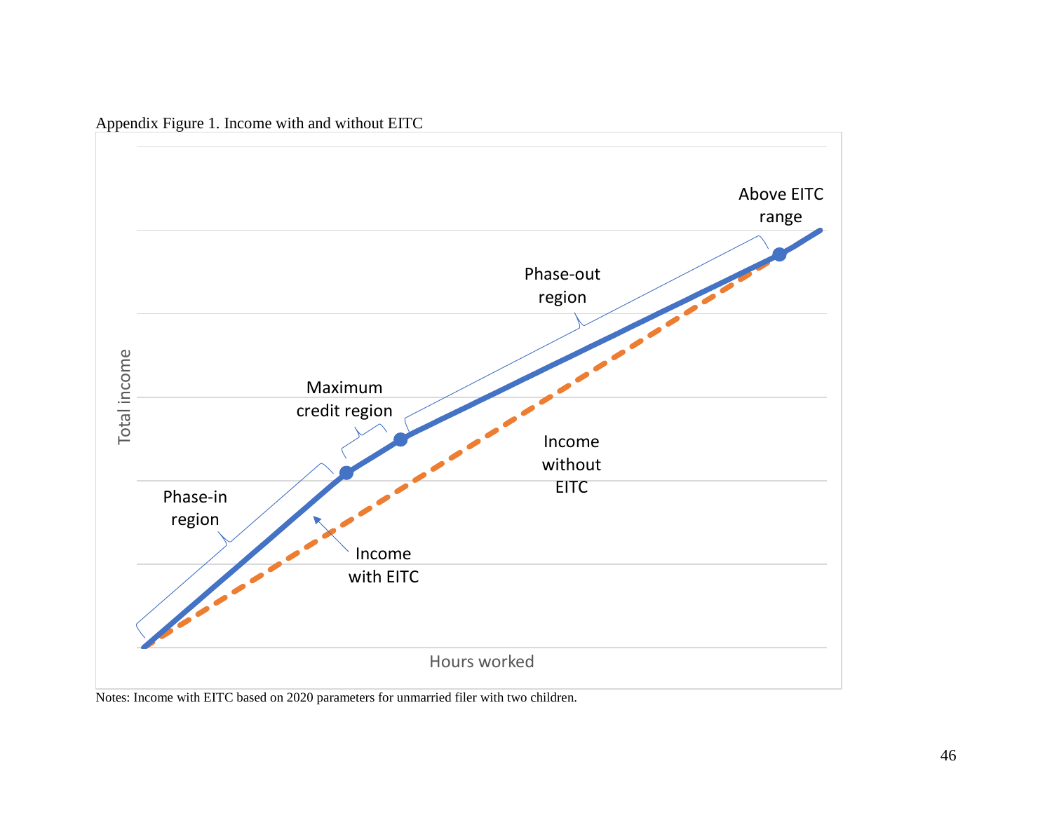Appendix Figure 1. Income with and without EITC

Notes: Income with EITC based on 2020 parameters for unmarried filer with two children.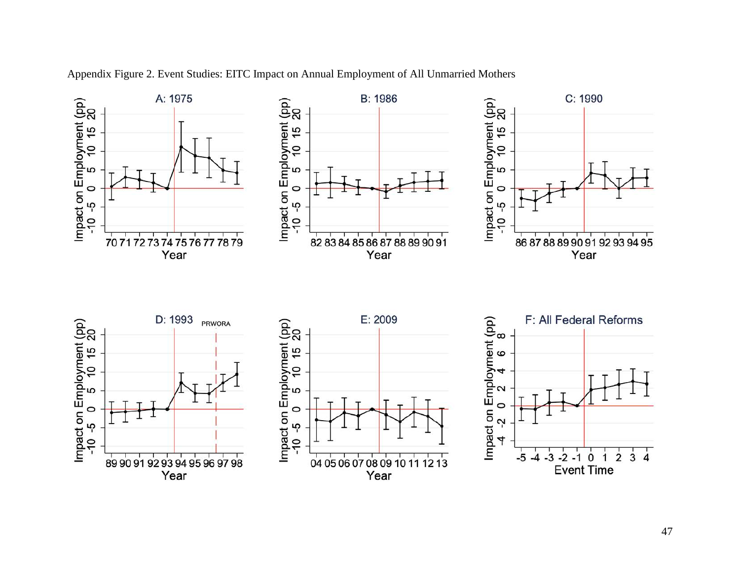Appendix Figure 2. Event Studies: EITC Impact on Annual Employment of All Unmarried Mothers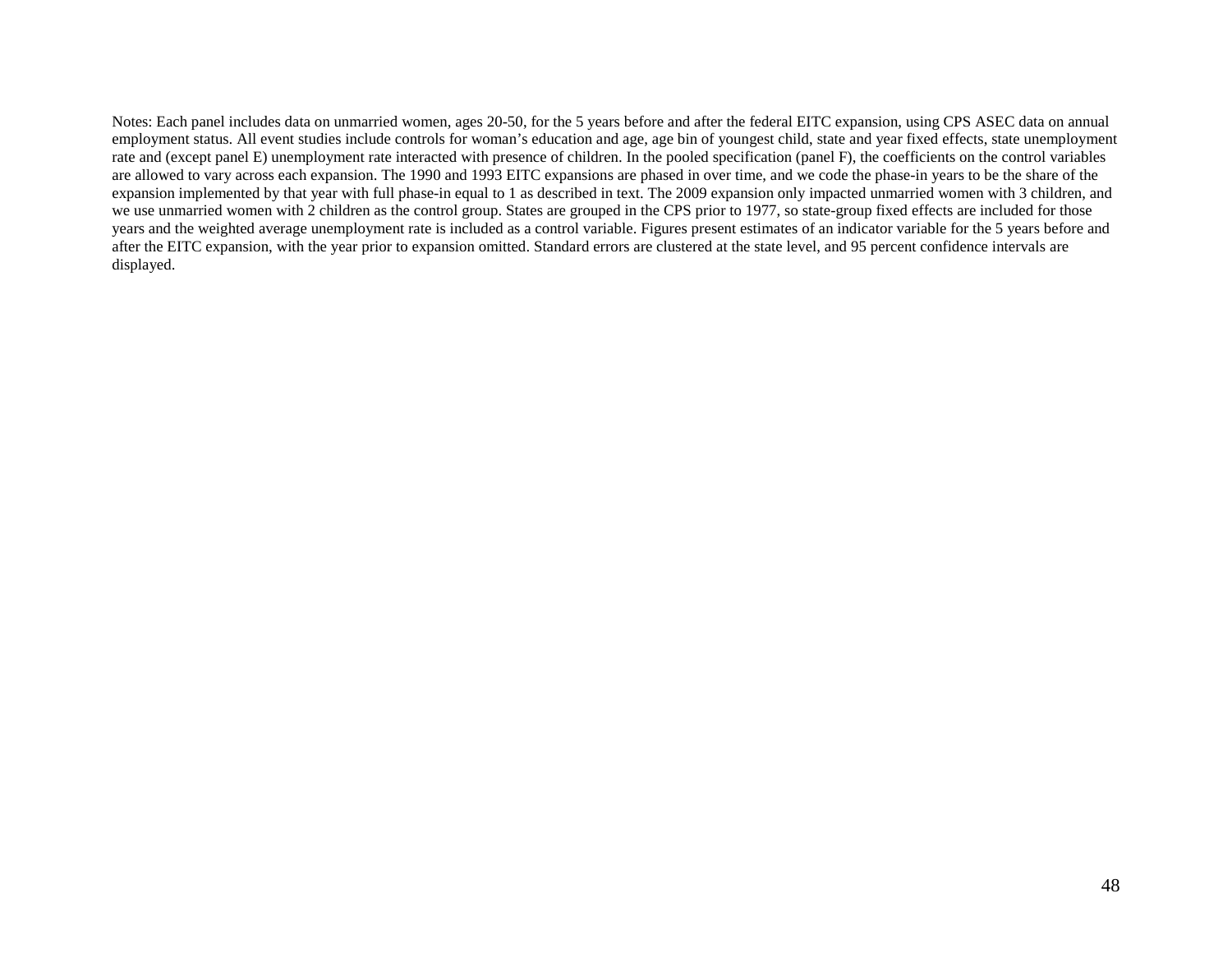Notes: Each panel includes data on unmarried women, ages 20-50, for the 5 years before and after the federal EITC expansion, using CPS ASEC data on annual employment status. All event studies include controls for woman's education and age, age bin of youngest child, state and year fixed effects, state unemployment rate and (except panel E) unemployment rate interacted with presence of children. In the pooled specification (panel F), the coefficients on the control variables are allowed to vary across each expansion. The 1990 and 1993 EITC expansions are phased in over time, and we code the phase-in years to be the share of the expansion implemented by that year with full phase-in equal to 1 as described in text. The 2009 expansion only impacted unmarried women with 3 children, and we use unmarried women with 2 children as the control group. States are grouped in the CPS prior to 1977, so state-group fixed effects are included for those years and the weighted average unemployment rate is included as a control variable. Figures present estimates of an indicator variable for the 5 years before and after the EITC expansion, with the year prior to expansion omitted. Standard errors are clustered at the state level, and 95 percent confidence intervals are displayed.